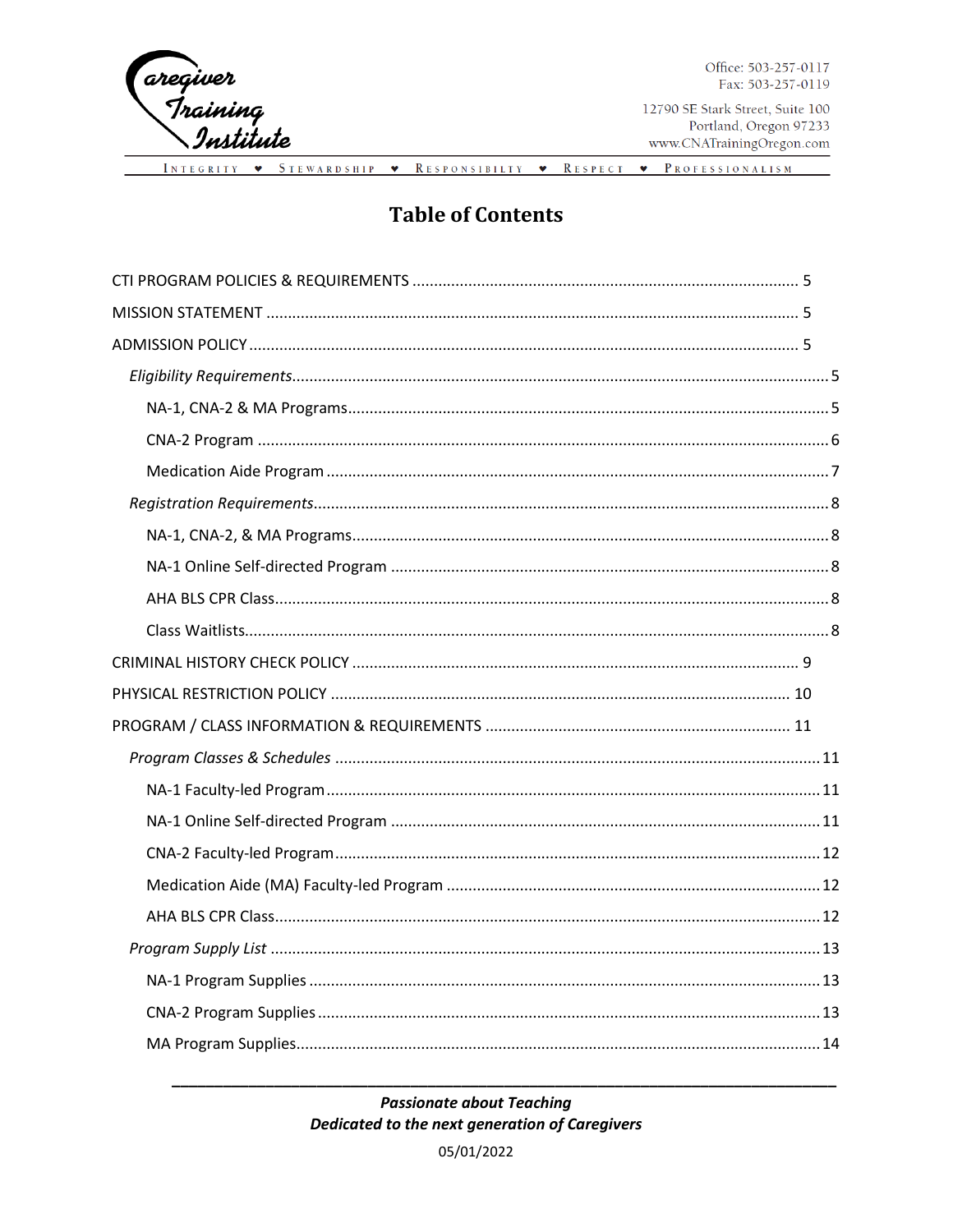# Table of Contents

CTI PROGRAM POLICIES & REQUIREMENTS ........ 5

MISSION STATEMENT ........ 5

ADMISSION POLICY ........ 5

- *Eligibility Requirements* ........ 5
  - NA-1, CNA-2 & MA Programs ........ 5
  - CNA-2 Program ........ 6
  - Medication Aide Program ........ 7
- *Registration Requirements* ........ 8
  - NA-1, CNA-2, & MA Programs ........ 8
  - NA-1 Online Self-directed Program ........ 8
  - AHA BLS CPR Class ........ 8
  - Class Waitlists ........ 8

CRIMINAL HISTORY CHECK POLICY ........ 9

PHYSICAL RESTRICTION POLICY ........ 10

PROGRAM / CLASS INFORMATION & REQUIREMENTS ........ 11

- *Program Classes & Schedules* ........ 11
  - NA-1 Faculty-led Program ........ 11
  - NA-1 Online Self-directed Program ........ 11
  - CNA-2 Faculty-led Program ........ 12
  - Medication Aide (MA) Faculty-led Program ........ 12
  - AHA BLS CPR Class ........ 12
- *Program Supply List* ........ 13
  - NA-1 Program Supplies ........ 13
  - CNA-2 Program Supplies ........ 13
  - MA Program Supplies ........ 14

***Passionate about Teaching***
***Dedicated to the next generation of Caregivers***

05/01/2022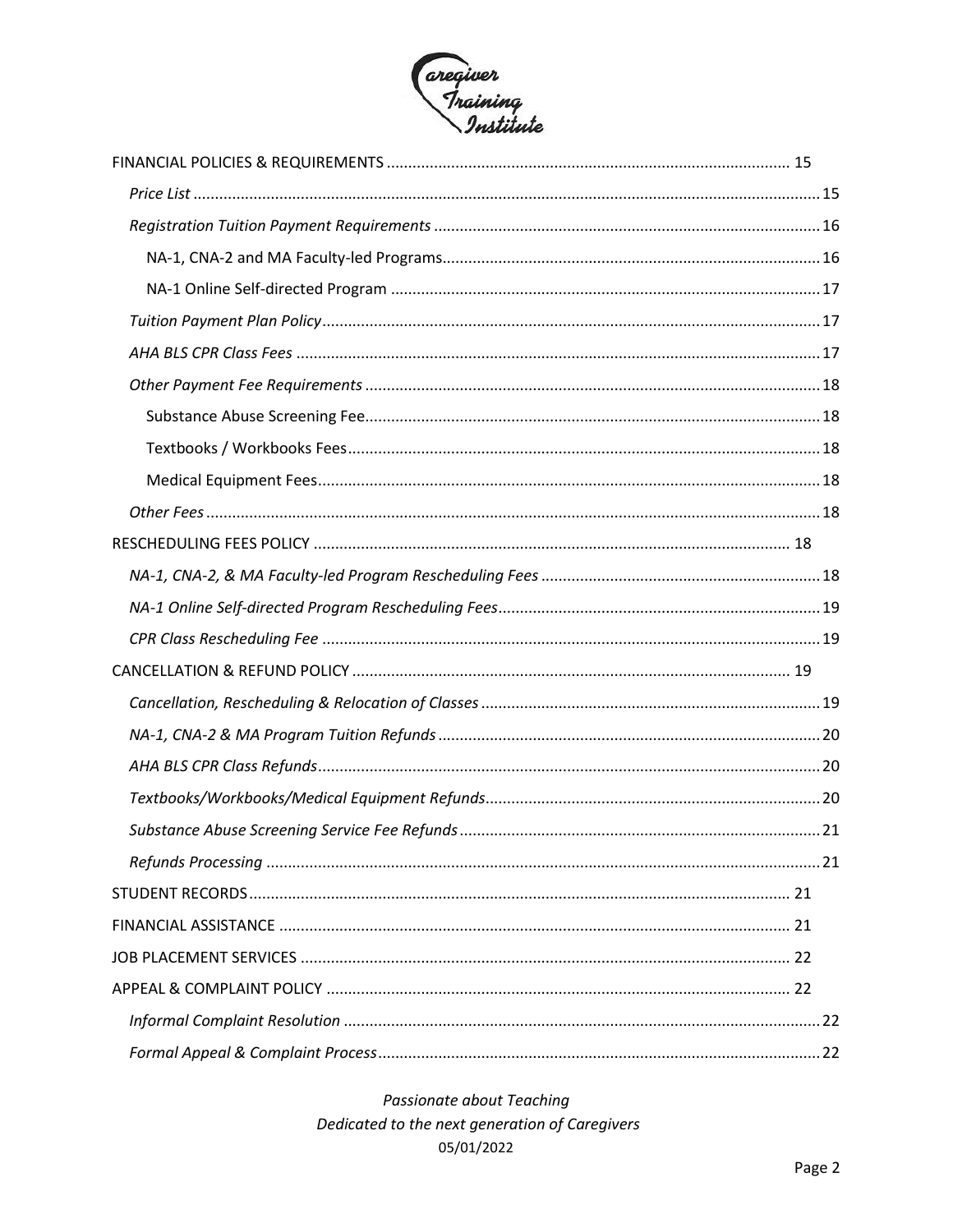FINANCIAL POLICIES & REQUIREMENTS ............ 15

- *Price List* ............ 15
- *Registration Tuition Payment Requirements* ............ 16
  - NA-1, CNA-2 and MA Faculty-led Programs ............ 16
  - NA-1 Online Self-directed Program ............ 17
- *Tuition Payment Plan Policy* ............ 17
- *AHA BLS CPR Class Fees* ............ 17
- *Other Payment Fee Requirements* ............ 18
  - Substance Abuse Screening Fee ............ 18
  - Textbooks / Workbooks Fees ............ 18
  - Medical Equipment Fees ............ 18
- *Other Fees* ............ 18

RESCHEDULING FEES POLICY ............ 18

- *NA-1, CNA-2, & MA Faculty-led Program Rescheduling Fees* ............ 18
- *NA-1 Online Self-directed Program Rescheduling Fees* ............ 19
- *CPR Class Rescheduling Fee* ............ 19

CANCELLATION & REFUND POLICY ............ 19

- *Cancellation, Rescheduling & Relocation of Classes* ............ 19
- *NA-1, CNA-2 & MA Program Tuition Refunds* ............ 20
- *AHA BLS CPR Class Refunds* ............ 20
- *Textbooks/Workbooks/Medical Equipment Refunds* ............ 20
- *Substance Abuse Screening Service Fee Refunds* ............ 21
- *Refunds Processing* ............ 21

STUDENT RECORDS ............ 21

FINANCIAL ASSISTANCE ............ 21

JOB PLACEMENT SERVICES ............ 22

APPEAL & COMPLAINT POLICY ............ 22

- *Informal Complaint Resolution* ............ 22
- *Formal Appeal & Complaint Process* ............ 22

*Passionate about Teaching*
*Dedicated to the next generation of Caregivers*
05/01/2022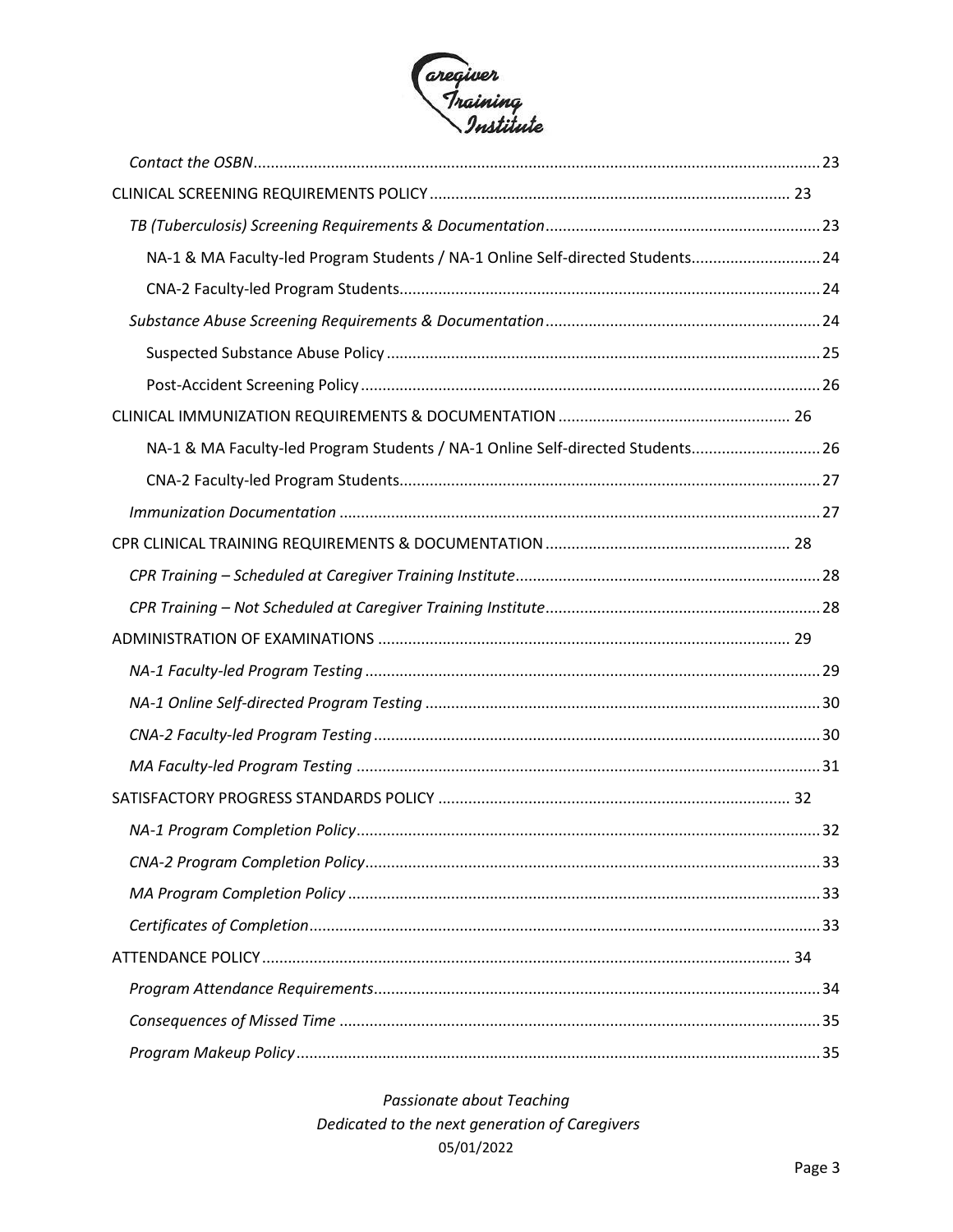*Contact the OSBN* .......... 23

CLINICAL SCREENING REQUIREMENTS POLICY .......... 23

*TB (Tuberculosis) Screening Requirements & Documentation* .......... 23

NA-1 & MA Faculty-led Program Students / NA-1 Online Self-directed Students .......... 24

CNA-2 Faculty-led Program Students .......... 24

*Substance Abuse Screening Requirements & Documentation* .......... 24

Suspected Substance Abuse Policy .......... 25

Post-Accident Screening Policy .......... 26

CLINICAL IMMUNIZATION REQUIREMENTS & DOCUMENTATION .......... 26

NA-1 & MA Faculty-led Program Students / NA-1 Online Self-directed Students .......... 26

CNA-2 Faculty-led Program Students .......... 27

*Immunization Documentation* .......... 27

CPR CLINICAL TRAINING REQUIREMENTS & DOCUMENTATION .......... 28

*CPR Training – Scheduled at Caregiver Training Institute* .......... 28

*CPR Training – Not Scheduled at Caregiver Training Institute* .......... 28

ADMINISTRATION OF EXAMINATIONS .......... 29

*NA-1 Faculty-led Program Testing* .......... 29

*NA-1 Online Self-directed Program Testing* .......... 30

*CNA-2 Faculty-led Program Testing* .......... 30

*MA Faculty-led Program Testing* .......... 31

SATISFACTORY PROGRESS STANDARDS POLICY .......... 32

*NA-1 Program Completion Policy* .......... 32

*CNA-2 Program Completion Policy* .......... 33

*MA Program Completion Policy* .......... 33

*Certificates of Completion* .......... 33

ATTENDANCE POLICY .......... 34

*Program Attendance Requirements* .......... 34

*Consequences of Missed Time* .......... 35

*Program Makeup Policy* .......... 35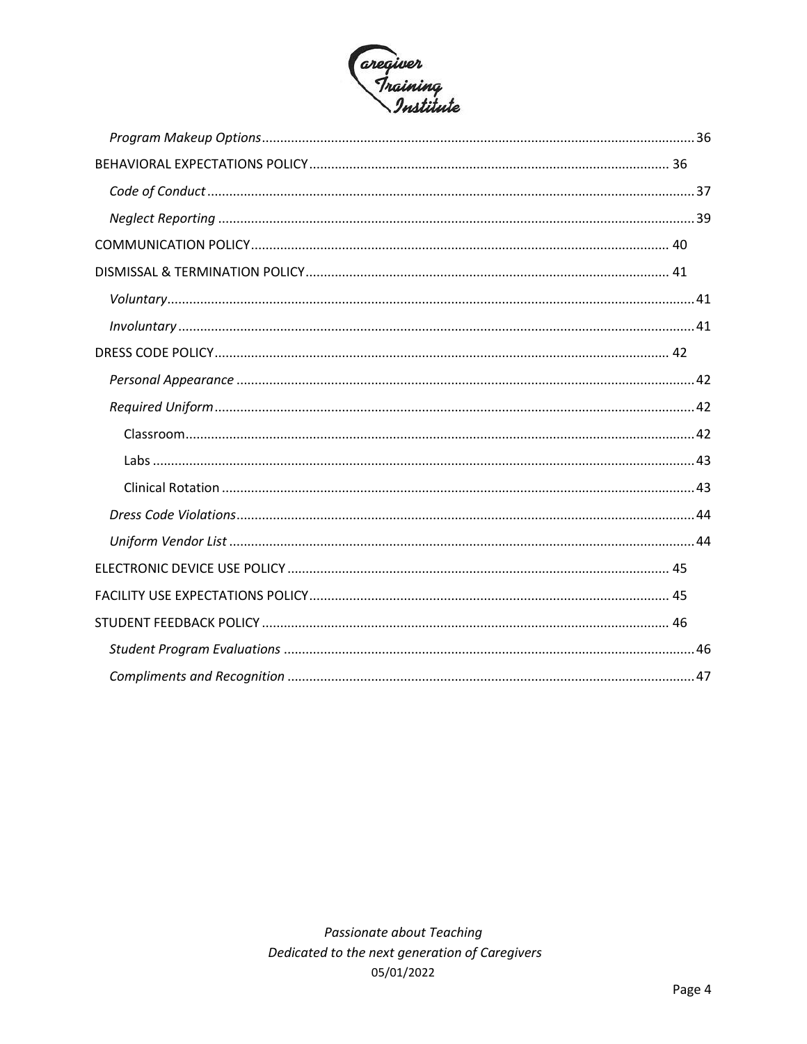*Program Makeup Options* ..... 36

BEHAVIORAL EXPECTATIONS POLICY ..... 36

*Code of Conduct* ..... 37

*Neglect Reporting* ..... 39

COMMUNICATION POLICY ..... 40

DISMISSAL & TERMINATION POLICY ..... 41

*Voluntary* ..... 41

*Involuntary* ..... 41

DRESS CODE POLICY ..... 42

*Personal Appearance* ..... 42

*Required Uniform* ..... 42

Classroom ..... 42

Labs ..... 43

Clinical Rotation ..... 43

*Dress Code Violations* ..... 44

*Uniform Vendor List* ..... 44

ELECTRONIC DEVICE USE POLICY ..... 45

FACILITY USE EXPECTATIONS POLICY ..... 45

STUDENT FEEDBACK POLICY ..... 46

*Student Program Evaluations* ..... 46

*Compliments and Recognition* ..... 47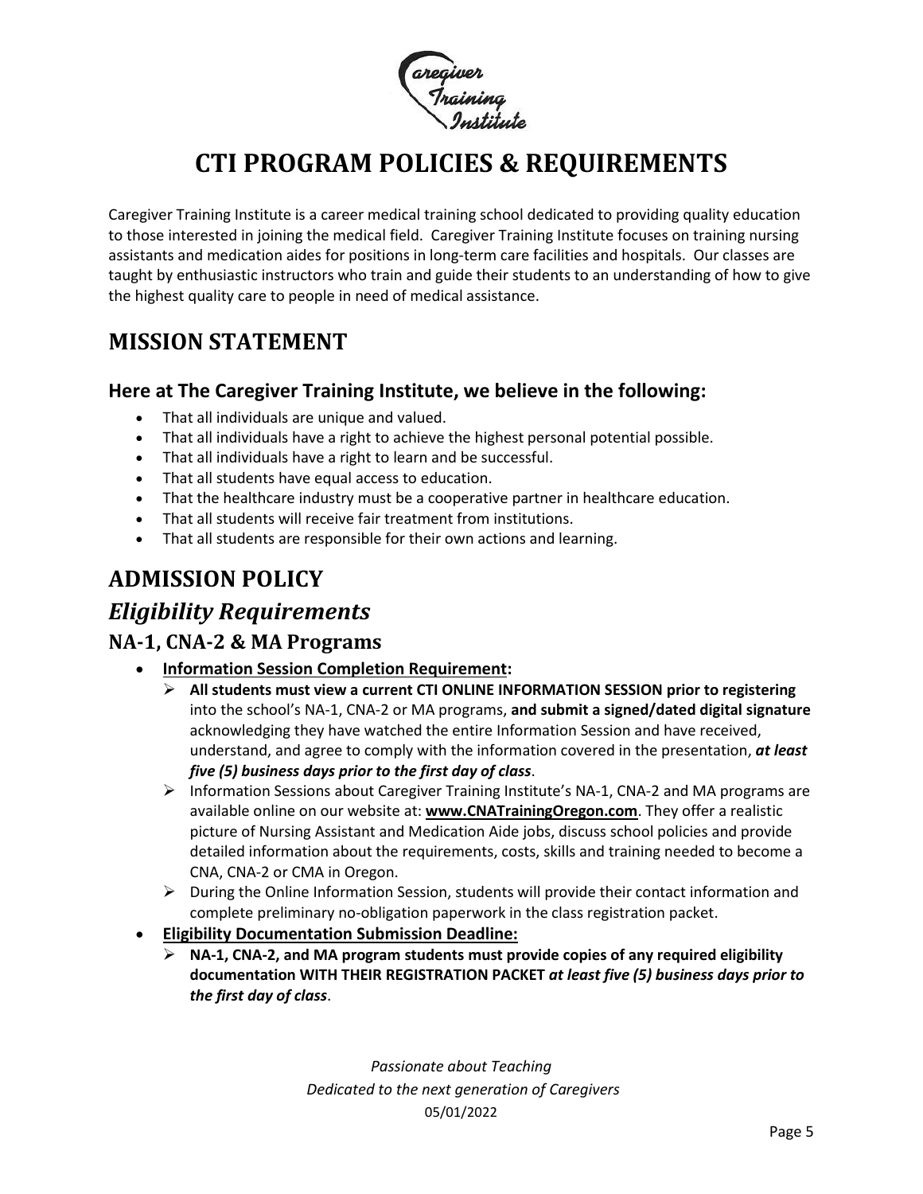# CTI PROGRAM POLICIES & REQUIREMENTS

Caregiver Training Institute is a career medical training school dedicated to providing quality education to those interested in joining the medical field. Caregiver Training Institute focuses on training nursing assistants and medication aides for positions in long-term care facilities and hospitals. Our classes are taught by enthusiastic instructors who train and guide their students to an understanding of how to give the highest quality care to people in need of medical assistance.

## MISSION STATEMENT

### Here at The Caregiver Training Institute, we believe in the following:

- That all individuals are unique and valued.
- That all individuals have a right to achieve the highest personal potential possible.
- That all individuals have a right to learn and be successful.
- That all students have equal access to education.
- That the healthcare industry must be a cooperative partner in healthcare education.
- That all students will receive fair treatment from institutions.
- That all students are responsible for their own actions and learning.

## ADMISSION POLICY

## *Eligibility Requirements*

### NA-1, CNA-2 & MA Programs

- **Information Session Completion Requirement:**
  - **All students must view a current CTI ONLINE INFORMATION SESSION prior to registering** into the school's NA-1, CNA-2 or MA programs, **and submit a signed/dated digital signature** acknowledging they have watched the entire Information Session and have received, understand, and agree to comply with the information covered in the presentation, ***at least five (5) business days prior to the first day of class***.
  - Information Sessions about Caregiver Training Institute's NA-1, CNA-2 and MA programs are available online on our website at: **www.CNATrainingOregon.com**. They offer a realistic picture of Nursing Assistant and Medication Aide jobs, discuss school policies and provide detailed information about the requirements, costs, skills and training needed to become a CNA, CNA-2 or CMA in Oregon.
  - During the Online Information Session, students will provide their contact information and complete preliminary no-obligation paperwork in the class registration packet.
- **Eligibility Documentation Submission Deadline:**
  - **NA-1, CNA-2, and MA program students must provide copies of any required eligibility documentation WITH THEIR REGISTRATION PACKET *at least five (5) business days prior to the first day of class***.

*Passionate about Teaching*
*Dedicated to the next generation of Caregivers*
05/01/2022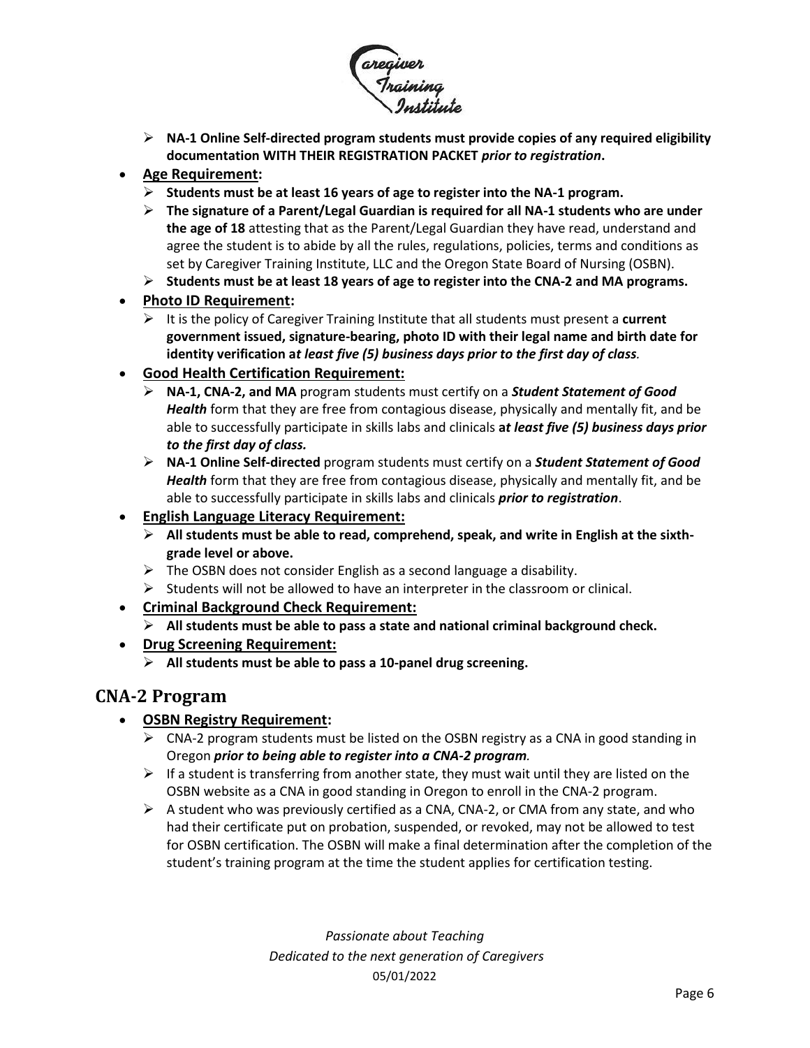- **NA-1 Online Self-directed program students must provide copies of any required eligibility documentation WITH THEIR REGISTRATION PACKET** ***prior to registration*****.**

- **<u>Age Requirement</u>:**
  - **Students must be at least 16 years of age to register into the NA-1 program.**
  - **The signature of a Parent/Legal Guardian is required for all NA-1 students who are under the age of 18** attesting that as the Parent/Legal Guardian they have read, understand and agree the student is to abide by all the rules, regulations, policies, terms and conditions as set by Caregiver Training Institute, LLC and the Oregon State Board of Nursing (OSBN).
  - **Students must be at least 18 years of age to register into the CNA-2 and MA programs.**
- **<u>Photo ID Requirement</u>:**
  - It is the policy of Caregiver Training Institute that all students must present a **current government issued, signature-bearing, photo ID with their legal name and birth date for identity verification a*t least five (5) business days prior to the first day of class*.**
- **<u>Good Health Certification Requirement:</u>**
  - **NA-1, CNA-2, and MA** program students must certify on a ***Student Statement of Good Health*** form that they are free from contagious disease, physically and mentally fit, and be able to successfully participate in skills labs and clinicals **a*t least five (5) business days prior to the first day of class.***
  - **NA-1 Online Self-directed** program students must certify on a ***Student Statement of Good Health*** form that they are free from contagious disease, physically and mentally fit, and be able to successfully participate in skills labs and clinicals ***prior to registration***.
- **<u>English Language Literacy Requirement:</u>**
  - **All students must be able to read, comprehend, speak, and write in English at the sixth-grade level or above.**
  - The OSBN does not consider English as a second language a disability.
  - Students will not be allowed to have an interpreter in the classroom or clinical.
- **<u>Criminal Background Check Requirement:</u>**
  - **All students must be able to pass a state and national criminal background check.**
- **<u>Drug Screening Requirement:</u>**
  - **All students must be able to pass a 10-panel drug screening.**

## CNA-2 Program

- **<u>OSBN Registry Requirement</u>:**
  - CNA-2 program students must be listed on the OSBN registry as a CNA in good standing in Oregon ***prior to being able to register into a CNA-2 program.***
  - If a student is transferring from another state, they must wait until they are listed on the OSBN website as a CNA in good standing in Oregon to enroll in the CNA-2 program.
  - A student who was previously certified as a CNA, CNA-2, or CMA from any state, and who had their certificate put on probation, suspended, or revoked, may not be allowed to test for OSBN certification. The OSBN will make a final determination after the completion of the student's training program at the time the student applies for certification testing.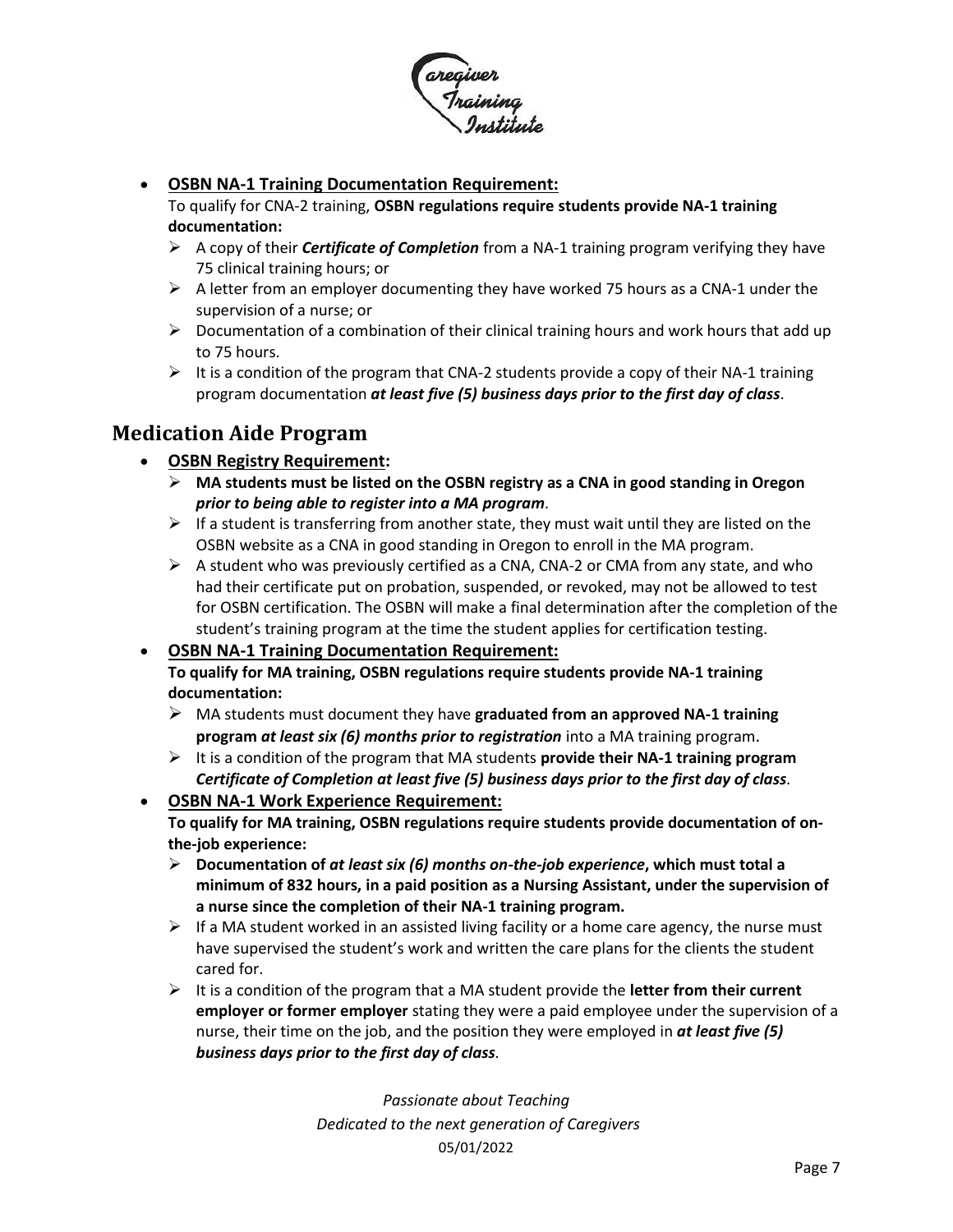- **OSBN NA-1 Training Documentation Requirement:**

  To qualify for CNA-2 training, **OSBN regulations require students provide NA-1 training documentation:**

  - A copy of their ***Certificate of Completion*** from a NA-1 training program verifying they have 75 clinical training hours; or
  - A letter from an employer documenting they have worked 75 hours as a CNA-1 under the supervision of a nurse; or
  - Documentation of a combination of their clinical training hours and work hours that add up to 75 hours.
  - It is a condition of the program that CNA-2 students provide a copy of their NA-1 training program documentation ***at least five (5) business days prior to the first day of class***.

## Medication Aide Program

- **OSBN Registry Requirement:**
  - **MA students must be listed on the OSBN registry as a CNA in good standing in Oregon *prior to being able to register into a MA program*.**
  - If a student is transferring from another state, they must wait until they are listed on the OSBN website as a CNA in good standing in Oregon to enroll in the MA program.
  - A student who was previously certified as a CNA, CNA-2 or CMA from any state, and who had their certificate put on probation, suspended, or revoked, may not be allowed to test for OSBN certification. The OSBN will make a final determination after the completion of the student's training program at the time the student applies for certification testing.
- **OSBN NA-1 Training Documentation Requirement:**

  **To qualify for MA training, OSBN regulations require students provide NA-1 training documentation:**

  - MA students must document they have **graduated from an approved NA-1 training program *at least six (6) months prior to registration*** into a MA training program.
  - It is a condition of the program that MA students **provide their NA-1 training program *Certificate of Completion at least five (5) business days prior to the first day of class***.
- **OSBN NA-1 Work Experience Requirement:**

  **To qualify for MA training, OSBN regulations require students provide documentation of on-the-job experience:**

  - **Documentation of *at least six (6) months on-the-job experience*, which must total a minimum of 832 hours, in a paid position as a Nursing Assistant, under the supervision of a nurse since the completion of their NA-1 training program.**
  - If a MA student worked in an assisted living facility or a home care agency, the nurse must have supervised the student's work and written the care plans for the clients the student cared for.
  - It is a condition of the program that a MA student provide the **letter from their current employer or former employer** stating they were a paid employee under the supervision of a nurse, their time on the job, and the position they were employed in ***at least five (5) business days prior to the first day of class***.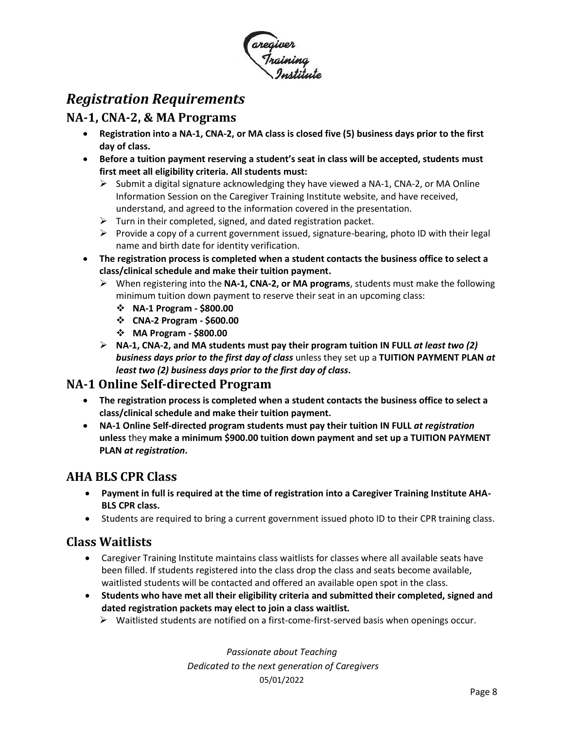# *Registration Requirements*

## NA-1, CNA-2, & MA Programs

- **Registration into a NA-1, CNA-2, or MA class is closed five (5) business days prior to the first day of class.**
- **Before a tuition payment reserving a student's seat in class will be accepted, students must first meet all eligibility criteria. All students must:**
  - Submit a digital signature acknowledging they have viewed a NA-1, CNA-2, or MA Online Information Session on the Caregiver Training Institute website, and have received, understand, and agreed to the information covered in the presentation.
  - Turn in their completed, signed, and dated registration packet.
  - Provide a copy of a current government issued, signature-bearing, photo ID with their legal name and birth date for identity verification.
- **The registration process is completed when a student contacts the business office to select a class/clinical schedule and make their tuition payment.**
  - When registering into the **NA-1, CNA-2, or MA programs**, students must make the following minimum tuition down payment to reserve their seat in an upcoming class:
    - **NA-1 Program - $800.00**
    - **CNA-2 Program - $600.00**
    - **MA Program - $800.00**
  - **NA-1, CNA-2, and MA students must pay their program tuition IN FULL** ***at least two (2) business days prior to the first day of class*** unless they set up a **TUITION PAYMENT PLAN** ***at least two (2) business days prior to the first day of class*****.**

## NA-1 Online Self-directed Program

- **The registration process is completed when a student contacts the business office to select a class/clinical schedule and make their tuition payment.**
- **NA-1 Online Self-directed program students must pay their tuition IN FULL** ***at registration*** **unless** they **make a minimum $900.00 tuition down payment and set up a TUITION PAYMENT PLAN** ***at registration*****.**

## AHA BLS CPR Class

- **Payment in full is required at the time of registration into a Caregiver Training Institute AHA-BLS CPR class.**
- Students are required to bring a current government issued photo ID to their CPR training class.

## Class Waitlists

- Caregiver Training Institute maintains class waitlists for classes where all available seats have been filled. If students registered into the class drop the class and seats become available, waitlisted students will be contacted and offered an available open spot in the class.
- **Students who have met all their eligibility criteria and submitted their completed, signed and dated registration packets may elect to join a class waitlist.**
  - Waitlisted students are notified on a first-come-first-served basis when openings occur.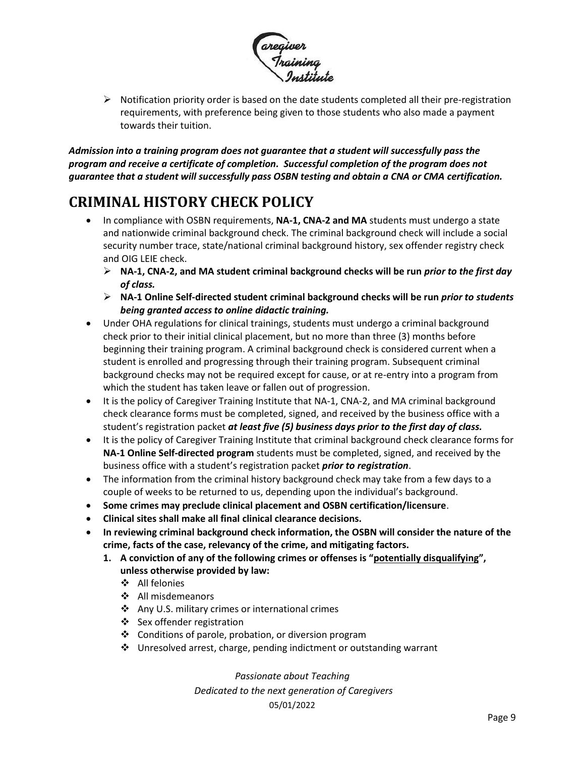- Notification priority order is based on the date students completed all their pre-registration requirements, with preference being given to those students who also made a payment towards their tuition.

***Admission into a training program does not guarantee that a student will successfully pass the program and receive a certificate of completion. Successful completion of the program does not guarantee that a student will successfully pass OSBN testing and obtain a CNA or CMA certification.***

# CRIMINAL HISTORY CHECK POLICY

- In compliance with OSBN requirements, **NA-1, CNA-2 and MA** students must undergo a state and nationwide criminal background check. The criminal background check will include a social security number trace, state/national criminal background history, sex offender registry check and OIG LEIE check.
  - **NA-1, CNA-2, and MA student criminal background checks will be run *prior to the first day of class.***
  - **NA-1 Online Self-directed student criminal background checks will be run *prior to students being granted access to online didactic training.***
- Under OHA regulations for clinical trainings, students must undergo a criminal background check prior to their initial clinical placement, but no more than three (3) months before beginning their training program. A criminal background check is considered current when a student is enrolled and progressing through their training program. Subsequent criminal background checks may not be required except for cause, or at re-entry into a program from which the student has taken leave or fallen out of progression.
- It is the policy of Caregiver Training Institute that NA-1, CNA-2, and MA criminal background check clearance forms must be completed, signed, and received by the business office with a student's registration packet ***at least five (5) business days prior to the first day of class.***
- It is the policy of Caregiver Training Institute that criminal background check clearance forms for **NA-1 Online Self-directed program** students must be completed, signed, and received by the business office with a student's registration packet ***prior to registration***.
- The information from the criminal history background check may take from a few days to a couple of weeks to be returned to us, depending upon the individual's background.
- **Some crimes may preclude clinical placement and OSBN certification/licensure**.
- **Clinical sites shall make all final clinical clearance decisions.**
- **In reviewing criminal background check information, the OSBN will consider the nature of the crime, facts of the case, relevancy of the crime, and mitigating factors.**
  1. **A conviction of any of the following crimes or offenses is "potentially disqualifying", unless otherwise provided by law:**
     - All felonies
     - All misdemeanors
     - Any U.S. military crimes or international crimes
     - Sex offender registration
     - Conditions of parole, probation, or diversion program
     - Unresolved arrest, charge, pending indictment or outstanding warrant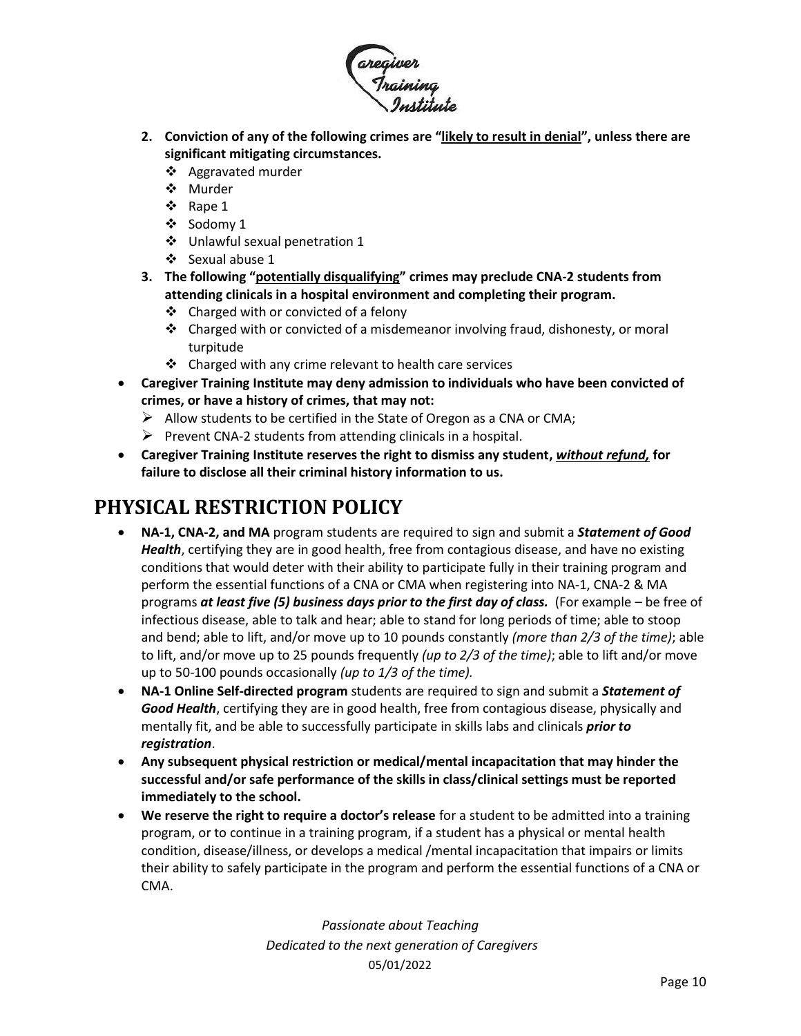2. **Conviction of any of the following crimes are "<u>likely to result in denial</u>", unless there are significant mitigating circumstances.**
   - Aggravated murder
   - Murder
   - Rape 1
   - Sodomy 1
   - Unlawful sexual penetration 1
   - Sexual abuse 1
3. **The following "<u>potentially disqualifying</u>" crimes may preclude CNA-2 students from attending clinicals in a hospital environment and completing their program.**
   - Charged with or convicted of a felony
   - Charged with or convicted of a misdemeanor involving fraud, dishonesty, or moral turpitude
   - Charged with any crime relevant to health care services

- **Caregiver Training Institute may deny admission to individuals who have been convicted of crimes, or have a history of crimes, that may not:**
  - Allow students to be certified in the State of Oregon as a CNA or CMA;
  - Prevent CNA-2 students from attending clinicals in a hospital.
- **Caregiver Training Institute reserves the right to dismiss any student, *<u>without refund,</u>* for failure to disclose all their criminal history information to us.**

## PHYSICAL RESTRICTION POLICY

- **NA-1, CNA-2, and MA** program students are required to sign and submit a ***Statement of Good Health***, certifying they are in good health, free from contagious disease, and have no existing conditions that would deter with their ability to participate fully in their training program and perform the essential functions of a CNA or CMA when registering into NA-1, CNA-2 & MA programs ***at least five (5) business days prior to the first day of class.*** (For example – be free of infectious disease, able to talk and hear; able to stand for long periods of time; able to stoop and bend; able to lift, and/or move up to 10 pounds constantly *(more than 2/3 of the time)*; able to lift, and/or move up to 25 pounds frequently *(up to 2/3 of the time)*; able to lift and/or move up to 50-100 pounds occasionally *(up to 1/3 of the time).*
- **NA-1 Online Self-directed program** students are required to sign and submit a ***Statement of Good Health***, certifying they are in good health, free from contagious disease, physically and mentally fit, and be able to successfully participate in skills labs and clinicals ***prior to registration***.
- **Any subsequent physical restriction or medical/mental incapacitation that may hinder the successful and/or safe performance of the skills in class/clinical settings must be reported immediately to the school.**
- **We reserve the right to require a doctor's release** for a student to be admitted into a training program, or to continue in a training program, if a student has a physical or mental health condition, disease/illness, or develops a medical /mental incapacitation that impairs or limits their ability to safely participate in the program and perform the essential functions of a CNA or CMA.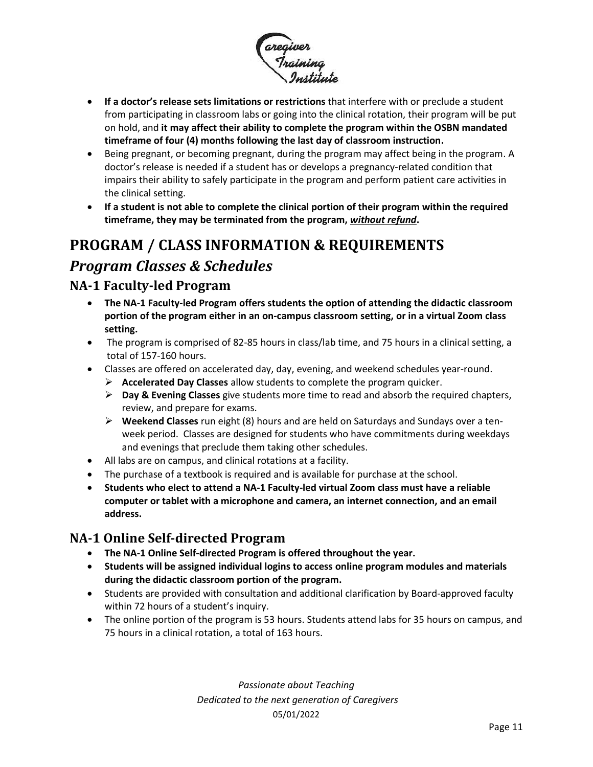- **If a doctor's release sets limitations or restrictions** that interfere with or preclude a student from participating in classroom labs or going into the clinical rotation, their program will be put on hold, and **it may affect their ability to complete the program within the OSBN mandated timeframe of four (4) months following the last day of classroom instruction.**
- Being pregnant, or becoming pregnant, during the program may affect being in the program. A doctor's release is needed if a student has or develops a pregnancy-related condition that impairs their ability to safely participate in the program and perform patient care activities in the clinical setting.
- **If a student is not able to complete the clinical portion of their program within the required timeframe, they may be terminated from the program, *without refund*.**

# PROGRAM / CLASS INFORMATION & REQUIREMENTS

## *Program Classes & Schedules*

### NA-1 Faculty-led Program

- **The NA-1 Faculty-led Program offers students the option of attending the didactic classroom portion of the program either in an on-campus classroom setting, or in a virtual Zoom class setting.**
- The program is comprised of 82-85 hours in class/lab time, and 75 hours in a clinical setting, a total of 157-160 hours.
- Classes are offered on accelerated day, day, evening, and weekend schedules year-round.
  - **Accelerated Day Classes** allow students to complete the program quicker.
  - **Day & Evening Classes** give students more time to read and absorb the required chapters, review, and prepare for exams.
  - **Weekend Classes** run eight (8) hours and are held on Saturdays and Sundays over a ten-week period. Classes are designed for students who have commitments during weekdays and evenings that preclude them taking other schedules.
- All labs are on campus, and clinical rotations at a facility.
- The purchase of a textbook is required and is available for purchase at the school.
- **Students who elect to attend a NA-1 Faculty-led virtual Zoom class must have a reliable computer or tablet with a microphone and camera, an internet connection, and an email address.**

### NA-1 Online Self-directed Program

- **The NA-1 Online Self-directed Program is offered throughout the year.**
- **Students will be assigned individual logins to access online program modules and materials during the didactic classroom portion of the program.**
- Students are provided with consultation and additional clarification by Board-approved faculty within 72 hours of a student's inquiry.
- The online portion of the program is 53 hours. Students attend labs for 35 hours on campus, and 75 hours in a clinical rotation, a total of 163 hours.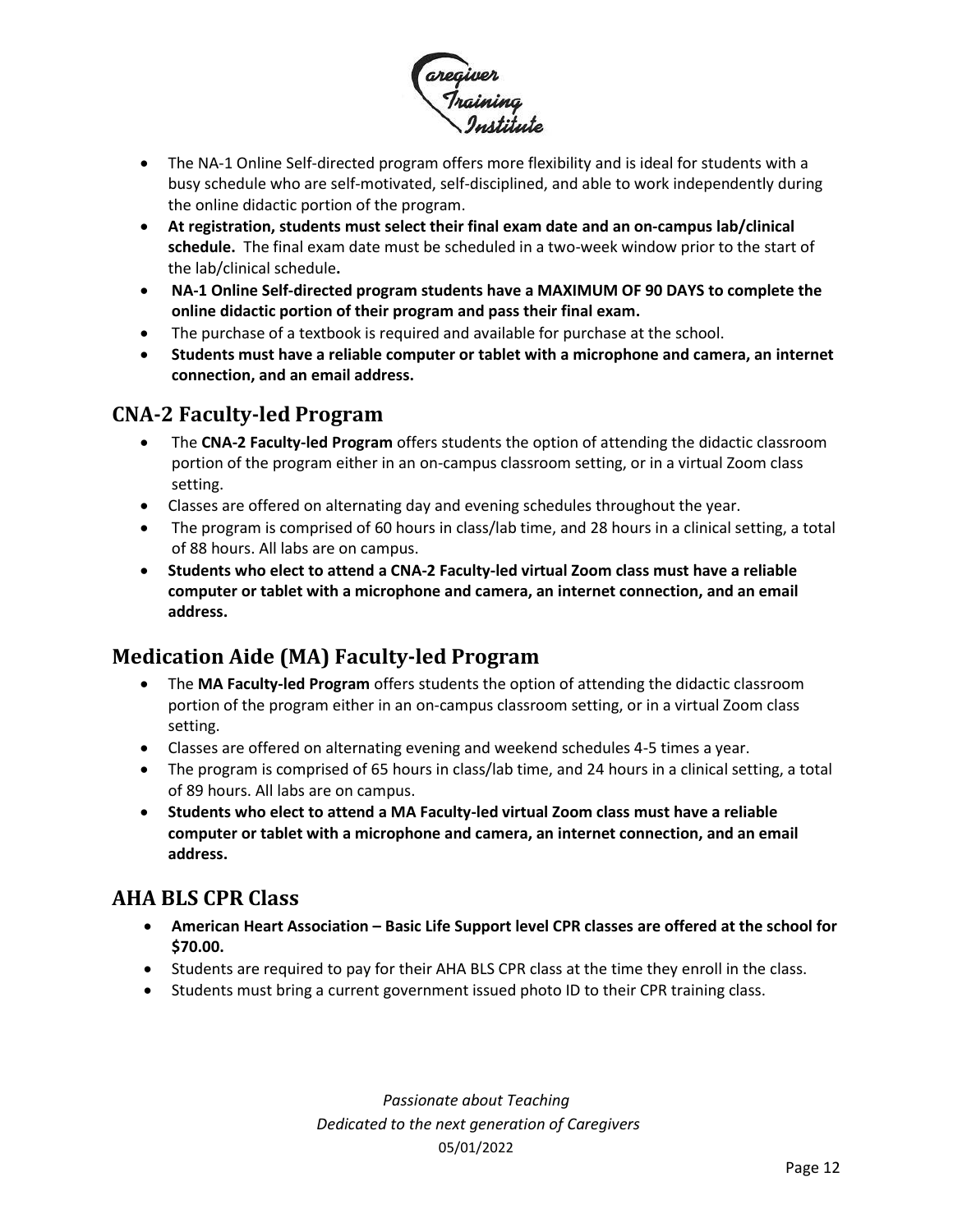- The NA-1 Online Self-directed program offers more flexibility and is ideal for students with a busy schedule who are self-motivated, self-disciplined, and able to work independently during the online didactic portion of the program.
- **At registration, students must select their final exam date and an on-campus lab/clinical schedule.** The final exam date must be scheduled in a two-week window prior to the start of the lab/clinical schedule**.**
- **NA-1 Online Self-directed program students have a MAXIMUM OF 90 DAYS to complete the online didactic portion of their program and pass their final exam.**
- The purchase of a textbook is required and available for purchase at the school.
- **Students must have a reliable computer or tablet with a microphone and camera, an internet connection, and an email address.**

## CNA-2 Faculty-led Program

- The **CNA-2 Faculty-led Program** offers students the option of attending the didactic classroom portion of the program either in an on-campus classroom setting, or in a virtual Zoom class setting.
- Classes are offered on alternating day and evening schedules throughout the year.
- The program is comprised of 60 hours in class/lab time, and 28 hours in a clinical setting, a total of 88 hours. All labs are on campus.
- **Students who elect to attend a CNA-2 Faculty-led virtual Zoom class must have a reliable computer or tablet with a microphone and camera, an internet connection, and an email address.**

## Medication Aide (MA) Faculty-led Program

- The **MA Faculty-led Program** offers students the option of attending the didactic classroom portion of the program either in an on-campus classroom setting, or in a virtual Zoom class setting.
- Classes are offered on alternating evening and weekend schedules 4-5 times a year.
- The program is comprised of 65 hours in class/lab time, and 24 hours in a clinical setting, a total of 89 hours. All labs are on campus.
- **Students who elect to attend a MA Faculty-led virtual Zoom class must have a reliable computer or tablet with a microphone and camera, an internet connection, and an email address.**

## AHA BLS CPR Class

- **American Heart Association – Basic Life Support level CPR classes are offered at the school for $70.00.**
- Students are required to pay for their AHA BLS CPR class at the time they enroll in the class.
- Students must bring a current government issued photo ID to their CPR training class.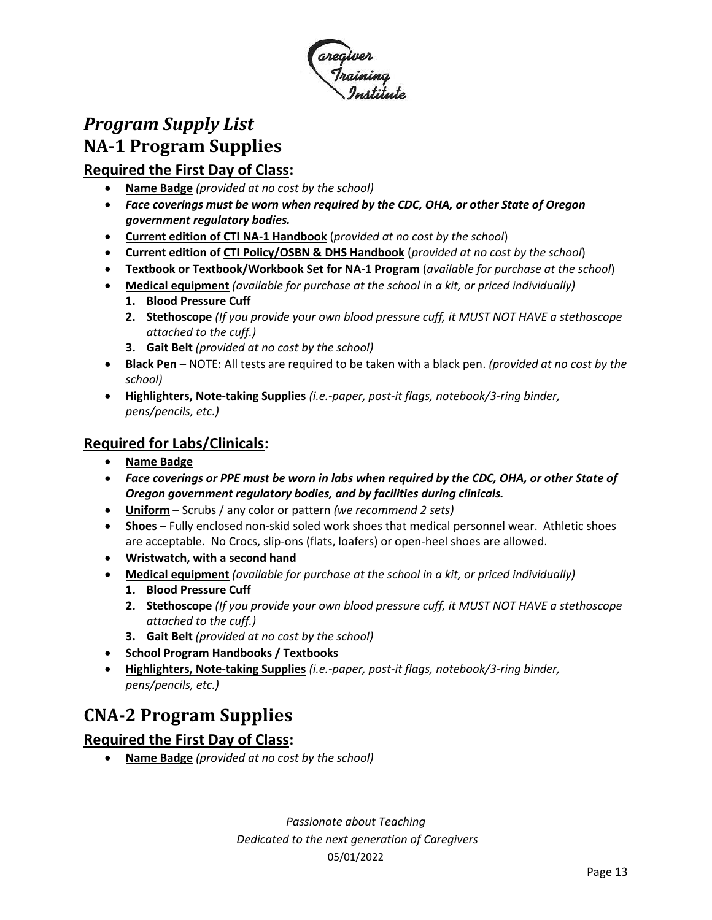# *Program Supply List*

## NA-1 Program Supplies

### Required the First Day of Class:

- **Name Badge** *(provided at no cost by the school)*
- ***Face coverings must be worn when required by the CDC, OHA, or other State of Oregon government regulatory bodies.***
- **Current edition of CTI NA-1 Handbook** (*provided at no cost by the school*)
- **Current edition of CTI Policy/OSBN & DHS Handbook** (*provided at no cost by the school*)
- **Textbook or Textbook/Workbook Set for NA-1 Program** (*available for purchase at the school*)
- **Medical equipment** *(available for purchase at the school in a kit, or priced individually)*
  1. **Blood Pressure Cuff**
  2. **Stethoscope** *(If you provide your own blood pressure cuff, it MUST NOT HAVE a stethoscope attached to the cuff.)*
  3. **Gait Belt** *(provided at no cost by the school)*
- **Black Pen** – NOTE: All tests are required to be taken with a black pen. *(provided at no cost by the school)*
- **Highlighters, Note-taking Supplies** *(i.e.-paper, post-it flags, notebook/3-ring binder, pens/pencils, etc.)*

### Required for Labs/Clinicals:

- **Name Badge**
- ***Face coverings or PPE must be worn in labs when required by the CDC, OHA, or other State of Oregon government regulatory bodies, and by facilities during clinicals.***
- **Uniform** – Scrubs / any color or pattern *(we recommend 2 sets)*
- **Shoes** – Fully enclosed non-skid soled work shoes that medical personnel wear. Athletic shoes are acceptable. No Crocs, slip-ons (flats, loafers) or open-heel shoes are allowed.
- **Wristwatch, with a second hand**
- **Medical equipment** *(available for purchase at the school in a kit, or priced individually)*
  1. **Blood Pressure Cuff**
  2. **Stethoscope** *(If you provide your own blood pressure cuff, it MUST NOT HAVE a stethoscope attached to the cuff.)*
  3. **Gait Belt** *(provided at no cost by the school)*
- **School Program Handbooks / Textbooks**
- **Highlighters, Note-taking Supplies** *(i.e.-paper, post-it flags, notebook/3-ring binder, pens/pencils, etc.)*

## CNA-2 Program Supplies

### Required the First Day of Class:

- **Name Badge** *(provided at no cost by the school)*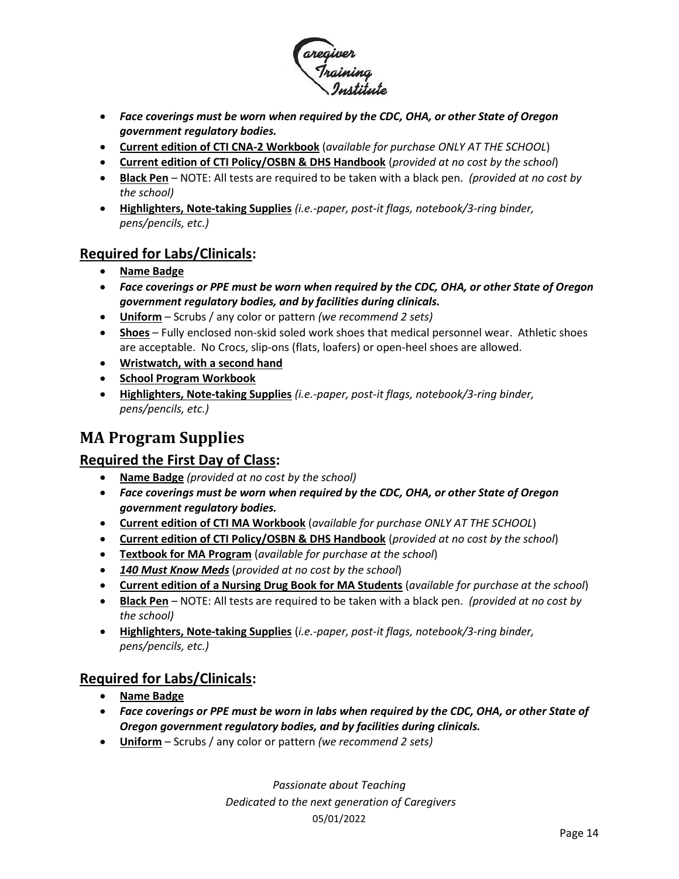- ***Face coverings must be worn when required by the CDC, OHA, or other State of Oregon government regulatory bodies.***
- **Current edition of CTI CNA-2 Workbook** (*available for purchase ONLY AT THE SCHOOL*)
- **Current edition of CTI Policy/OSBN & DHS Handbook** (*provided at no cost by the school*)
- **Black Pen** – NOTE: All tests are required to be taken with a black pen. *(provided at no cost by the school)*
- **Highlighters, Note-taking Supplies** *(i.e.-paper, post-it flags, notebook/3-ring binder, pens/pencils, etc.)*

## Required for Labs/Clinicals:

- **Name Badge**
- ***Face coverings or PPE must be worn when required by the CDC, OHA, or other State of Oregon government regulatory bodies, and by facilities during clinicals.***
- **Uniform** – Scrubs / any color or pattern *(we recommend 2 sets)*
- **Shoes** – Fully enclosed non-skid soled work shoes that medical personnel wear. Athletic shoes are acceptable. No Crocs, slip-ons (flats, loafers) or open-heel shoes are allowed.
- **Wristwatch, with a second hand**
- **School Program Workbook**
- **Highlighters, Note-taking Supplies** *(i.e.-paper, post-it flags, notebook/3-ring binder, pens/pencils, etc.)*

# MA Program Supplies

## Required the First Day of Class:

- **Name Badge** *(provided at no cost by the school)*
- ***Face coverings must be worn when required by the CDC, OHA, or other State of Oregon government regulatory bodies.***
- **Current edition of CTI MA Workbook** (*available for purchase ONLY AT THE SCHOOL*)
- **Current edition of CTI Policy/OSBN & DHS Handbook** (*provided at no cost by the school*)
- **Textbook for MA Program** (*available for purchase at the school*)
- ***140 Must Know Meds*** (*provided at no cost by the school*)
- **Current edition of a Nursing Drug Book for MA Students** (*available for purchase at the school*)
- **Black Pen** – NOTE: All tests are required to be taken with a black pen. *(provided at no cost by the school)*
- **Highlighters, Note-taking Supplies** (*i.e.-paper, post-it flags, notebook/3-ring binder, pens/pencils, etc.)*

## Required for Labs/Clinicals:

- **Name Badge**
- ***Face coverings or PPE must be worn in labs when required by the CDC, OHA, or other State of Oregon government regulatory bodies, and by facilities during clinicals.***
- **Uniform** – Scrubs / any color or pattern *(we recommend 2 sets)*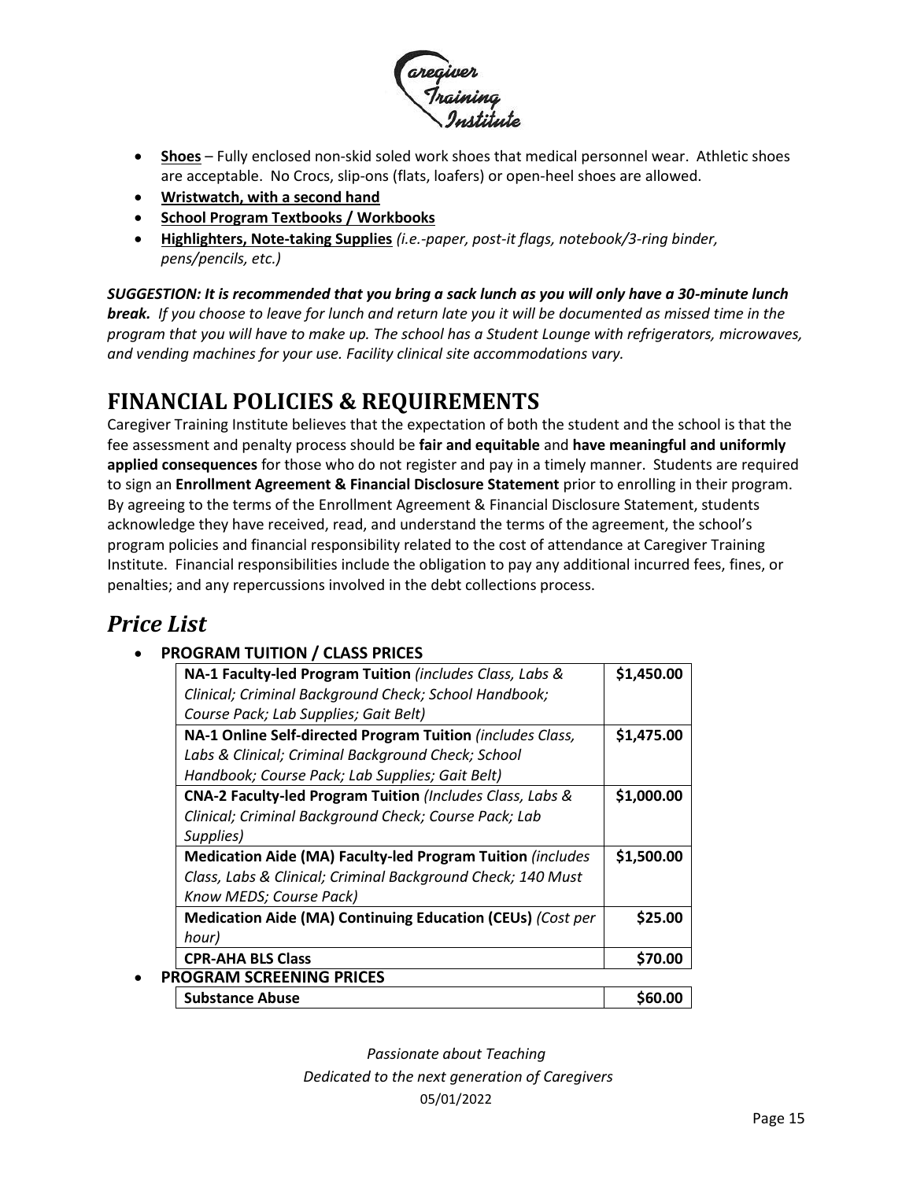- **Shoes** – Fully enclosed non-skid soled work shoes that medical personnel wear. Athletic shoes are acceptable. No Crocs, slip-ons (flats, loafers) or open-heel shoes are allowed.
- **Wristwatch, with a second hand**
- **School Program Textbooks / Workbooks**
- **Highlighters, Note-taking Supplies** *(i.e.-paper, post-it flags, notebook/3-ring binder, pens/pencils, etc.)*

***SUGGESTION: It is recommended that you bring a sack lunch as you will only have a 30-minute lunch break.*** *If you choose to leave for lunch and return late you it will be documented as missed time in the program that you will have to make up. The school has a Student Lounge with refrigerators, microwaves, and vending machines for your use. Facility clinical site accommodations vary.*

# FINANCIAL POLICIES & REQUIREMENTS

Caregiver Training Institute believes that the expectation of both the student and the school is that the fee assessment and penalty process should be **fair and equitable** and **have meaningful and uniformly applied consequences** for those who do not register and pay in a timely manner. Students are required to sign an **Enrollment Agreement & Financial Disclosure Statement** prior to enrolling in their program. By agreeing to the terms of the Enrollment Agreement & Financial Disclosure Statement, students acknowledge they have received, read, and understand the terms of the agreement, the school's program policies and financial responsibility related to the cost of attendance at Caregiver Training Institute. Financial responsibilities include the obligation to pay any additional incurred fees, fines, or penalties; and any repercussions involved in the debt collections process.

## *Price List*

- **PROGRAM TUITION / CLASS PRICES**

| Item | Price |
|---|---|
| **NA-1 Faculty-led Program Tuition** *(includes Class, Labs & Clinical; Criminal Background Check; School Handbook; Course Pack; Lab Supplies; Gait Belt)* | **$1,450.00** |
| **NA-1 Online Self-directed Program Tuition** *(includes Class, Labs & Clinical; Criminal Background Check; School Handbook; Course Pack; Lab Supplies; Gait Belt)* | **$1,475.00** |
| **CNA-2 Faculty-led Program Tuition** *(Includes Class, Labs & Clinical; Criminal Background Check; Course Pack; Lab Supplies)* | **$1,000.00** |
| **Medication Aide (MA) Faculty-led Program Tuition** *(includes Class, Labs & Clinical; Criminal Background Check; 140 Must Know MEDS; Course Pack)* | **$1,500.00** |
| **Medication Aide (MA) Continuing Education (CEUs)** *(Cost per hour)* | **$25.00** |
| **CPR-AHA BLS Class** | **$70.00** |

- **PROGRAM SCREENING PRICES**

| Item | Price |
|---|---|
| **Substance Abuse** | **$60.00** |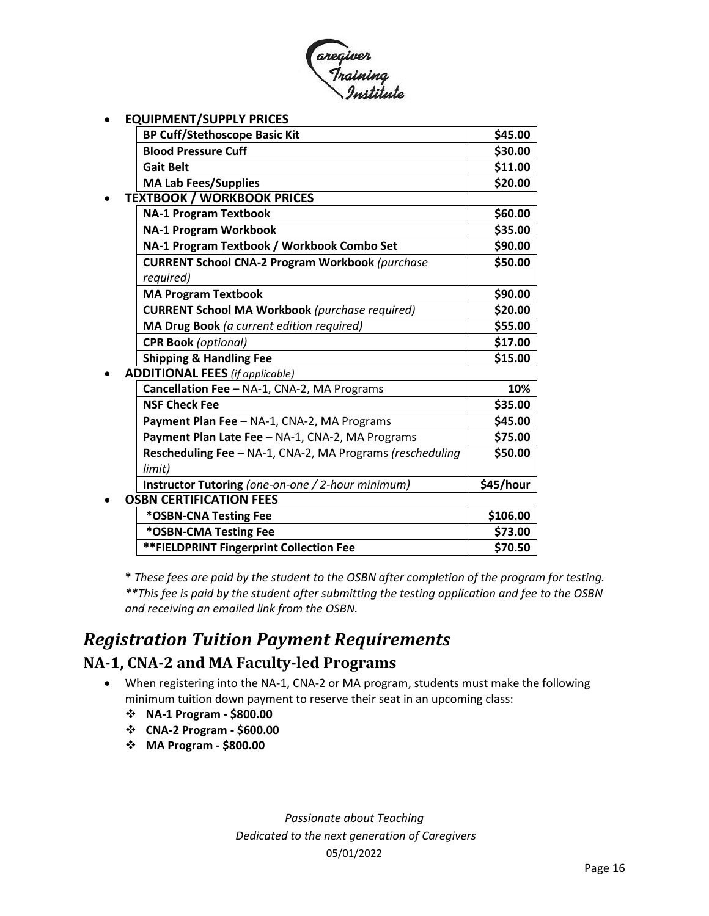- **EQUIPMENT/SUPPLY PRICES**

| Item | Price |
|---|---|
| **BP Cuff/Stethoscope Basic Kit** | **$45.00** |
| **Blood Pressure Cuff** | **$30.00** |
| **Gait Belt** | **$11.00** |
| **MA Lab Fees/Supplies** | **$20.00** |

- **TEXTBOOK / WORKBOOK PRICES**

| Item | Price |
|---|---|
| **NA-1 Program Textbook** | **$60.00** |
| **NA-1 Program Workbook** | **$35.00** |
| **NA-1 Program Textbook / Workbook Combo Set** | **$90.00** |
| **CURRENT School CNA-2 Program Workbook** *(purchase required)* | **$50.00** |
| **MA Program Textbook** | **$90.00** |
| **CURRENT School MA Workbook** *(purchase required)* | **$20.00** |
| **MA Drug Book** *(a current edition required)* | **$55.00** |
| **CPR Book** *(optional)* | **$17.00** |
| **Shipping & Handling Fee** | **$15.00** |

- **ADDITIONAL FEES** *(if applicable)*

| Item | Price |
|---|---|
| **Cancellation Fee** – NA-1, CNA-2, MA Programs | **10%** |
| **NSF Check Fee** | **$35.00** |
| **Payment Plan Fee** – NA-1, CNA-2, MA Programs | **$45.00** |
| **Payment Plan Late Fee** – NA-1, CNA-2, MA Programs | **$75.00** |
| **Rescheduling Fee** – NA-1, CNA-2, MA Programs *(rescheduling limit)* | **$50.00** |
| **Instructor Tutoring** *(one-on-one / 2-hour minimum)* | **$45/hour** |

- **OSBN CERTIFICATION FEES**

| Item | Price |
|---|---|
| ***OSBN-CNA Testing Fee** | **$106.00** |
| ***OSBN-CMA Testing Fee** | **$73.00** |
| ****FIELDPRINT Fingerprint Collection Fee** | **$70.50** |

**\*** *These fees are paid by the student to the OSBN after completion of the program for testing.*
*\*\*This fee is paid by the student after submitting the testing application and fee to the OSBN and receiving an emailed link from the OSBN.*

# *Registration Tuition Payment Requirements*

## NA-1, CNA-2 and MA Faculty-led Programs

- When registering into the NA-1, CNA-2 or MA program, students must make the following minimum tuition down payment to reserve their seat in an upcoming class:
  - **NA-1 Program - $800.00**
  - **CNA-2 Program - $600.00**
  - **MA Program - $800.00**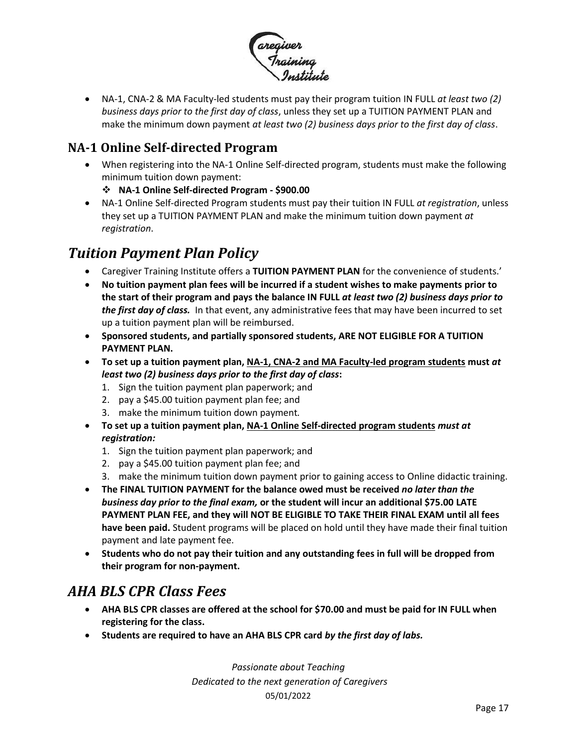- NA-1, CNA-2 & MA Faculty-led students must pay their program tuition IN FULL *at least two (2) business days prior to the first day of class*, unless they set up a TUITION PAYMENT PLAN and make the minimum down payment *at least two (2) business days prior to the first day of class*.

## NA-1 Online Self-directed Program

- When registering into the NA-1 Online Self-directed program, students must make the following minimum tuition down payment:
  - **NA-1 Online Self-directed Program - $900.00**
- NA-1 Online Self-directed Program students must pay their tuition IN FULL *at registration*, unless they set up a TUITION PAYMENT PLAN and make the minimum tuition down payment *at registration*.

# *Tuition Payment Plan Policy*

- Caregiver Training Institute offers a **TUITION PAYMENT PLAN** for the convenience of students.'
- **No tuition payment plan fees will be incurred if a student wishes to make payments prior to the start of their program and pays the balance IN FULL *at least two (2) business days prior to the first day of class.*** In that event, any administrative fees that may have been incurred to set up a tuition payment plan will be reimbursed.
- **Sponsored students, and partially sponsored students, ARE NOT ELIGIBLE FOR A TUITION PAYMENT PLAN.**
- **To set up a tuition payment plan, <u>NA-1, CNA-2 and MA Faculty-led program students</u> must *at least two (2) business days prior to the first day of class*:**
  1. Sign the tuition payment plan paperwork; and
  2. pay a $45.00 tuition payment plan fee; and
  3. make the minimum tuition down payment.
- **To set up a tuition payment plan, <u>NA-1 Online Self-directed program students</u> *must at registration:***
  1. Sign the tuition payment plan paperwork; and
  2. pay a $45.00 tuition payment plan fee; and
  3. make the minimum tuition down payment prior to gaining access to Online didactic training.
- **The FINAL TUITION PAYMENT for the balance owed must be received *no later than the business day prior to the final exam,* or the student will incur an additional $75.00 LATE PAYMENT PLAN FEE, and they will NOT BE ELIGIBLE TO TAKE THEIR FINAL EXAM until all fees have been paid.** Student programs will be placed on hold until they have made their final tuition payment and late payment fee.
- **Students who do not pay their tuition and any outstanding fees in full will be dropped from their program for non-payment.**

# *AHA BLS CPR Class Fees*

- **AHA BLS CPR classes are offered at the school for $70.00 and must be paid for IN FULL when registering for the class.**
- **Students are required to have an AHA BLS CPR card *by the first day of labs.***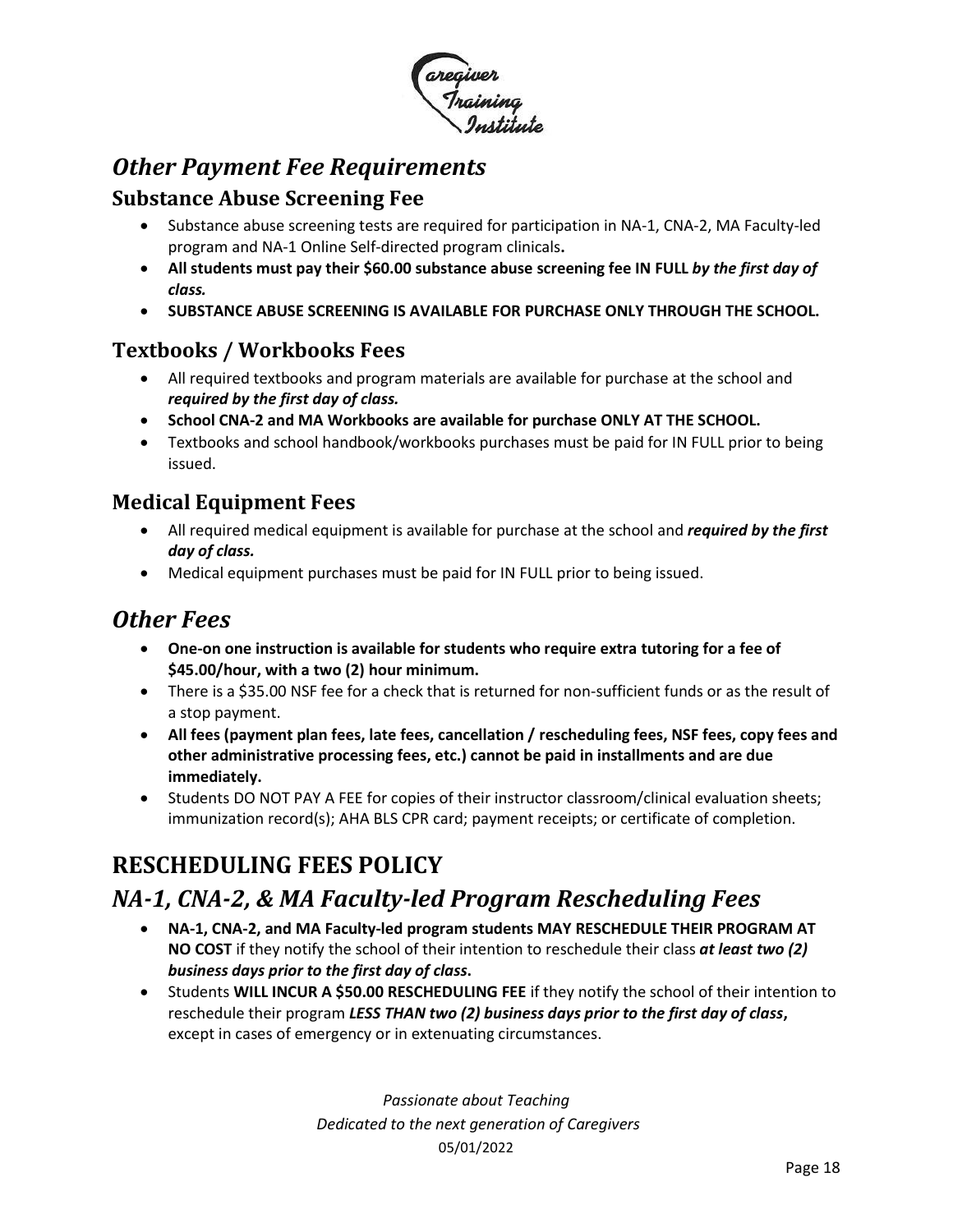## *Other Payment Fee Requirements*

### Substance Abuse Screening Fee

- Substance abuse screening tests are required for participation in NA-1, CNA-2, MA Faculty-led program and NA-1 Online Self-directed program clinicals**.**
- **All students must pay their $60.00 substance abuse screening fee IN FULL *by the first day of class.***
- **SUBSTANCE ABUSE SCREENING IS AVAILABLE FOR PURCHASE ONLY THROUGH THE SCHOOL.**

### Textbooks / Workbooks Fees

- All required textbooks and program materials are available for purchase at the school and ***required by the first day of class.***
- **School CNA-2 and MA Workbooks are available for purchase ONLY AT THE SCHOOL.**
- Textbooks and school handbook/workbooks purchases must be paid for IN FULL prior to being issued.

### Medical Equipment Fees

- All required medical equipment is available for purchase at the school and ***required by the first day of class.***
- Medical equipment purchases must be paid for IN FULL prior to being issued.

## *Other Fees*

- **One-on one instruction is available for students who require extra tutoring for a fee of $45.00/hour, with a two (2) hour minimum.**
- There is a $35.00 NSF fee for a check that is returned for non-sufficient funds or as the result of a stop payment.
- **All fees (payment plan fees, late fees, cancellation / rescheduling fees, NSF fees, copy fees and other administrative processing fees, etc.) cannot be paid in installments and are due immediately.**
- Students DO NOT PAY A FEE for copies of their instructor classroom/clinical evaluation sheets; immunization record(s); AHA BLS CPR card; payment receipts; or certificate of completion.

# RESCHEDULING FEES POLICY

## *NA-1, CNA-2, & MA Faculty-led Program Rescheduling Fees*

- **NA-1, CNA-2, and MA Faculty-led program students MAY RESCHEDULE THEIR PROGRAM AT NO COST** if they notify the school of their intention to reschedule their class ***at least two (2) business days prior to the first day of class*****.**
- Students **WILL INCUR A $50.00 RESCHEDULING FEE** if they notify the school of their intention to reschedule their program ***LESS THAN two (2) business days prior to the first day of class*****,** except in cases of emergency or in extenuating circumstances.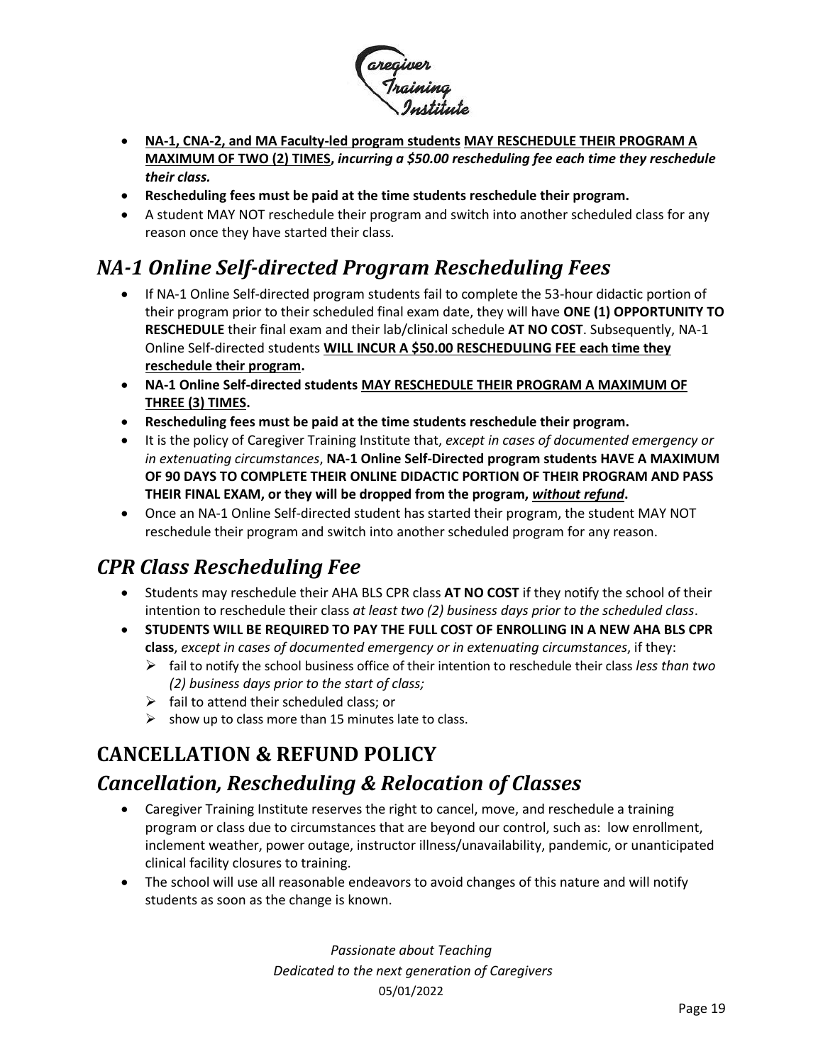- **NA-1, CNA-2, and MA Faculty-led program students MAY RESCHEDULE THEIR PROGRAM A MAXIMUM OF TWO (2) TIMES,** ***incurring a $50.00 rescheduling fee each time they reschedule their class.***
- **Rescheduling fees must be paid at the time students reschedule their program.**
- A student MAY NOT reschedule their program and switch into another scheduled class for any reason once they have started their class.

## *NA-1 Online Self-directed Program Rescheduling Fees*

- If NA-1 Online Self-directed program students fail to complete the 53-hour didactic portion of their program prior to their scheduled final exam date, they will have **ONE (1) OPPORTUNITY TO RESCHEDULE** their final exam and their lab/clinical schedule **AT NO COST**. Subsequently, NA-1 Online Self-directed students **WILL INCUR A $50.00 RESCHEDULING FEE each time they reschedule their program.**
- **NA-1 Online Self-directed students MAY RESCHEDULE THEIR PROGRAM A MAXIMUM OF THREE (3) TIMES.**
- **Rescheduling fees must be paid at the time students reschedule their program.**
- It is the policy of Caregiver Training Institute that, *except in cases of documented emergency or in extenuating circumstances*, **NA-1 Online Self-Directed program students HAVE A MAXIMUM OF 90 DAYS TO COMPLETE THEIR ONLINE DIDACTIC PORTION OF THEIR PROGRAM AND PASS THEIR FINAL EXAM, or they will be dropped from the program, *without refund*.**
- Once an NA-1 Online Self-directed student has started their program, the student MAY NOT reschedule their program and switch into another scheduled program for any reason.

## *CPR Class Rescheduling Fee*

- Students may reschedule their AHA BLS CPR class **AT NO COST** if they notify the school of their intention to reschedule their class *at least two (2) business days prior to the scheduled class*.
- **STUDENTS WILL BE REQUIRED TO PAY THE FULL COST OF ENROLLING IN A NEW AHA BLS CPR class**, *except in cases of documented emergency or in extenuating circumstances*, if they:
  - fail to notify the school business office of their intention to reschedule their class *less than two (2) business days prior to the start of class;*
  - fail to attend their scheduled class; or
  - show up to class more than 15 minutes late to class.

# CANCELLATION & REFUND POLICY

## *Cancellation, Rescheduling & Relocation of Classes*

- Caregiver Training Institute reserves the right to cancel, move, and reschedule a training program or class due to circumstances that are beyond our control, such as: low enrollment, inclement weather, power outage, instructor illness/unavailability, pandemic, or unanticipated clinical facility closures to training.
- The school will use all reasonable endeavors to avoid changes of this nature and will notify students as soon as the change is known.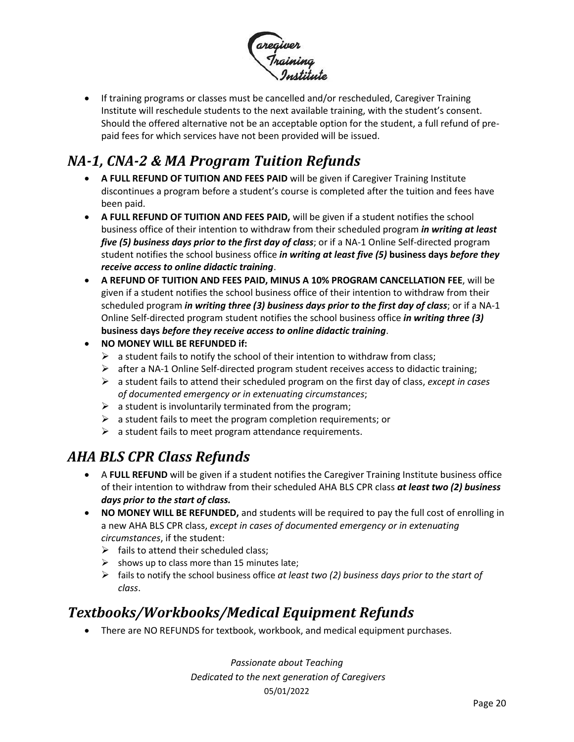- If training programs or classes must be cancelled and/or rescheduled, Caregiver Training Institute will reschedule students to the next available training, with the student's consent. Should the offered alternative not be an acceptable option for the student, a full refund of pre-paid fees for which services have not been provided will be issued.

## *NA-1, CNA-2 & MA Program Tuition Refunds*

- **A FULL REFUND OF TUITION AND FEES PAID** will be given if Caregiver Training Institute discontinues a program before a student's course is completed after the tuition and fees have been paid.
- **A FULL REFUND OF TUITION AND FEES PAID,** will be given if a student notifies the school business office of their intention to withdraw from their scheduled program ***in writing at least five (5) business days prior to the first day of class***; or if a NA-1 Online Self-directed program student notifies the school business office ***in writing at least five (5)*** **business days** ***before they receive access to online didactic training***.
- **A REFUND OF TUITION AND FEES PAID, MINUS A 10% PROGRAM CANCELLATION FEE**, will be given if a student notifies the school business office of their intention to withdraw from their scheduled program ***in writing three (3) business days prior to the first day of class***; or if a NA-1 Online Self-directed program student notifies the school business office ***in writing three (3)*** **business days** ***before they receive access to online didactic training***.
- **NO MONEY WILL BE REFUNDED if:**
  - a student fails to notify the school of their intention to withdraw from class;
  - after a NA-1 Online Self-directed program student receives access to didactic training;
  - a student fails to attend their scheduled program on the first day of class, *except in cases of documented emergency or in extenuating circumstances*;
  - a student is involuntarily terminated from the program;
  - a student fails to meet the program completion requirements; or
  - a student fails to meet program attendance requirements.

## *AHA BLS CPR Class Refunds*

- A **FULL REFUND** will be given if a student notifies the Caregiver Training Institute business office of their intention to withdraw from their scheduled AHA BLS CPR class ***at least two (2) business days prior to the start of class.***
- **NO MONEY WILL BE REFUNDED,** and students will be required to pay the full cost of enrolling in a new AHA BLS CPR class, *except in cases of documented emergency or in extenuating circumstances*, if the student:
  - fails to attend their scheduled class;
  - shows up to class more than 15 minutes late;
  - fails to notify the school business office *at least two (2) business days prior to the start of class*.

## *Textbooks/Workbooks/Medical Equipment Refunds*

- There are NO REFUNDS for textbook, workbook, and medical equipment purchases.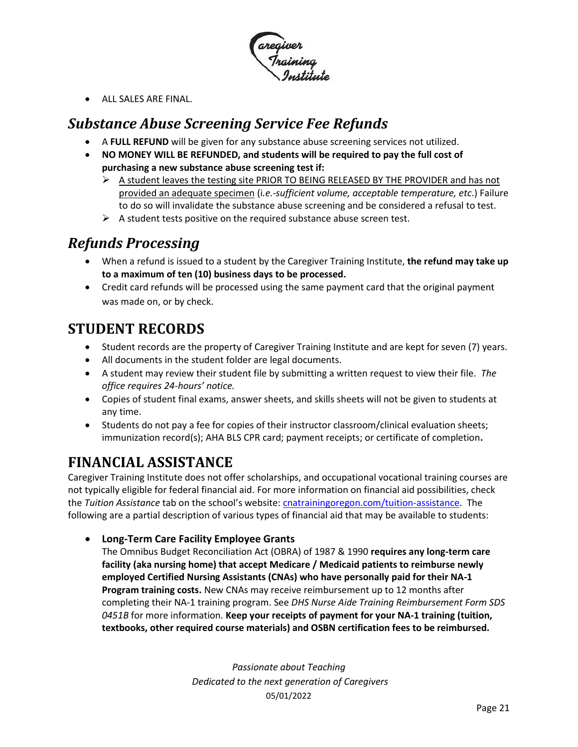- ALL SALES ARE FINAL.

## *Substance Abuse Screening Service Fee Refunds*

- A **FULL REFUND** will be given for any substance abuse screening services not utilized.
- **NO MONEY WILL BE REFUNDED, and students will be required to pay the full cost of purchasing a new substance abuse screening test if:**
  - A student leaves the testing site PRIOR TO BEING RELEASED BY THE PROVIDER and has not provided an adequate specimen (i*.e.-sufficient volume, acceptable temperature, etc*.) Failure to do so will invalidate the substance abuse screening and be considered a refusal to test.
  - A student tests positive on the required substance abuse screen test.

## *Refunds Processing*

- When a refund is issued to a student by the Caregiver Training Institute, **the refund may take up to a maximum of ten (10) business days to be processed.**
- Credit card refunds will be processed using the same payment card that the original payment was made on, or by check.

# STUDENT RECORDS

- Student records are the property of Caregiver Training Institute and are kept for seven (7) years.
- All documents in the student folder are legal documents.
- A student may review their student file by submitting a written request to view their file. *The office requires 24-hours' notice.*
- Copies of student final exams, answer sheets, and skills sheets will not be given to students at any time.
- Students do not pay a fee for copies of their instructor classroom/clinical evaluation sheets; immunization record(s); AHA BLS CPR card; payment receipts; or certificate of completion**.**

# FINANCIAL ASSISTANCE

Caregiver Training Institute does not offer scholarships, and occupational vocational training courses are not typically eligible for federal financial aid. For more information on financial aid possibilities, check the *Tuition Assistance* tab on the school's website: cnatrainingoregon.com/tuition-assistance. The following are a partial description of various types of financial aid that may be available to students:

- **Long-Term Care Facility Employee Grants**

  The Omnibus Budget Reconciliation Act (OBRA) of 1987 & 1990 **requires any long-term care facility (aka nursing home) that accept Medicare / Medicaid patients to reimburse newly employed Certified Nursing Assistants (CNAs) who have personally paid for their NA-1 Program training costs.** New CNAs may receive reimbursement up to 12 months after completing their NA-1 training program. See *DHS Nurse Aide Training Reimbursement Form SDS 0451B* for more information. **Keep your receipts of payment for your NA-1 training (tuition, textbooks, other required course materials) and OSBN certification fees to be reimbursed.**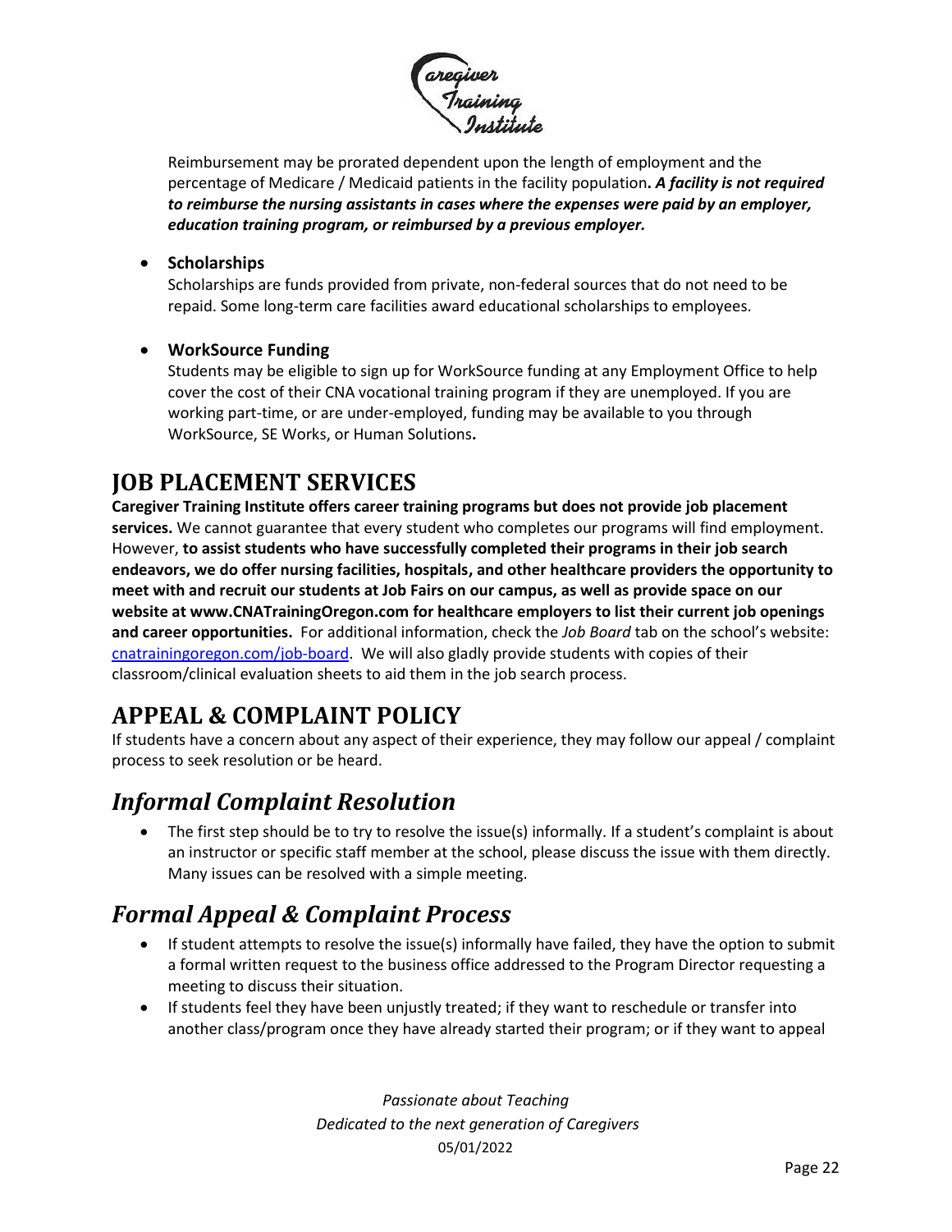Reimbursement may be prorated dependent upon the length of employment and the percentage of Medicare / Medicaid patients in the facility population**.** ***A facility is not required to reimburse the nursing assistants in cases where the expenses were paid by an employer, education training program, or reimbursed by a previous employer.***

- **Scholarships**
  Scholarships are funds provided from private, non-federal sources that do not need to be repaid. Some long-term care facilities award educational scholarships to employees.

- **WorkSource Funding**
  Students may be eligible to sign up for WorkSource funding at any Employment Office to help cover the cost of their CNA vocational training program if they are unemployed. If you are working part-time, or are under-employed, funding may be available to you through WorkSource, SE Works, or Human Solutions**.**

# JOB PLACEMENT SERVICES

**Caregiver Training Institute offers career training programs but does not provide job placement services.** We cannot guarantee that every student who completes our programs will find employment. However, **to assist students who have successfully completed their programs in their job search endeavors, we do offer nursing facilities, hospitals, and other healthcare providers the opportunity to meet with and recruit our students at Job Fairs on our campus, as well as provide space on our website at www.CNATrainingOregon.com for healthcare employers to list their current job openings and career opportunities.** For additional information, check the *Job Board* tab on the school's website: [cnatrainingoregon.com/job-board](cnatrainingoregon.com/job-board). We will also gladly provide students with copies of their classroom/clinical evaluation sheets to aid them in the job search process.

# APPEAL & COMPLAINT POLICY

If students have a concern about any aspect of their experience, they may follow our appeal / complaint process to seek resolution or be heard.

## *Informal Complaint Resolution*

- The first step should be to try to resolve the issue(s) informally. If a student's complaint is about an instructor or specific staff member at the school, please discuss the issue with them directly. Many issues can be resolved with a simple meeting.

## *Formal Appeal & Complaint Process*

- If student attempts to resolve the issue(s) informally have failed, they have the option to submit a formal written request to the business office addressed to the Program Director requesting a meeting to discuss their situation.
- If students feel they have been unjustly treated; if they want to reschedule or transfer into another class/program once they have already started their program; or if they want to appeal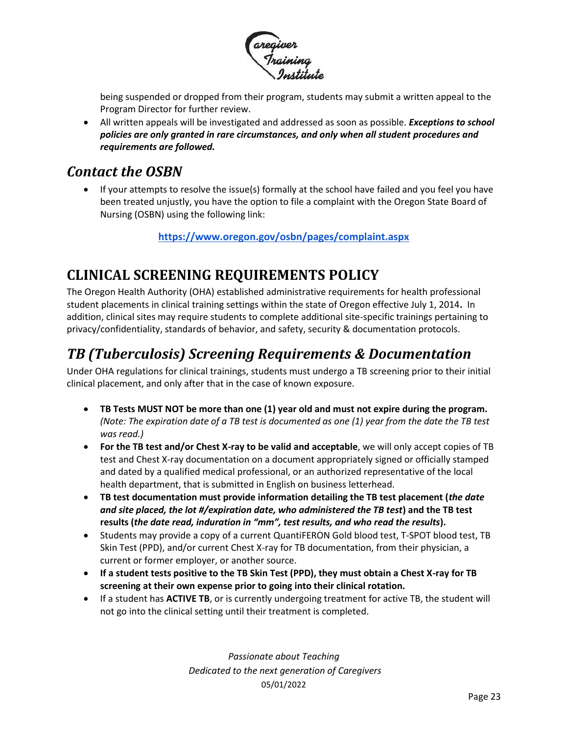being suspended or dropped from their program, students may submit a written appeal to the Program Director for further review.

- All written appeals will be investigated and addressed as soon as possible. ***Exceptions to school policies are only granted in rare circumstances, and only when all student procedures and requirements are followed.***

## *Contact the OSBN*

- If your attempts to resolve the issue(s) formally at the school have failed and you feel you have been treated unjustly, you have the option to file a complaint with the Oregon State Board of Nursing (OSBN) using the following link:

**https://www.oregon.gov/osbn/pages/complaint.aspx**

# CLINICAL SCREENING REQUIREMENTS POLICY

The Oregon Health Authority (OHA) established administrative requirements for health professional student placements in clinical training settings within the state of Oregon effective July 1, 2014**.** In addition, clinical sites may require students to complete additional site-specific trainings pertaining to privacy/confidentiality, standards of behavior, and safety, security & documentation protocols.

## *TB (Tuberculosis) Screening Requirements & Documentation*

Under OHA regulations for clinical trainings, students must undergo a TB screening prior to their initial clinical placement, and only after that in the case of known exposure.

- **TB Tests MUST NOT be more than one (1) year old and must not expire during the program.** *(Note: The expiration date of a TB test is documented as one (1) year from the date the TB test was read.)*
- **For the TB test and/or Chest X-ray to be valid and acceptable**, we will only accept copies of TB test and Chest X-ray documentation on a document appropriately signed or officially stamped and dated by a qualified medical professional, or an authorized representative of the local health department, that is submitted in English on business letterhead.
- **TB test documentation must provide information detailing the TB test placement (*the date and site placed, the lot #/expiration date, who administered the TB test*) and the TB test results (*the date read, induration in "mm", test results, and who read the results*).**
- Students may provide a copy of a current QuantiFERON Gold blood test, T-SPOT blood test, TB Skin Test (PPD), and/or current Chest X-ray for TB documentation, from their physician, a current or former employer, or another source.
- **If a student tests positive to the TB Skin Test (PPD), they must obtain a Chest X-ray for TB screening at their own expense prior to going into their clinical rotation.**
- If a student has **ACTIVE TB**, or is currently undergoing treatment for active TB, the student will not go into the clinical setting until their treatment is completed.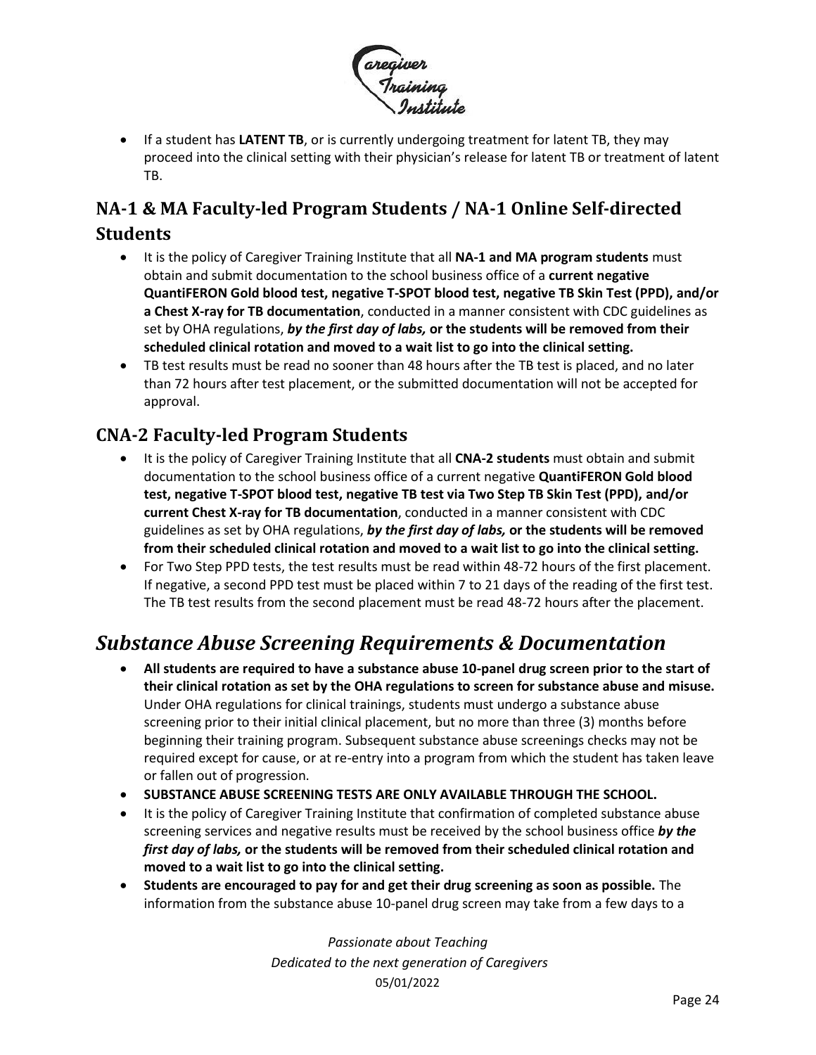- If a student has **LATENT TB**, or is currently undergoing treatment for latent TB, they may proceed into the clinical setting with their physician's release for latent TB or treatment of latent TB.

## NA-1 & MA Faculty-led Program Students / NA-1 Online Self-directed Students

- It is the policy of Caregiver Training Institute that all **NA-1 and MA program students** must obtain and submit documentation to the school business office of a **current negative QuantiFERON Gold blood test, negative T-SPOT blood test, negative TB Skin Test (PPD), and/or a Chest X-ray for TB documentation**, conducted in a manner consistent with CDC guidelines as set by OHA regulations, ***by the first day of labs,* or the students will be removed from their scheduled clinical rotation and moved to a wait list to go into the clinical setting.**
- TB test results must be read no sooner than 48 hours after the TB test is placed, and no later than 72 hours after test placement, or the submitted documentation will not be accepted for approval.

## CNA-2 Faculty-led Program Students

- It is the policy of Caregiver Training Institute that all **CNA-2 students** must obtain and submit documentation to the school business office of a current negative **QuantiFERON Gold blood test, negative T-SPOT blood test, negative TB test via Two Step TB Skin Test (PPD), and/or current Chest X-ray for TB documentation**, conducted in a manner consistent with CDC guidelines as set by OHA regulations, ***by the first day of labs,* or the students will be removed from their scheduled clinical rotation and moved to a wait list to go into the clinical setting.**
- For Two Step PPD tests, the test results must be read within 48-72 hours of the first placement. If negative, a second PPD test must be placed within 7 to 21 days of the reading of the first test. The TB test results from the second placement must be read 48-72 hours after the placement.

# *Substance Abuse Screening Requirements & Documentation*

- **All students are required to have a substance abuse 10-panel drug screen prior to the start of their clinical rotation as set by the OHA regulations to screen for substance abuse and misuse.** Under OHA regulations for clinical trainings, students must undergo a substance abuse screening prior to their initial clinical placement, but no more than three (3) months before beginning their training program. Subsequent substance abuse screenings checks may not be required except for cause, or at re-entry into a program from which the student has taken leave or fallen out of progression.
- **SUBSTANCE ABUSE SCREENING TESTS ARE ONLY AVAILABLE THROUGH THE SCHOOL.**
- It is the policy of Caregiver Training Institute that confirmation of completed substance abuse screening services and negative results must be received by the school business office ***by the first day of labs,* or the students will be removed from their scheduled clinical rotation and moved to a wait list to go into the clinical setting.**
- **Students are encouraged to pay for and get their drug screening as soon as possible.** The information from the substance abuse 10-panel drug screen may take from a few days to a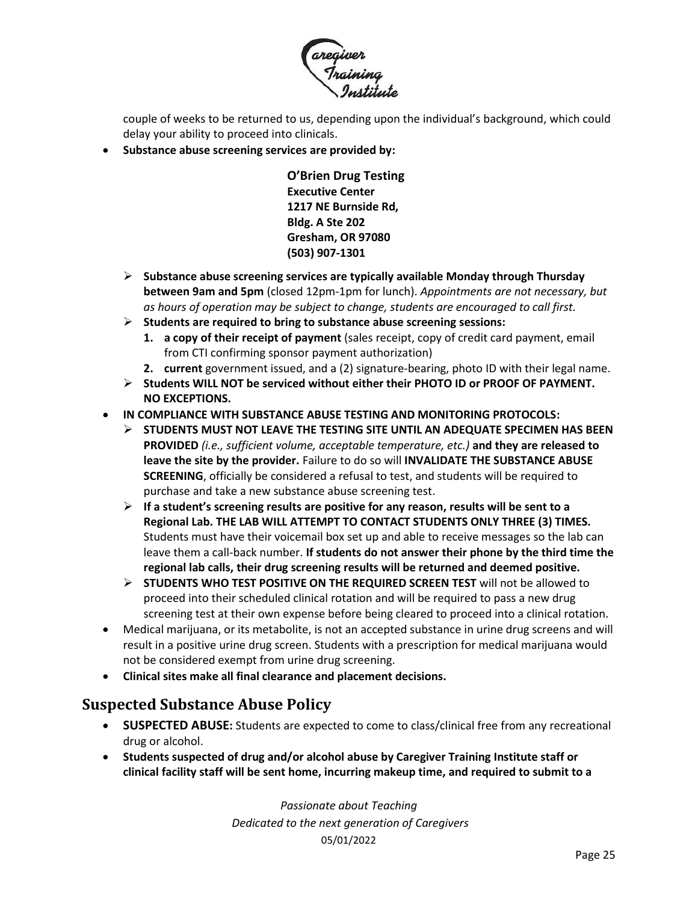couple of weeks to be returned to us, depending upon the individual's background, which could delay your ability to proceed into clinicals.

- **Substance abuse screening services are provided by:**

  **O'Brien Drug Testing**
  **Executive Center**
  **1217 NE Burnside Rd,**
  **Bldg. A Ste 202**
  **Gresham, OR 97080**
  **(503) 907-1301**

  - **Substance abuse screening services are typically available Monday through Thursday between 9am and 5pm** (closed 12pm-1pm for lunch). *Appointments are not necessary, but as hours of operation may be subject to change, students are encouraged to call first.*
  - **Students are required to bring to substance abuse screening sessions:**
    1. **a copy of their receipt of payment** (sales receipt, copy of credit card payment, email from CTI confirming sponsor payment authorization)
    2. **current** government issued, and a (2) signature-bearing, photo ID with their legal name.
  - **Students WILL NOT be serviced without either their PHOTO ID or PROOF OF PAYMENT. NO EXCEPTIONS.**
- **IN COMPLIANCE WITH SUBSTANCE ABUSE TESTING AND MONITORING PROTOCOLS:**
  - **STUDENTS MUST NOT LEAVE THE TESTING SITE UNTIL AN ADEQUATE SPECIMEN HAS BEEN PROVIDED** *(i.e., sufficient volume, acceptable temperature, etc.)* **and they are released to leave the site by the provider.** Failure to do so will **INVALIDATE THE SUBSTANCE ABUSE SCREENING**, officially be considered a refusal to test, and students will be required to purchase and take a new substance abuse screening test.
  - **If a student's screening results are positive for any reason, results will be sent to a Regional Lab. THE LAB WILL ATTEMPT TO CONTACT STUDENTS ONLY THREE (3) TIMES.** Students must have their voicemail box set up and able to receive messages so the lab can leave them a call-back number. **If students do not answer their phone by the third time the regional lab calls, their drug screening results will be returned and deemed positive.**
  - **STUDENTS WHO TEST POSITIVE ON THE REQUIRED SCREEN TEST** will not be allowed to proceed into their scheduled clinical rotation and will be required to pass a new drug screening test at their own expense before being cleared to proceed into a clinical rotation.
- Medical marijuana, or its metabolite, is not an accepted substance in urine drug screens and will result in a positive urine drug screen. Students with a prescription for medical marijuana would not be considered exempt from urine drug screening.
- **Clinical sites make all final clearance and placement decisions.**

## Suspected Substance Abuse Policy

- **SUSPECTED ABUSE:** Students are expected to come to class/clinical free from any recreational drug or alcohol.
- **Students suspected of drug and/or alcohol abuse by Caregiver Training Institute staff or clinical facility staff will be sent home, incurring makeup time, and required to submit to a**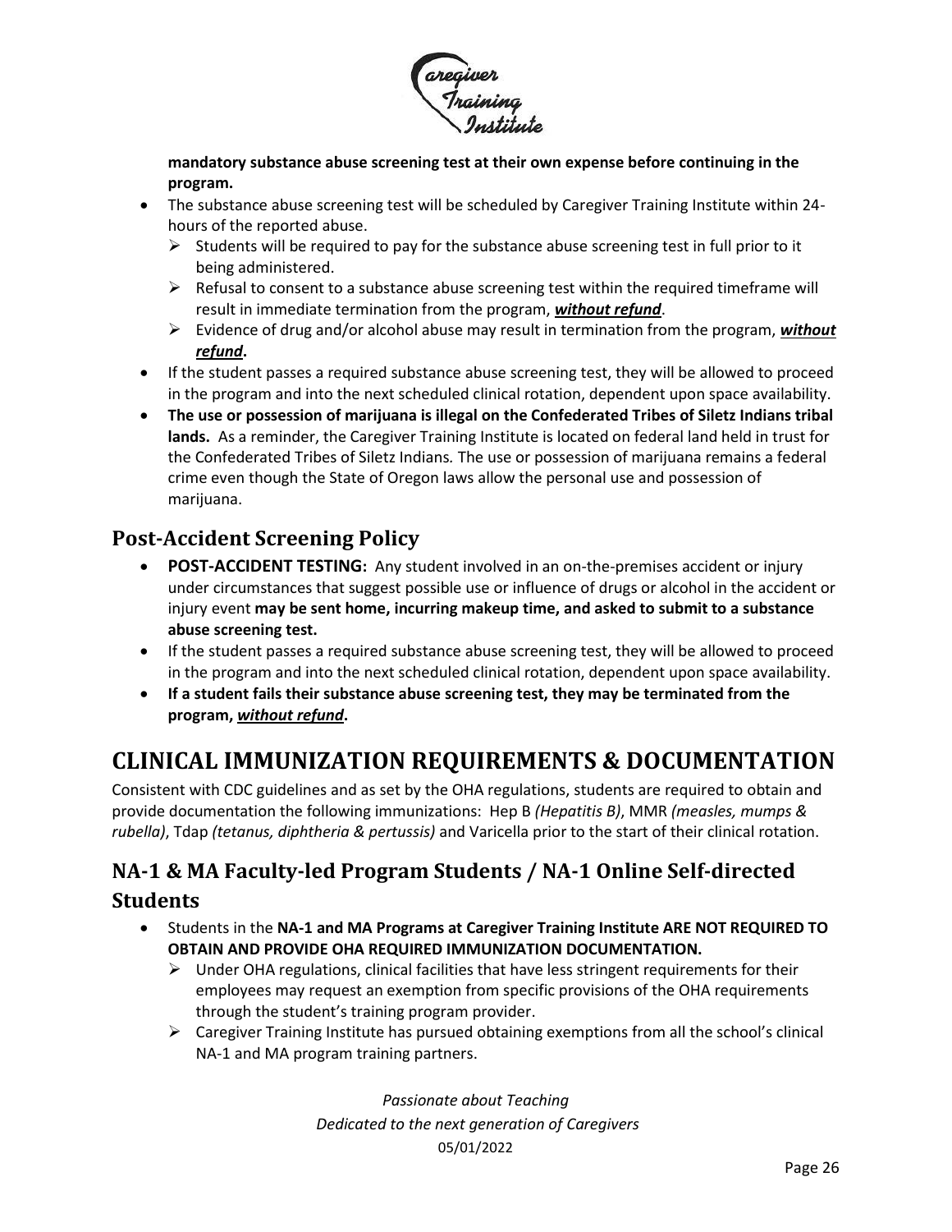**mandatory substance abuse screening test at their own expense before continuing in the program.**

- The substance abuse screening test will be scheduled by Caregiver Training Institute within 24-hours of the reported abuse.
  - Students will be required to pay for the substance abuse screening test in full prior to it being administered.
  - Refusal to consent to a substance abuse screening test within the required timeframe will result in immediate termination from the program, ***without refund***.
  - Evidence of drug and/or alcohol abuse may result in termination from the program, ***without refund*****.**
- If the student passes a required substance abuse screening test, they will be allowed to proceed in the program and into the next scheduled clinical rotation, dependent upon space availability.
- **The use or possession of marijuana is illegal on the Confederated Tribes of Siletz Indians tribal lands.** As a reminder, the Caregiver Training Institute is located on federal land held in trust for the Confederated Tribes of Siletz Indians. The use or possession of marijuana remains a federal crime even though the State of Oregon laws allow the personal use and possession of marijuana.

## Post-Accident Screening Policy

- **POST-ACCIDENT TESTING:** Any student involved in an on-the-premises accident or injury under circumstances that suggest possible use or influence of drugs or alcohol in the accident or injury event **may be sent home, incurring makeup time, and asked to submit to a substance abuse screening test.**
- If the student passes a required substance abuse screening test, they will be allowed to proceed in the program and into the next scheduled clinical rotation, dependent upon space availability.
- **If a student fails their substance abuse screening test, they may be terminated from the program, *without refund*.**

# CLINICAL IMMUNIZATION REQUIREMENTS & DOCUMENTATION

Consistent with CDC guidelines and as set by the OHA regulations, students are required to obtain and provide documentation the following immunizations: Hep B *(Hepatitis B)*, MMR *(measles, mumps & rubella)*, Tdap *(tetanus, diphtheria & pertussis)* and Varicella prior to the start of their clinical rotation.

## NA-1 & MA Faculty-led Program Students / NA-1 Online Self-directed Students

- Students in the **NA-1 and MA Programs at Caregiver Training Institute ARE NOT REQUIRED TO OBTAIN AND PROVIDE OHA REQUIRED IMMUNIZATION DOCUMENTATION.**
  - Under OHA regulations, clinical facilities that have less stringent requirements for their employees may request an exemption from specific provisions of the OHA requirements through the student's training program provider.
  - Caregiver Training Institute has pursued obtaining exemptions from all the school's clinical NA-1 and MA program training partners.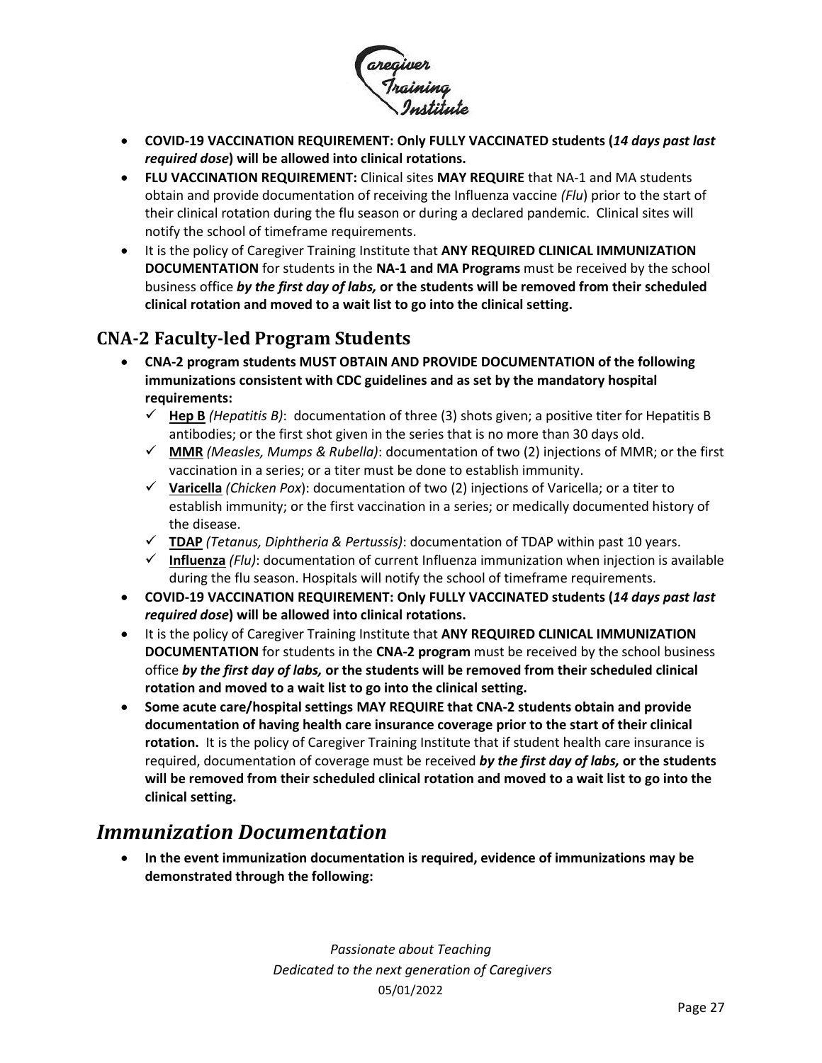- **COVID-19 VACCINATION REQUIREMENT: Only FULLY VACCINATED students (*14 days past last required dose*) will be allowed into clinical rotations.**
- **FLU VACCINATION REQUIREMENT:** Clinical sites **MAY REQUIRE** that NA-1 and MA students obtain and provide documentation of receiving the Influenza vaccine *(Flu*) prior to the start of their clinical rotation during the flu season or during a declared pandemic. Clinical sites will notify the school of timeframe requirements.
- It is the policy of Caregiver Training Institute that **ANY REQUIRED CLINICAL IMMUNIZATION DOCUMENTATION** for students in the **NA-1 and MA Programs** must be received by the school business office ***by the first day of labs,* or the students will be removed from their scheduled clinical rotation and moved to a wait list to go into the clinical setting.**

## CNA-2 Faculty-led Program Students

- **CNA-2 program students MUST OBTAIN AND PROVIDE DOCUMENTATION of the following immunizations consistent with CDC guidelines and as set by the mandatory hospital requirements:**
  - ✓ **Hep B** *(Hepatitis B)*: documentation of three (3) shots given; a positive titer for Hepatitis B antibodies; or the first shot given in the series that is no more than 30 days old.
  - ✓ **MMR** *(Measles, Mumps & Rubella)*: documentation of two (2) injections of MMR; or the first vaccination in a series; or a titer must be done to establish immunity.
  - ✓ **Varicella** *(Chicken Pox*): documentation of two (2) injections of Varicella; or a titer to establish immunity; or the first vaccination in a series; or medically documented history of the disease.
  - ✓ **TDAP** *(Tetanus, Diphtheria & Pertussis)*: documentation of TDAP within past 10 years.
  - ✓ **Influenza** *(Flu)*: documentation of current Influenza immunization when injection is available during the flu season. Hospitals will notify the school of timeframe requirements.
- **COVID-19 VACCINATION REQUIREMENT: Only FULLY VACCINATED students (*14 days past last required dose*) will be allowed into clinical rotations.**
- It is the policy of Caregiver Training Institute that **ANY REQUIRED CLINICAL IMMUNIZATION DOCUMENTATION** for students in the **CNA-2 program** must be received by the school business office ***by the first day of labs,* or the students will be removed from their scheduled clinical rotation and moved to a wait list to go into the clinical setting.**
- **Some acute care/hospital settings MAY REQUIRE that CNA-2 students obtain and provide documentation of having health care insurance coverage prior to the start of their clinical rotation.** It is the policy of Caregiver Training Institute that if student health care insurance is required, documentation of coverage must be received ***by the first day of labs,* or the students will be removed from their scheduled clinical rotation and moved to a wait list to go into the clinical setting.**

# *Immunization Documentation*

- **In the event immunization documentation is required, evidence of immunizations may be demonstrated through the following:**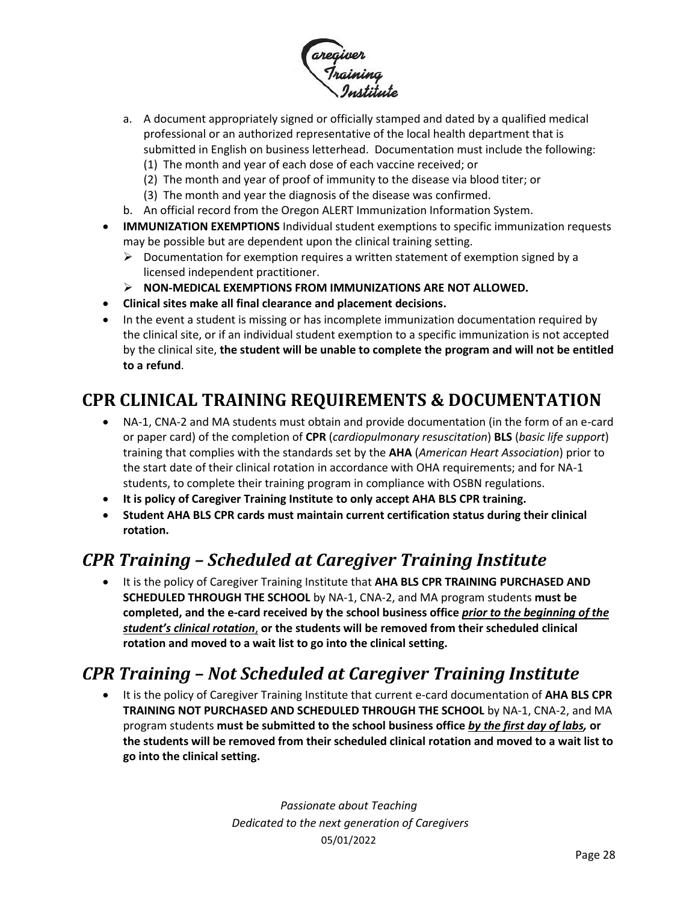a. A document appropriately signed or officially stamped and dated by a qualified medical professional or an authorized representative of the local health department that is submitted in English on business letterhead. Documentation must include the following:
   (1) The month and year of each dose of each vaccine received; or
   (2) The month and year of proof of immunity to the disease via blood titer; or
   (3) The month and year the diagnosis of the disease was confirmed.

b. An official record from the Oregon ALERT Immunization Information System.

- **IMMUNIZATION EXEMPTIONS** Individual student exemptions to specific immunization requests may be possible but are dependent upon the clinical training setting.
  - Documentation for exemption requires a written statement of exemption signed by a licensed independent practitioner.
  - **NON-MEDICAL EXEMPTIONS FROM IMMUNIZATIONS ARE NOT ALLOWED.**
- **Clinical sites make all final clearance and placement decisions.**
- In the event a student is missing or has incomplete immunization documentation required by the clinical site, or if an individual student exemption to a specific immunization is not accepted by the clinical site, **the student will be unable to complete the program and will not be entitled to a refund**.

# CPR CLINICAL TRAINING REQUIREMENTS & DOCUMENTATION

- NA-1, CNA-2 and MA students must obtain and provide documentation (in the form of an e-card or paper card) of the completion of **CPR** (*cardiopulmonary resuscitation*) **BLS** (*basic life support*) training that complies with the standards set by the **AHA** (*American Heart Association*) prior to the start date of their clinical rotation in accordance with OHA requirements; and for NA-1 students, to complete their training program in compliance with OSBN regulations.
- **It is policy of Caregiver Training Institute to only accept AHA BLS CPR training.**
- **Student AHA BLS CPR cards must maintain current certification status during their clinical rotation.**

## *CPR Training – Scheduled at Caregiver Training Institute*

- It is the policy of Caregiver Training Institute that **AHA BLS CPR TRAINING PURCHASED AND SCHEDULED THROUGH THE SCHOOL** by NA-1, CNA-2, and MA program students **must be completed, and the e-card received by the school business office *<u>prior to the beginning of the student's clinical rotation</u>*, or the students will be removed from their scheduled clinical rotation and moved to a wait list to go into the clinical setting.**

## *CPR Training – Not Scheduled at Caregiver Training Institute*

- It is the policy of Caregiver Training Institute that current e-card documentation of **AHA BLS CPR TRAINING NOT PURCHASED AND SCHEDULED THROUGH THE SCHOOL** by NA-1, CNA-2, and MA program students **must be submitted to the school business office *<u>by the first day of labs</u>*, or the students will be removed from their scheduled clinical rotation and moved to a wait list to go into the clinical setting.**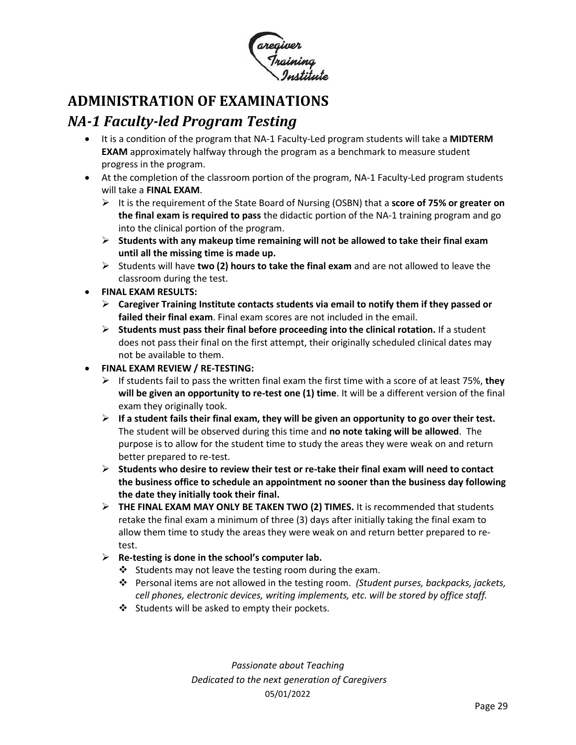## ADMINISTRATION OF EXAMINATIONS

### *NA-1 Faculty-led Program Testing*

- It is a condition of the program that NA-1 Faculty-Led program students will take a **MIDTERM EXAM** approximately halfway through the program as a benchmark to measure student progress in the program.
- At the completion of the classroom portion of the program, NA-1 Faculty-Led program students will take a **FINAL EXAM**.
  - It is the requirement of the State Board of Nursing (OSBN) that a **score of 75% or greater on the final exam is required to pass** the didactic portion of the NA-1 training program and go into the clinical portion of the program.
  - **Students with any makeup time remaining will not be allowed to take their final exam until all the missing time is made up.**
  - Students will have **two (2) hours to take the final exam** and are not allowed to leave the classroom during the test.
- **FINAL EXAM RESULTS:**
  - **Caregiver Training Institute contacts students via email to notify them if they passed or failed their final exam**. Final exam scores are not included in the email.
  - **Students must pass their final before proceeding into the clinical rotation.** If a student does not pass their final on the first attempt, their originally scheduled clinical dates may not be available to them.
- **FINAL EXAM REVIEW / RE-TESTING:**
  - If students fail to pass the written final exam the first time with a score of at least 75%, **they will be given an opportunity to re-test one (1) time**. It will be a different version of the final exam they originally took.
  - **If a student fails their final exam, they will be given an opportunity to go over their test.** The student will be observed during this time and **no note taking will be allowed**. The purpose is to allow for the student time to study the areas they were weak on and return better prepared to re-test.
  - **Students who desire to review their test or re-take their final exam will need to contact the business office to schedule an appointment no sooner than the business day following the date they initially took their final.**
  - **THE FINAL EXAM MAY ONLY BE TAKEN TWO (2) TIMES.** It is recommended that students retake the final exam a minimum of three (3) days after initially taking the final exam to allow them time to study the areas they were weak on and return better prepared to re-test.
  - **Re-testing is done in the school's computer lab.**
    - Students may not leave the testing room during the exam.
    - Personal items are not allowed in the testing room. *(Student purses, backpacks, jackets, cell phones, electronic devices, writing implements, etc. will be stored by office staff.*
    - Students will be asked to empty their pockets.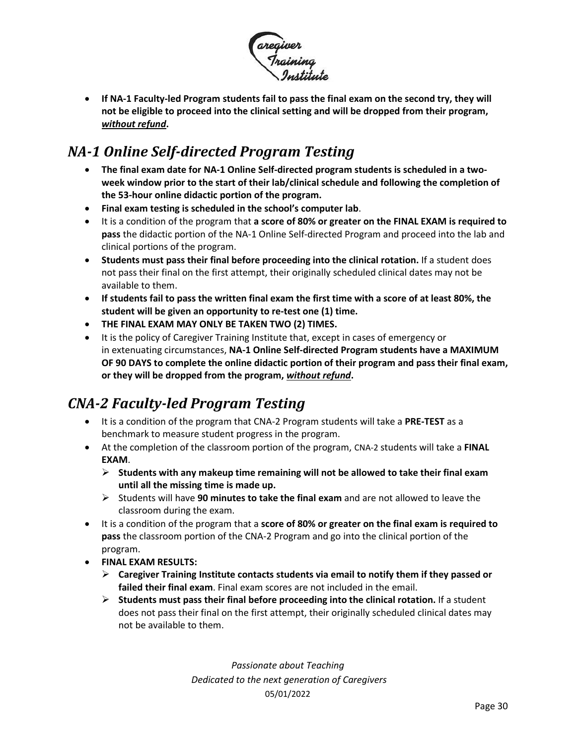- **If NA-1 Faculty-led Program students fail to pass the final exam on the second try, they will not be eligible to proceed into the clinical setting and will be dropped from their program, *without refund*.**

## *NA-1 Online Self-directed Program Testing*

- **The final exam date for NA-1 Online Self-directed program students is scheduled in a two-week window prior to the start of their lab/clinical schedule and following the completion of the 53-hour online didactic portion of the program.**
- **Final exam testing is scheduled in the school's computer lab**.
- It is a condition of the program that **a score of 80% or greater on the FINAL EXAM is required to pass** the didactic portion of the NA-1 Online Self-directed Program and proceed into the lab and clinical portions of the program.
- **Students must pass their final before proceeding into the clinical rotation.** If a student does not pass their final on the first attempt, their originally scheduled clinical dates may not be available to them.
- **If students fail to pass the written final exam the first time with a score of at least 80%, the student will be given an opportunity to re-test one (1) time.**
- **THE FINAL EXAM MAY ONLY BE TAKEN TWO (2) TIMES.**
- It is the policy of Caregiver Training Institute that, except in cases of emergency or in extenuating circumstances, **NA-1 Online Self-directed Program students have a MAXIMUM OF 90 DAYS to complete the online didactic portion of their program and pass their final exam, or they will be dropped from the program, *without refund*.**

## *CNA-2 Faculty-led Program Testing*

- It is a condition of the program that CNA-2 Program students will take a **PRE-TEST** as a benchmark to measure student progress in the program.
- At the completion of the classroom portion of the program, CNA-2 students will take a **FINAL EXAM**.
  - **Students with any makeup time remaining will not be allowed to take their final exam until all the missing time is made up.**
  - Students will have **90 minutes to take the final exam** and are not allowed to leave the classroom during the exam.
- It is a condition of the program that a **score of 80% or greater on the final exam is required to pass** the classroom portion of the CNA-2 Program and go into the clinical portion of the program.
- **FINAL EXAM RESULTS:**
  - **Caregiver Training Institute contacts students via email to notify them if they passed or failed their final exam**. Final exam scores are not included in the email.
  - **Students must pass their final before proceeding into the clinical rotation.** If a student does not pass their final on the first attempt, their originally scheduled clinical dates may not be available to them.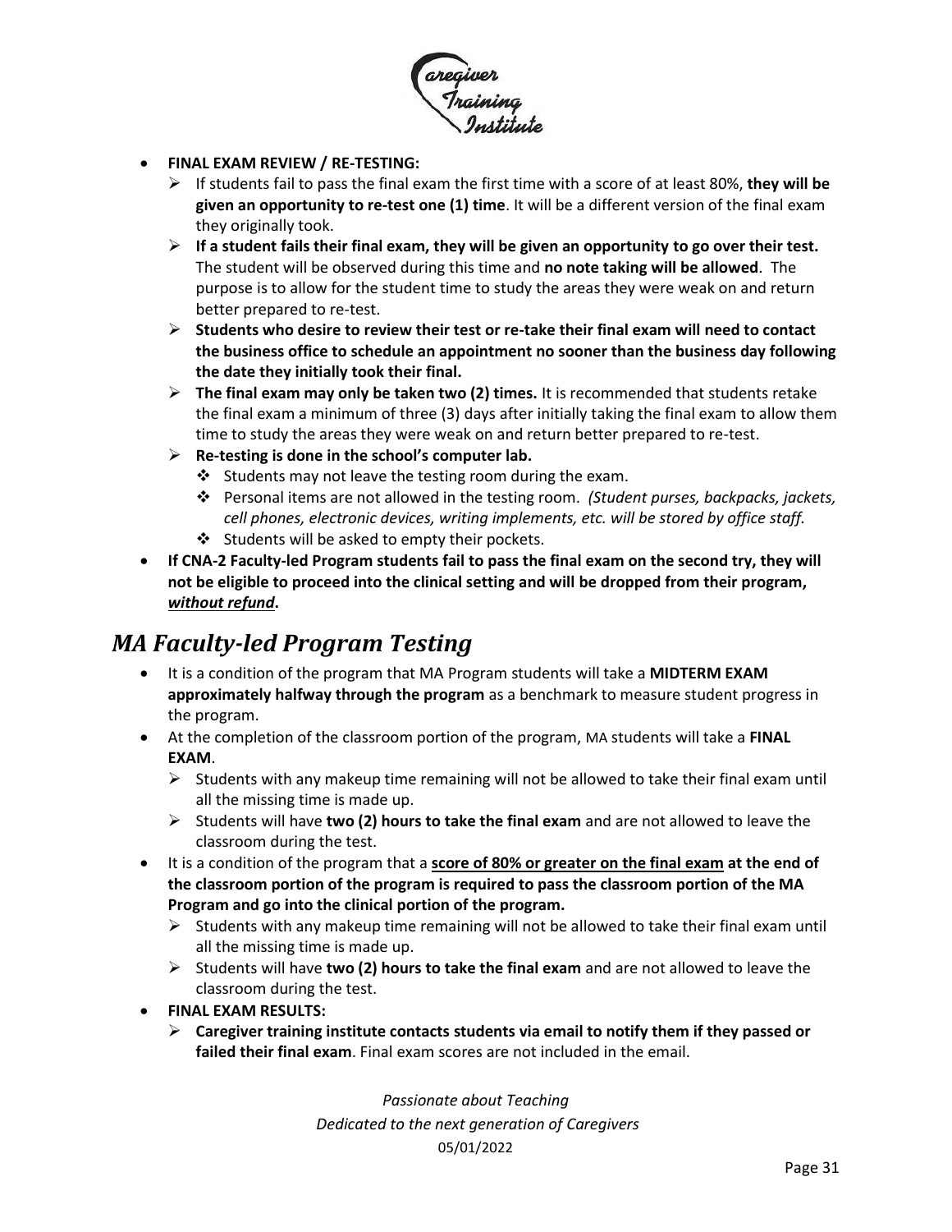- **FINAL EXAM REVIEW / RE-TESTING:**
  - If students fail to pass the final exam the first time with a score of at least 80%, **they will be given an opportunity to re-test one (1) time**. It will be a different version of the final exam they originally took.
  - **If a student fails their final exam, they will be given an opportunity to go over their test.** The student will be observed during this time and **no note taking will be allowed**. The purpose is to allow for the student time to study the areas they were weak on and return better prepared to re-test.
  - **Students who desire to review their test or re-take their final exam will need to contact the business office to schedule an appointment no sooner than the business day following the date they initially took their final.**
  - **The final exam may only be taken two (2) times.** It is recommended that students retake the final exam a minimum of three (3) days after initially taking the final exam to allow them time to study the areas they were weak on and return better prepared to re-test.
  - **Re-testing is done in the school's computer lab.**
    - Students may not leave the testing room during the exam.
    - Personal items are not allowed in the testing room. *(Student purses, backpacks, jackets, cell phones, electronic devices, writing implements, etc. will be stored by office staff.*
    - Students will be asked to empty their pockets.
- **If CNA-2 Faculty-led Program students fail to pass the final exam on the second try, they will not be eligible to proceed into the clinical setting and will be dropped from their program, *without refund*.**

## *MA Faculty-led Program Testing*

- It is a condition of the program that MA Program students will take a **MIDTERM EXAM approximately halfway through the program** as a benchmark to measure student progress in the program.
- At the completion of the classroom portion of the program, MA students will take a **FINAL EXAM**.
  - Students with any makeup time remaining will not be allowed to take their final exam until all the missing time is made up.
  - Students will have **two (2) hours to take the final exam** and are not allowed to leave the classroom during the test.
- It is a condition of the program that a **score of 80% or greater on the final exam at the end of the classroom portion of the program is required to pass the classroom portion of the MA Program and go into the clinical portion of the program.**
  - Students with any makeup time remaining will not be allowed to take their final exam until all the missing time is made up.
  - Students will have **two (2) hours to take the final exam** and are not allowed to leave the classroom during the test.
- **FINAL EXAM RESULTS:**
  - **Caregiver training institute contacts students via email to notify them if they passed or failed their final exam**. Final exam scores are not included in the email.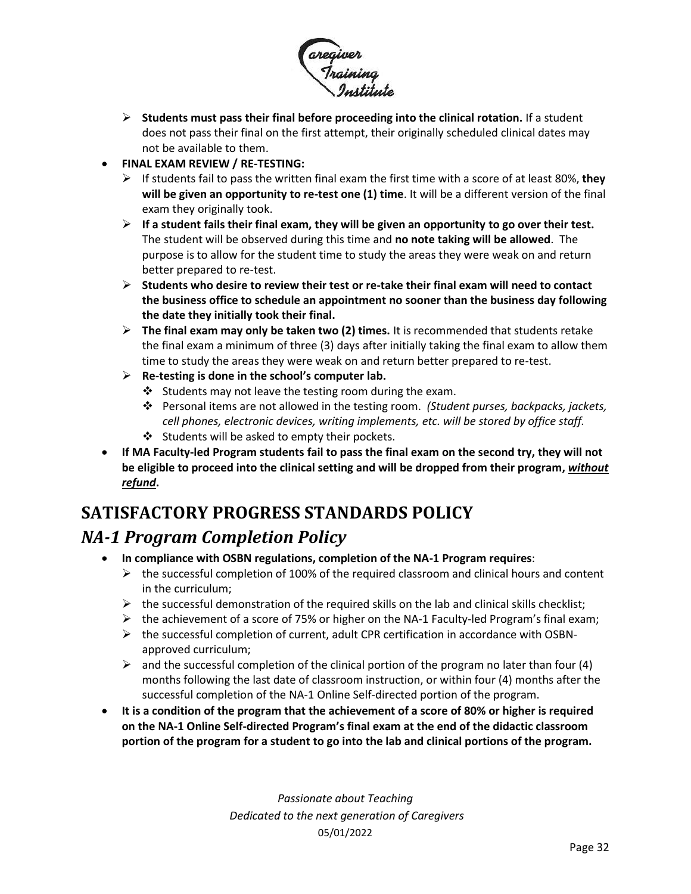- **Students must pass their final before proceeding into the clinical rotation.** If a student does not pass their final on the first attempt, their originally scheduled clinical dates may not be available to them.

- **FINAL EXAM REVIEW / RE-TESTING:**
  - If students fail to pass the written final exam the first time with a score of at least 80%, **they will be given an opportunity to re-test one (1) time**. It will be a different version of the final exam they originally took.
  - **If a student fails their final exam, they will be given an opportunity to go over their test.** The student will be observed during this time and **no note taking will be allowed**. The purpose is to allow for the student time to study the areas they were weak on and return better prepared to re-test.
  - **Students who desire to review their test or re-take their final exam will need to contact the business office to schedule an appointment no sooner than the business day following the date they initially took their final.**
  - **The final exam may only be taken two (2) times.** It is recommended that students retake the final exam a minimum of three (3) days after initially taking the final exam to allow them time to study the areas they were weak on and return better prepared to re-test.
  - **Re-testing is done in the school's computer lab.**
    - Students may not leave the testing room during the exam.
    - Personal items are not allowed in the testing room. *(Student purses, backpacks, jackets, cell phones, electronic devices, writing implements, etc. will be stored by office staff.*
    - Students will be asked to empty their pockets.

- **If MA Faculty-led Program students fail to pass the final exam on the second try, they will not be eligible to proceed into the clinical setting and will be dropped from their program, *without refund*.**

# SATISFACTORY PROGRESS STANDARDS POLICY

## *NA-1 Program Completion Policy*

- **In compliance with OSBN regulations, completion of the NA-1 Program requires**:
  - the successful completion of 100% of the required classroom and clinical hours and content in the curriculum;
  - the successful demonstration of the required skills on the lab and clinical skills checklist;
  - the achievement of a score of 75% or higher on the NA-1 Faculty-led Program's final exam;
  - the successful completion of current, adult CPR certification in accordance with OSBN-approved curriculum;
  - and the successful completion of the clinical portion of the program no later than four (4) months following the last date of classroom instruction, or within four (4) months after the successful completion of the NA-1 Online Self-directed portion of the program.

- **It is a condition of the program that the achievement of a score of 80% or higher is required on the NA-1 Online Self-directed Program's final exam at the end of the didactic classroom portion of the program for a student to go into the lab and clinical portions of the program.**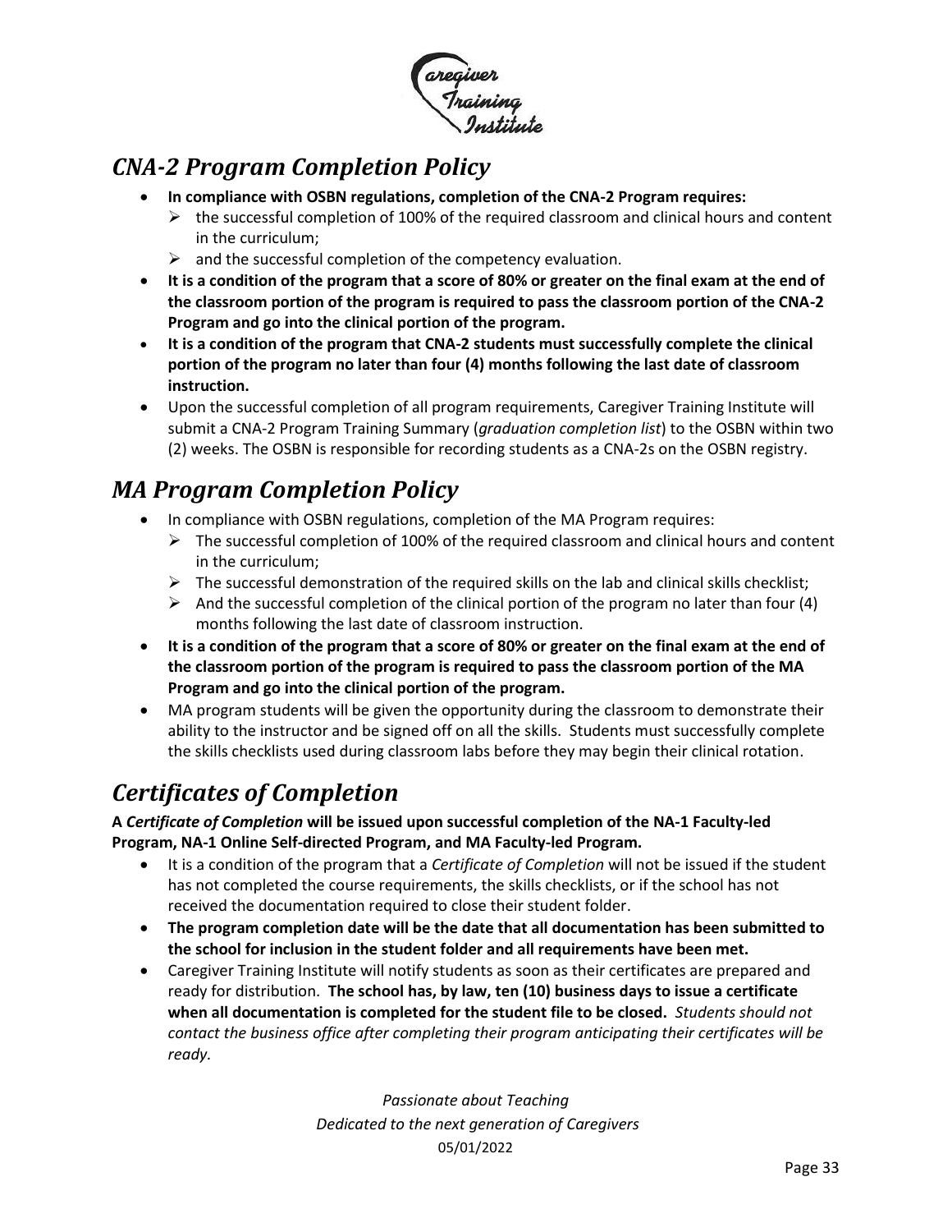# *CNA-2 Program Completion Policy*

- **In compliance with OSBN regulations, completion of the CNA-2 Program requires:**
  - the successful completion of 100% of the required classroom and clinical hours and content in the curriculum;
  - and the successful completion of the competency evaluation.
- **It is a condition of the program that a score of 80% or greater on the final exam at the end of the classroom portion of the program is required to pass the classroom portion of the CNA-2 Program and go into the clinical portion of the program.**
- **It is a condition of the program that CNA-2 students must successfully complete the clinical portion of the program no later than four (4) months following the last date of classroom instruction.**
- Upon the successful completion of all program requirements, Caregiver Training Institute will submit a CNA-2 Program Training Summary (*graduation completion list*) to the OSBN within two (2) weeks. The OSBN is responsible for recording students as a CNA-2s on the OSBN registry.

# *MA Program Completion Policy*

- In compliance with OSBN regulations, completion of the MA Program requires:
  - The successful completion of 100% of the required classroom and clinical hours and content in the curriculum;
  - The successful demonstration of the required skills on the lab and clinical skills checklist;
  - And the successful completion of the clinical portion of the program no later than four (4) months following the last date of classroom instruction.
- **It is a condition of the program that a score of 80% or greater on the final exam at the end of the classroom portion of the program is required to pass the classroom portion of the MA Program and go into the clinical portion of the program.**
- MA program students will be given the opportunity during the classroom to demonstrate their ability to the instructor and be signed off on all the skills. Students must successfully complete the skills checklists used during classroom labs before they may begin their clinical rotation.

# *Certificates of Completion*

**A *Certificate of Completion* will be issued upon successful completion of the NA-1 Faculty-led Program, NA-1 Online Self-directed Program, and MA Faculty-led Program.**

- It is a condition of the program that a *Certificate of Completion* will not be issued if the student has not completed the course requirements, the skills checklists, or if the school has not received the documentation required to close their student folder.
- **The program completion date will be the date that all documentation has been submitted to the school for inclusion in the student folder and all requirements have been met.**
- Caregiver Training Institute will notify students as soon as their certificates are prepared and ready for distribution. **The school has, by law, ten (10) business days to issue a certificate when all documentation is completed for the student file to be closed.** *Students should not contact the business office after completing their program anticipating their certificates will be ready.*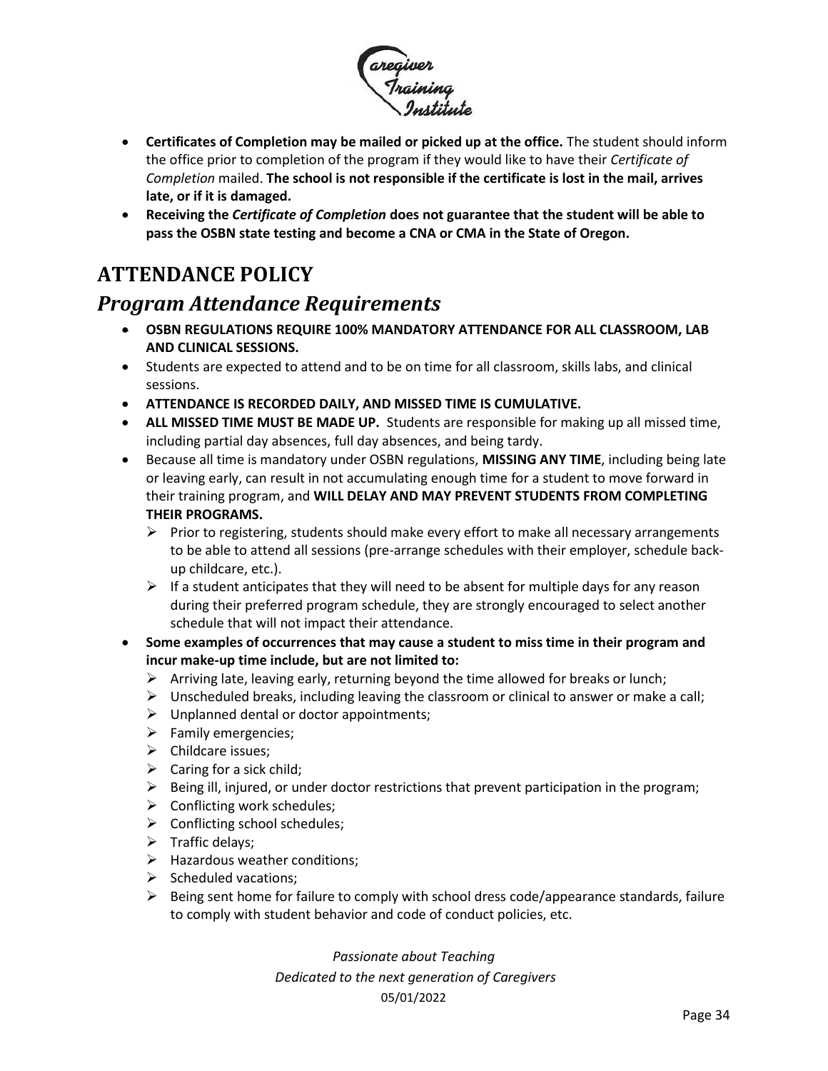- **Certificates of Completion may be mailed or picked up at the office.** The student should inform the office prior to completion of the program if they would like to have their *Certificate of Completion* mailed. **The school is not responsible if the certificate is lost in the mail, arrives late, or if it is damaged.**
- **Receiving the *Certificate of Completion* does not guarantee that the student will be able to pass the OSBN state testing and become a CNA or CMA in the State of Oregon.**

# ATTENDANCE POLICY

## *Program Attendance Requirements*

- **OSBN REGULATIONS REQUIRE 100% MANDATORY ATTENDANCE FOR ALL CLASSROOM, LAB AND CLINICAL SESSIONS.**
- Students are expected to attend and to be on time for all classroom, skills labs, and clinical sessions.
- **ATTENDANCE IS RECORDED DAILY, AND MISSED TIME IS CUMULATIVE.**
- **ALL MISSED TIME MUST BE MADE UP.** Students are responsible for making up all missed time, including partial day absences, full day absences, and being tardy.
- Because all time is mandatory under OSBN regulations, **MISSING ANY TIME**, including being late or leaving early, can result in not accumulating enough time for a student to move forward in their training program, and **WILL DELAY AND MAY PREVENT STUDENTS FROM COMPLETING THEIR PROGRAMS.**
  - Prior to registering, students should make every effort to make all necessary arrangements to be able to attend all sessions (pre-arrange schedules with their employer, schedule back-up childcare, etc.).
  - If a student anticipates that they will need to be absent for multiple days for any reason during their preferred program schedule, they are strongly encouraged to select another schedule that will not impact their attendance.
- **Some examples of occurrences that may cause a student to miss time in their program and incur make-up time include, but are not limited to:**
  - Arriving late, leaving early, returning beyond the time allowed for breaks or lunch;
  - Unscheduled breaks, including leaving the classroom or clinical to answer or make a call;
  - Unplanned dental or doctor appointments;
  - Family emergencies;
  - Childcare issues;
  - Caring for a sick child;
  - Being ill, injured, or under doctor restrictions that prevent participation in the program;
  - Conflicting work schedules;
  - Conflicting school schedules;
  - Traffic delays;
  - Hazardous weather conditions;
  - Scheduled vacations;
  - Being sent home for failure to comply with school dress code/appearance standards, failure to comply with student behavior and code of conduct policies, etc.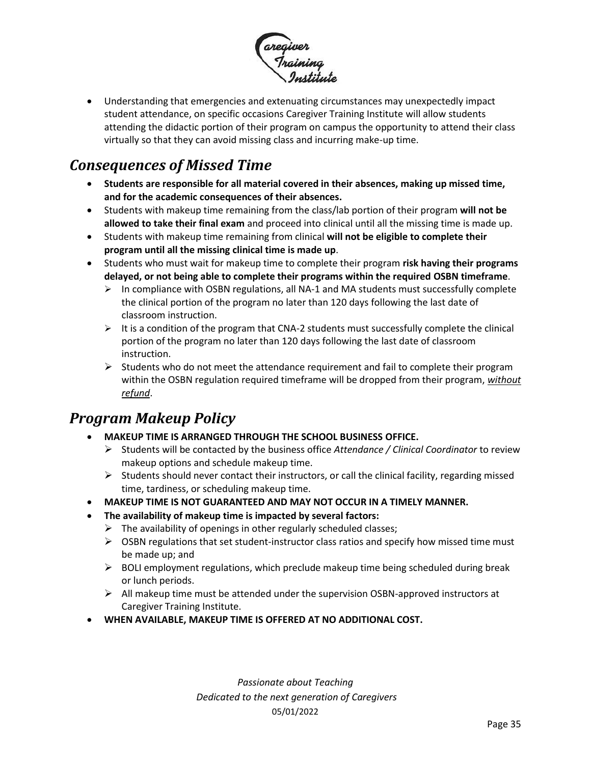- Understanding that emergencies and extenuating circumstances may unexpectedly impact student attendance, on specific occasions Caregiver Training Institute will allow students attending the didactic portion of their program on campus the opportunity to attend their class virtually so that they can avoid missing class and incurring make-up time.

## *Consequences of Missed Time*

- **Students are responsible for all material covered in their absences, making up missed time, and for the academic consequences of their absences.**
- Students with makeup time remaining from the class/lab portion of their program **will not be allowed to take their final exam** and proceed into clinical until all the missing time is made up.
- Students with makeup time remaining from clinical **will not be eligible to complete their program until all the missing clinical time is made up**.
- Students who must wait for makeup time to complete their program **risk having their programs delayed, or not being able to complete their programs within the required OSBN timeframe**.
  - In compliance with OSBN regulations, all NA-1 and MA students must successfully complete the clinical portion of the program no later than 120 days following the last date of classroom instruction.
  - It is a condition of the program that CNA-2 students must successfully complete the clinical portion of the program no later than 120 days following the last date of classroom instruction.
  - Students who do not meet the attendance requirement and fail to complete their program within the OSBN regulation required timeframe will be dropped from their program, <u>*without refund*</u>.

## *Program Makeup Policy*

- **MAKEUP TIME IS ARRANGED THROUGH THE SCHOOL BUSINESS OFFICE.**
  - Students will be contacted by the business office *Attendance / Clinical Coordinator* to review makeup options and schedule makeup time.
  - Students should never contact their instructors, or call the clinical facility, regarding missed time, tardiness, or scheduling makeup time.
- **MAKEUP TIME IS NOT GUARANTEED AND MAY NOT OCCUR IN A TIMELY MANNER.**
- **The availability of makeup time is impacted by several factors:**
  - The availability of openings in other regularly scheduled classes;
  - OSBN regulations that set student-instructor class ratios and specify how missed time must be made up; and
  - BOLI employment regulations, which preclude makeup time being scheduled during break or lunch periods.
  - All makeup time must be attended under the supervision OSBN-approved instructors at Caregiver Training Institute.
- **WHEN AVAILABLE, MAKEUP TIME IS OFFERED AT NO ADDITIONAL COST.**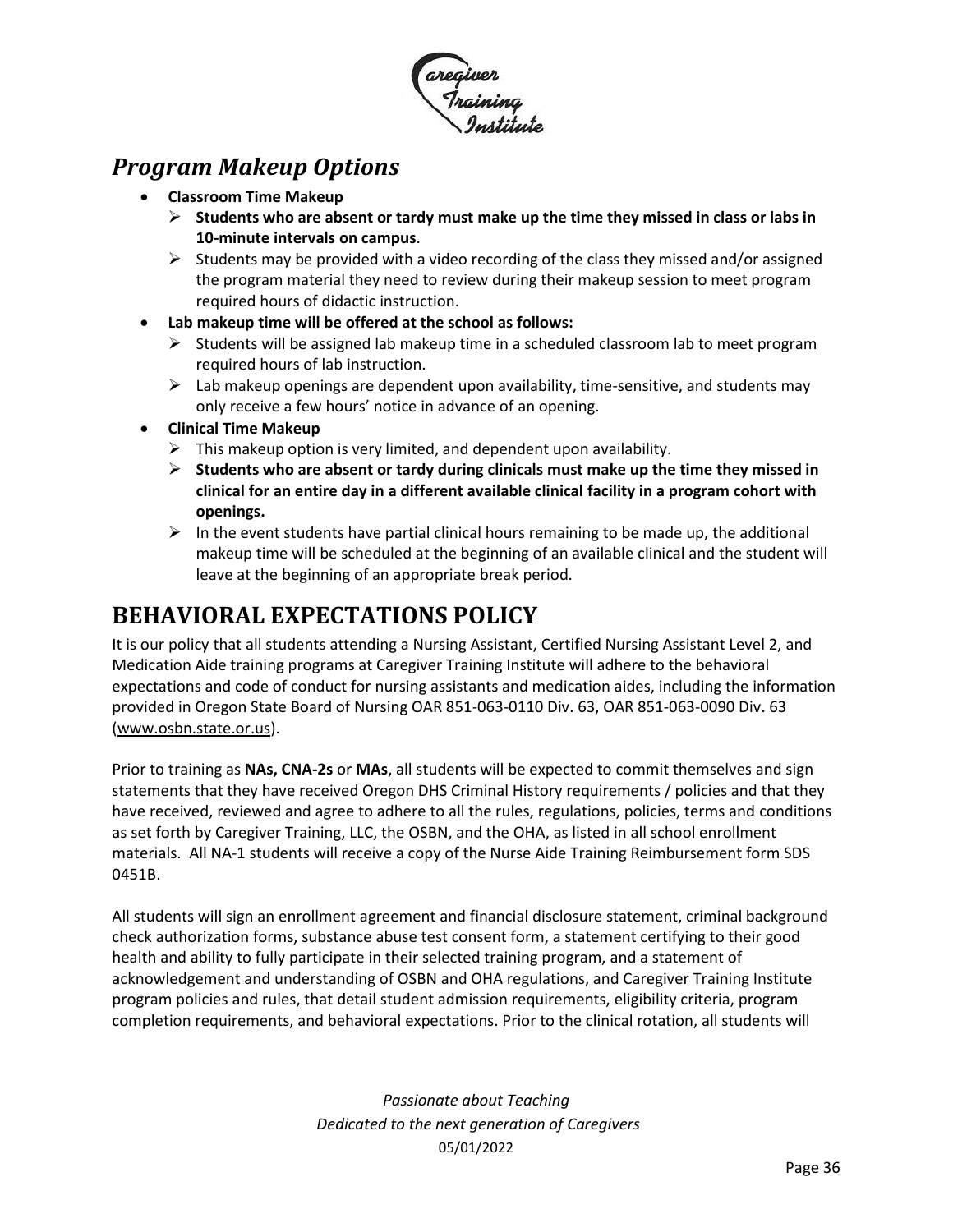## *Program Makeup Options*

- **Classroom Time Makeup**
  - **Students who are absent or tardy must make up the time they missed in class or labs in 10-minute intervals on campus**.
  - Students may be provided with a video recording of the class they missed and/or assigned the program material they need to review during their makeup session to meet program required hours of didactic instruction.
- **Lab makeup time will be offered at the school as follows:**
  - Students will be assigned lab makeup time in a scheduled classroom lab to meet program required hours of lab instruction.
  - Lab makeup openings are dependent upon availability, time-sensitive, and students may only receive a few hours' notice in advance of an opening.
- **Clinical Time Makeup**
  - This makeup option is very limited, and dependent upon availability.
  - **Students who are absent or tardy during clinicals must make up the time they missed in clinical for an entire day in a different available clinical facility in a program cohort with openings.**
  - In the event students have partial clinical hours remaining to be made up, the additional makeup time will be scheduled at the beginning of an available clinical and the student will leave at the beginning of an appropriate break period.

# BEHAVIORAL EXPECTATIONS POLICY

It is our policy that all students attending a Nursing Assistant, Certified Nursing Assistant Level 2, and Medication Aide training programs at Caregiver Training Institute will adhere to the behavioral expectations and code of conduct for nursing assistants and medication aides, including the information provided in Oregon State Board of Nursing OAR 851-063-0110 Div. 63, OAR 851-063-0090 Div. 63 (www.osbn.state.or.us).

Prior to training as **NAs, CNA-2s** or **MAs**, all students will be expected to commit themselves and sign statements that they have received Oregon DHS Criminal History requirements / policies and that they have received, reviewed and agree to adhere to all the rules, regulations, policies, terms and conditions as set forth by Caregiver Training, LLC, the OSBN, and the OHA, as listed in all school enrollment materials. All NA-1 students will receive a copy of the Nurse Aide Training Reimbursement form SDS 0451B.

All students will sign an enrollment agreement and financial disclosure statement, criminal background check authorization forms, substance abuse test consent form, a statement certifying to their good health and ability to fully participate in their selected training program, and a statement of acknowledgement and understanding of OSBN and OHA regulations, and Caregiver Training Institute program policies and rules, that detail student admission requirements, eligibility criteria, program completion requirements, and behavioral expectations. Prior to the clinical rotation, all students will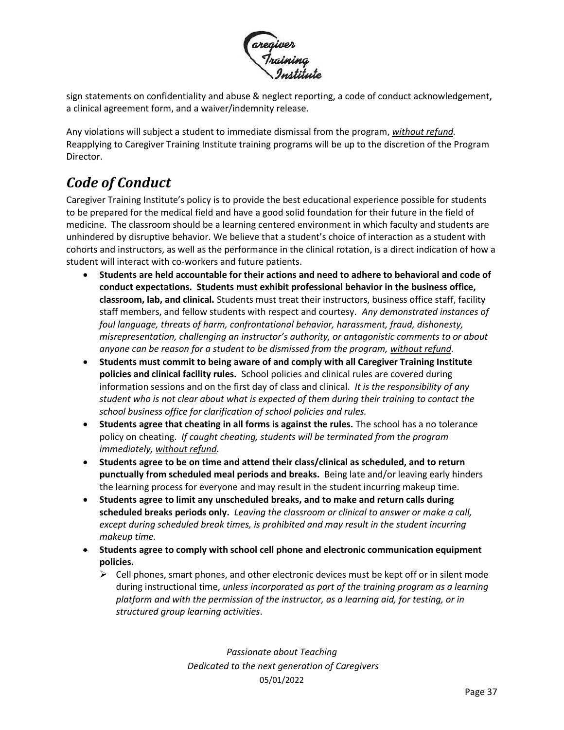sign statements on confidentiality and abuse & neglect reporting, a code of conduct acknowledgement, a clinical agreement form, and a waiver/indemnity release.

Any violations will subject a student to immediate dismissal from the program, <u>*without refund.*</u> Reapplying to Caregiver Training Institute training programs will be up to the discretion of the Program Director.

## *Code of Conduct*

Caregiver Training Institute's policy is to provide the best educational experience possible for students to be prepared for the medical field and have a good solid foundation for their future in the field of medicine. The classroom should be a learning centered environment in which faculty and students are unhindered by disruptive behavior. We believe that a student's choice of interaction as a student with cohorts and instructors, as well as the performance in the clinical rotation, is a direct indication of how a student will interact with co-workers and future patients.

- **Students are held accountable for their actions and need to adhere to behavioral and code of conduct expectations. Students must exhibit professional behavior in the business office, classroom, lab, and clinical.** Students must treat their instructors, business office staff, facility staff members, and fellow students with respect and courtesy. *Any demonstrated instances of foul language, threats of harm, confrontational behavior, harassment, fraud, dishonesty, misrepresentation, challenging an instructor's authority, or antagonistic comments to or about anyone can be reason for a student to be dismissed from the program, <u>without refund</u>.*
- **Students must commit to being aware of and comply with all Caregiver Training Institute policies and clinical facility rules.** School policies and clinical rules are covered during information sessions and on the first day of class and clinical. *It is the responsibility of any student who is not clear about what is expected of them during their training to contact the school business office for clarification of school policies and rules.*
- **Students agree that cheating in all forms is against the rules.** The school has a no tolerance policy on cheating. *If caught cheating, students will be terminated from the program immediately, <u>without refund</u>.*
- **Students agree to be on time and attend their class/clinical as scheduled, and to return punctually from scheduled meal periods and breaks.** Being late and/or leaving early hinders the learning process for everyone and may result in the student incurring makeup time.
- **Students agree to limit any unscheduled breaks, and to make and return calls during scheduled breaks periods only.** *Leaving the classroom or clinical to answer or make a call, except during scheduled break times, is prohibited and may result in the student incurring makeup time.*
- **Students agree to comply with school cell phone and electronic communication equipment policies.**
  - Cell phones, smart phones, and other electronic devices must be kept off or in silent mode during instructional time, *unless incorporated as part of the training program as a learning platform and with the permission of the instructor, as a learning aid, for testing, or in structured group learning activities*.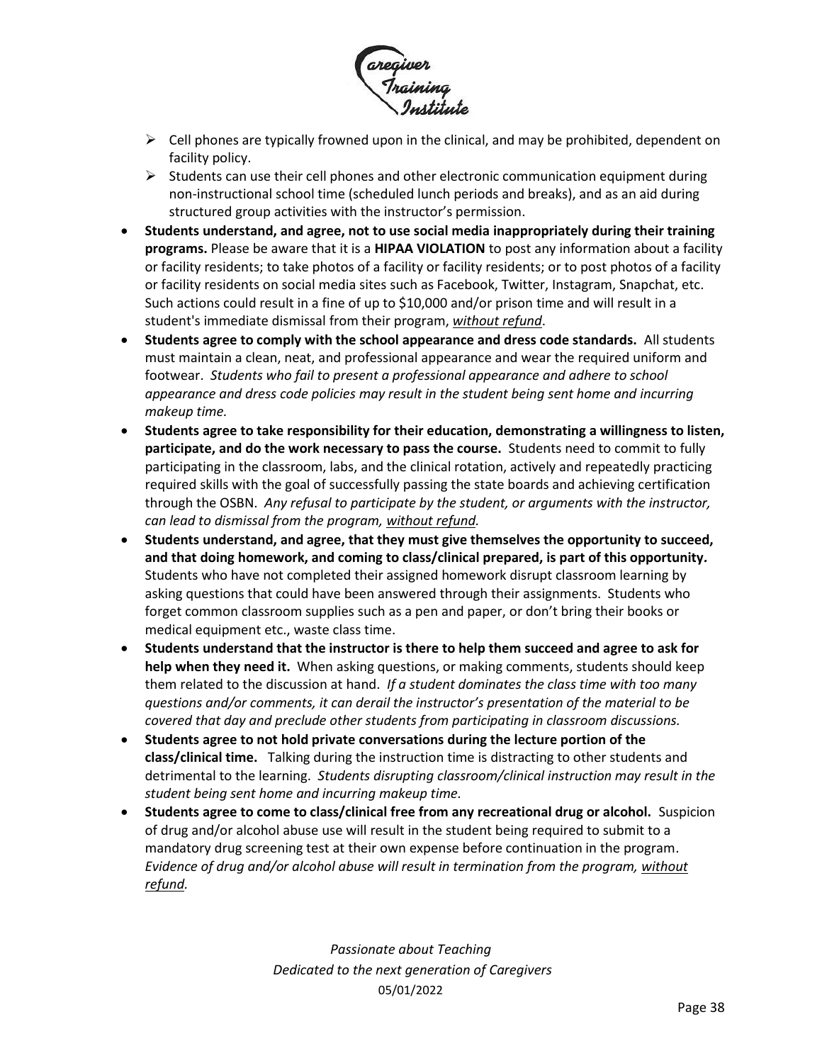- Cell phones are typically frowned upon in the clinical, and may be prohibited, dependent on facility policy.
- Students can use their cell phones and other electronic communication equipment during non-instructional school time (scheduled lunch periods and breaks), and as an aid during structured group activities with the instructor's permission.

- **Students understand, and agree, not to use social media inappropriately during their training programs.** Please be aware that it is a **HIPAA VIOLATION** to post any information about a facility or facility residents; to take photos of a facility or facility residents; or to post photos of a facility or facility residents on social media sites such as Facebook, Twitter, Instagram, Snapchat, etc. Such actions could result in a fine of up to $10,000 and/or prison time and will result in a student's immediate dismissal from their program, *without refund*.
- **Students agree to comply with the school appearance and dress code standards.** All students must maintain a clean, neat, and professional appearance and wear the required uniform and footwear. *Students who fail to present a professional appearance and adhere to school appearance and dress code policies may result in the student being sent home and incurring makeup time.*
- **Students agree to take responsibility for their education, demonstrating a willingness to listen, participate, and do the work necessary to pass the course.** Students need to commit to fully participating in the classroom, labs, and the clinical rotation, actively and repeatedly practicing required skills with the goal of successfully passing the state boards and achieving certification through the OSBN. *Any refusal to participate by the student, or arguments with the instructor, can lead to dismissal from the program, without refund.*
- **Students understand, and agree, that they must give themselves the opportunity to succeed, and that doing homework, and coming to class/clinical prepared, is part of this opportunity.** Students who have not completed their assigned homework disrupt classroom learning by asking questions that could have been answered through their assignments. Students who forget common classroom supplies such as a pen and paper, or don't bring their books or medical equipment etc., waste class time.
- **Students understand that the instructor is there to help them succeed and agree to ask for help when they need it.** When asking questions, or making comments, students should keep them related to the discussion at hand. *If a student dominates the class time with too many questions and/or comments, it can derail the instructor's presentation of the material to be covered that day and preclude other students from participating in classroom discussions.*
- **Students agree to not hold private conversations during the lecture portion of the class/clinical time.** Talking during the instruction time is distracting to other students and detrimental to the learning. *Students disrupting classroom/clinical instruction may result in the student being sent home and incurring makeup time.*
- **Students agree to come to class/clinical free from any recreational drug or alcohol.** Suspicion of drug and/or alcohol abuse use will result in the student being required to submit to a mandatory drug screening test at their own expense before continuation in the program. *Evidence of drug and/or alcohol abuse will result in termination from the program, without refund.*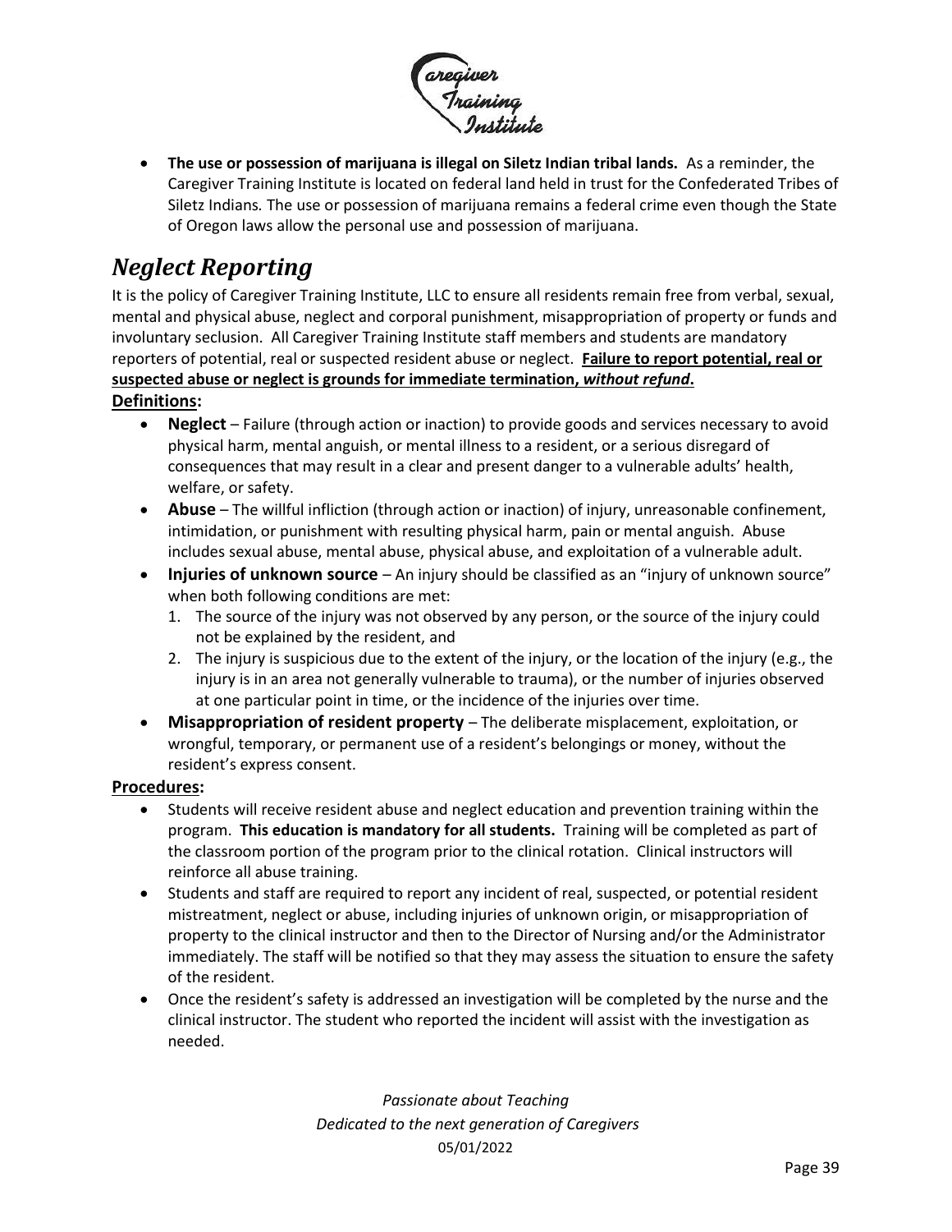- **The use or possession of marijuana is illegal on Siletz Indian tribal lands.** As a reminder, the Caregiver Training Institute is located on federal land held in trust for the Confederated Tribes of Siletz Indians. The use or possession of marijuana remains a federal crime even though the State of Oregon laws allow the personal use and possession of marijuana.

## *Neglect Reporting*

It is the policy of Caregiver Training Institute, LLC to ensure all residents remain free from verbal, sexual, mental and physical abuse, neglect and corporal punishment, misappropriation of property or funds and involuntary seclusion. All Caregiver Training Institute staff members and students are mandatory reporters of potential, real or suspected resident abuse or neglect. <u>**Failure to report potential, real or suspected abuse or neglect is grounds for immediate termination, *without refund*.**</u>

<u>**Definitions:**</u>

- **Neglect** – Failure (through action or inaction) to provide goods and services necessary to avoid physical harm, mental anguish, or mental illness to a resident, or a serious disregard of consequences that may result in a clear and present danger to a vulnerable adults' health, welfare, or safety.
- **Abuse** – The willful infliction (through action or inaction) of injury, unreasonable confinement, intimidation, or punishment with resulting physical harm, pain or mental anguish. Abuse includes sexual abuse, mental abuse, physical abuse, and exploitation of a vulnerable adult.
- **Injuries of unknown source** – An injury should be classified as an "injury of unknown source" when both following conditions are met:
  1. The source of the injury was not observed by any person, or the source of the injury could not be explained by the resident, and
  2. The injury is suspicious due to the extent of the injury, or the location of the injury (e.g., the injury is in an area not generally vulnerable to trauma), or the number of injuries observed at one particular point in time, or the incidence of the injuries over time.
- **Misappropriation of resident property** – The deliberate misplacement, exploitation, or wrongful, temporary, or permanent use of a resident's belongings or money, without the resident's express consent.

<u>**Procedures:**</u>

- Students will receive resident abuse and neglect education and prevention training within the program. **This education is mandatory for all students.** Training will be completed as part of the classroom portion of the program prior to the clinical rotation. Clinical instructors will reinforce all abuse training.
- Students and staff are required to report any incident of real, suspected, or potential resident mistreatment, neglect or abuse, including injuries of unknown origin, or misappropriation of property to the clinical instructor and then to the Director of Nursing and/or the Administrator immediately. The staff will be notified so that they may assess the situation to ensure the safety of the resident.
- Once the resident's safety is addressed an investigation will be completed by the nurse and the clinical instructor. The student who reported the incident will assist with the investigation as needed.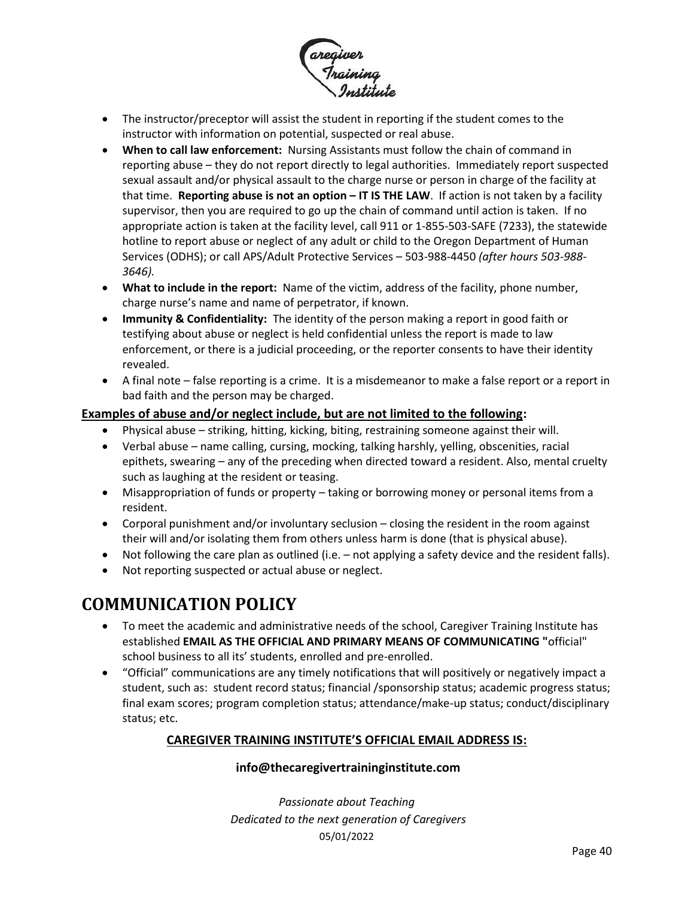- The instructor/preceptor will assist the student in reporting if the student comes to the instructor with information on potential, suspected or real abuse.
- **When to call law enforcement:** Nursing Assistants must follow the chain of command in reporting abuse – they do not report directly to legal authorities. Immediately report suspected sexual assault and/or physical assault to the charge nurse or person in charge of the facility at that time. **Reporting abuse is not an option – IT IS THE LAW**. If action is not taken by a facility supervisor, then you are required to go up the chain of command until action is taken. If no appropriate action is taken at the facility level, call 911 or 1-855-503-SAFE (7233), the statewide hotline to report abuse or neglect of any adult or child to the Oregon Department of Human Services (ODHS); or call APS/Adult Protective Services – 503-988-4450 *(after hours 503-988-3646).*
- **What to include in the report:** Name of the victim, address of the facility, phone number, charge nurse's name and name of perpetrator, if known.
- **Immunity & Confidentiality:** The identity of the person making a report in good faith or testifying about abuse or neglect is held confidential unless the report is made to law enforcement, or there is a judicial proceeding, or the reporter consents to have their identity revealed.
- A final note – false reporting is a crime. It is a misdemeanor to make a false report or a report in bad faith and the person may be charged.

**Examples of abuse and/or neglect include, but are not limited to the following:**

- Physical abuse – striking, hitting, kicking, biting, restraining someone against their will.
- Verbal abuse – name calling, cursing, mocking, talking harshly, yelling, obscenities, racial epithets, swearing – any of the preceding when directed toward a resident. Also, mental cruelty such as laughing at the resident or teasing.
- Misappropriation of funds or property – taking or borrowing money or personal items from a resident.
- Corporal punishment and/or involuntary seclusion – closing the resident in the room against their will and/or isolating them from others unless harm is done (that is physical abuse).
- Not following the care plan as outlined (i.e. – not applying a safety device and the resident falls).
- Not reporting suspected or actual abuse or neglect.

# COMMUNICATION POLICY

- To meet the academic and administrative needs of the school, Caregiver Training Institute has established **EMAIL AS THE OFFICIAL AND PRIMARY MEANS OF COMMUNICATING "**official" school business to all its' students, enrolled and pre-enrolled.
- "Official" communications are any timely notifications that will positively or negatively impact a student, such as: student record status; financial /sponsorship status; academic progress status; final exam scores; program completion status; attendance/make-up status; conduct/disciplinary status; etc.

**CAREGIVER TRAINING INSTITUTE'S OFFICIAL EMAIL ADDRESS IS:**

**info@thecaregivertraininginstitute.com**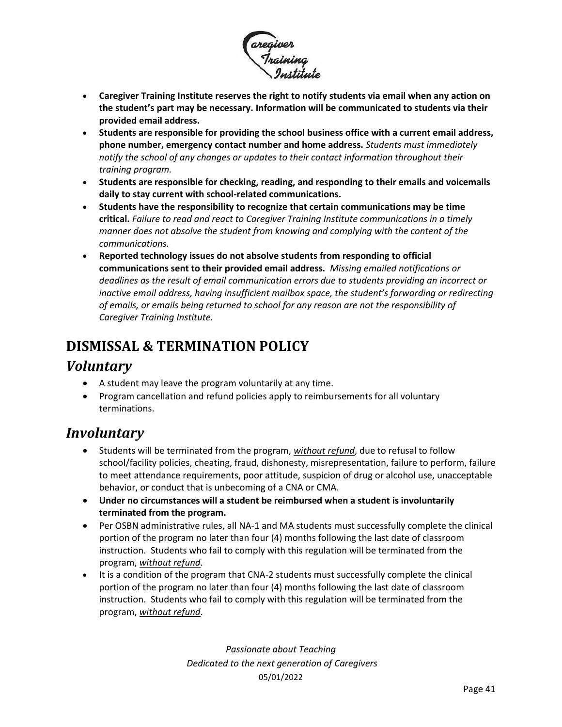- **Caregiver Training Institute reserves the right to notify students via email when any action on the student's part may be necessary. Information will be communicated to students via their provided email address.**
- **Students are responsible for providing the school business office with a current email address, phone number, emergency contact number and home address.** *Students must immediately notify the school of any changes or updates to their contact information throughout their training program.*
- **Students are responsible for checking, reading, and responding to their emails and voicemails daily to stay current with school-related communications.**
- **Students have the responsibility to recognize that certain communications may be time critical.** *Failure to read and react to Caregiver Training Institute communications in a timely manner does not absolve the student from knowing and complying with the content of the communications.*
- **Reported technology issues do not absolve students from responding to official communications sent to their provided email address.** *Missing emailed notifications or deadlines as the result of email communication errors due to students providing an incorrect or inactive email address, having insufficient mailbox space, the student's forwarding or redirecting of emails, or emails being returned to school for any reason are not the responsibility of Caregiver Training Institute.*

# DISMISSAL & TERMINATION POLICY

## *Voluntary*

- A student may leave the program voluntarily at any time.
- Program cancellation and refund policies apply to reimbursements for all voluntary terminations.

## *Involuntary*

- Students will be terminated from the program, ***without refund***, due to refusal to follow school/facility policies, cheating, fraud, dishonesty, misrepresentation, failure to perform, failure to meet attendance requirements, poor attitude, suspicion of drug or alcohol use, unacceptable behavior, or conduct that is unbecoming of a CNA or CMA.
- **Under no circumstances will a student be reimbursed when a student is involuntarily terminated from the program.**
- Per OSBN administrative rules, all NA-1 and MA students must successfully complete the clinical portion of the program no later than four (4) months following the last date of classroom instruction. Students who fail to comply with this regulation will be terminated from the program, *without refund*.
- It is a condition of the program that CNA-2 students must successfully complete the clinical portion of the program no later than four (4) months following the last date of classroom instruction. Students who fail to comply with this regulation will be terminated from the program, ***without refund***.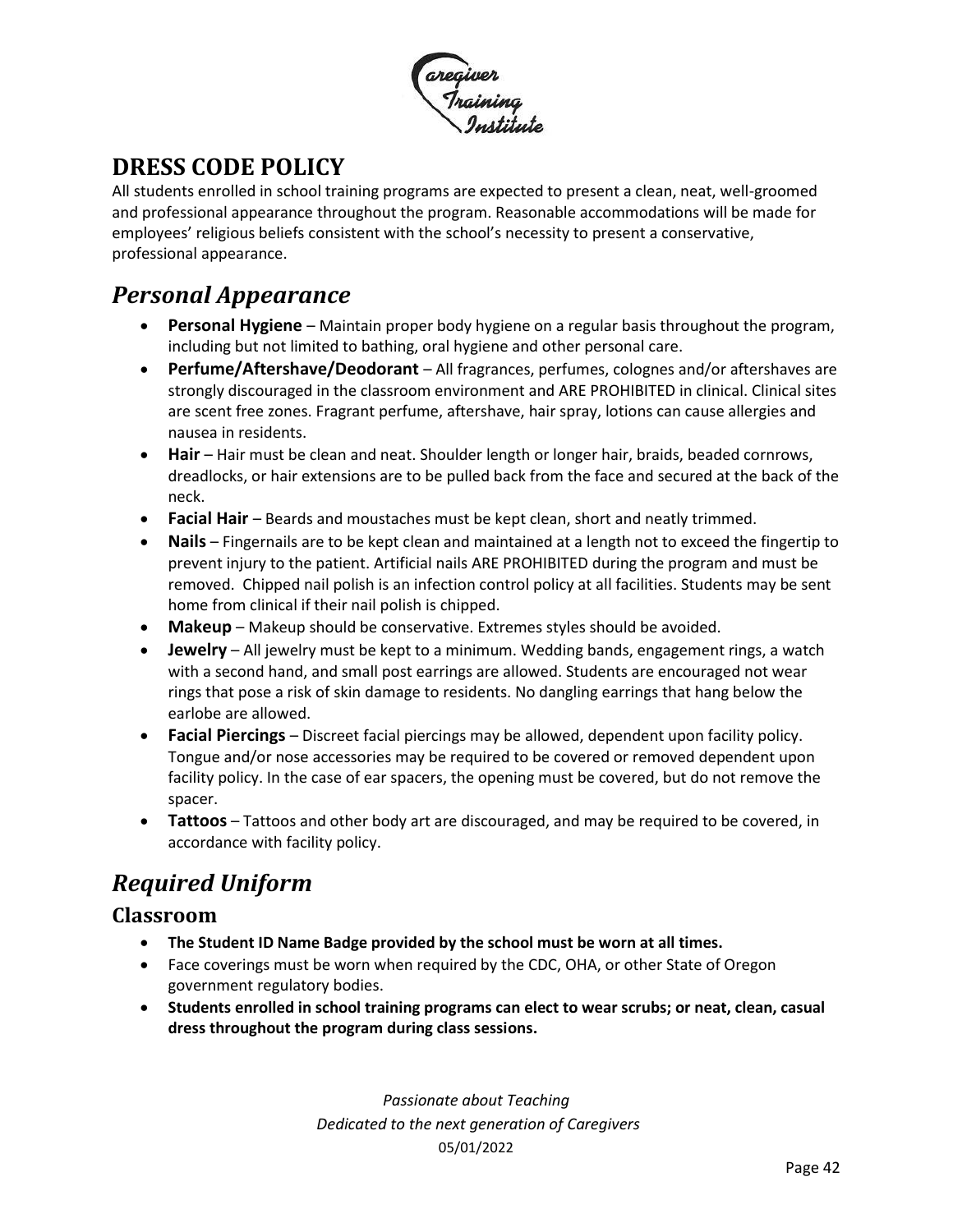# DRESS CODE POLICY

All students enrolled in school training programs are expected to present a clean, neat, well-groomed and professional appearance throughout the program. Reasonable accommodations will be made for employees' religious beliefs consistent with the school's necessity to present a conservative, professional appearance.

## *Personal Appearance*

- **Personal Hygiene** – Maintain proper body hygiene on a regular basis throughout the program, including but not limited to bathing, oral hygiene and other personal care.
- **Perfume/Aftershave/Deodorant** – All fragrances, perfumes, colognes and/or aftershaves are strongly discouraged in the classroom environment and ARE PROHIBITED in clinical. Clinical sites are scent free zones. Fragrant perfume, aftershave, hair spray, lotions can cause allergies and nausea in residents.
- **Hair** – Hair must be clean and neat. Shoulder length or longer hair, braids, beaded cornrows, dreadlocks, or hair extensions are to be pulled back from the face and secured at the back of the neck.
- **Facial Hair** – Beards and moustaches must be kept clean, short and neatly trimmed.
- **Nails** – Fingernails are to be kept clean and maintained at a length not to exceed the fingertip to prevent injury to the patient. Artificial nails ARE PROHIBITED during the program and must be removed. Chipped nail polish is an infection control policy at all facilities. Students may be sent home from clinical if their nail polish is chipped.
- **Makeup** – Makeup should be conservative. Extremes styles should be avoided.
- **Jewelry** – All jewelry must be kept to a minimum. Wedding bands, engagement rings, a watch with a second hand, and small post earrings are allowed. Students are encouraged not wear rings that pose a risk of skin damage to residents. No dangling earrings that hang below the earlobe are allowed.
- **Facial Piercings** – Discreet facial piercings may be allowed, dependent upon facility policy. Tongue and/or nose accessories may be required to be covered or removed dependent upon facility policy. In the case of ear spacers, the opening must be covered, but do not remove the spacer.
- **Tattoos** – Tattoos and other body art are discouraged, and may be required to be covered, in accordance with facility policy.

## *Required Uniform*

### Classroom

- **The Student ID Name Badge provided by the school must be worn at all times.**
- Face coverings must be worn when required by the CDC, OHA, or other State of Oregon government regulatory bodies.
- **Students enrolled in school training programs can elect to wear scrubs; or neat, clean, casual dress throughout the program during class sessions.**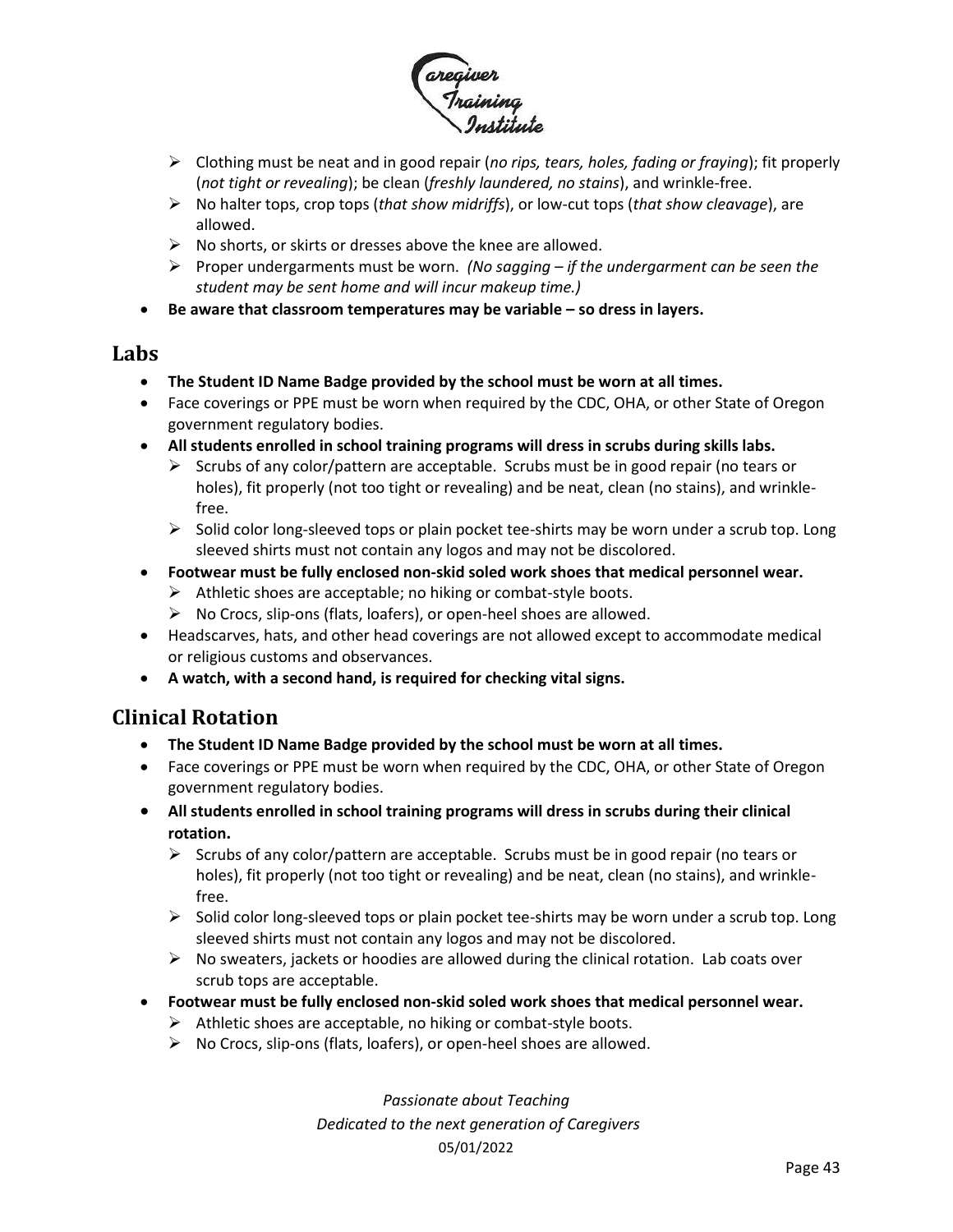- Clothing must be neat and in good repair (*no rips, tears, holes, fading or fraying*); fit properly (*not tight or revealing*); be clean (*freshly laundered, no stains*), and wrinkle-free.
   - No halter tops, crop tops (*that show midriffs*), or low-cut tops (*that show cleavage*), are allowed.
   - No shorts, or skirts or dresses above the knee are allowed.
   - Proper undergarments must be worn. *(No sagging – if the undergarment can be seen the student may be sent home and will incur makeup time.)*
- **Be aware that classroom temperatures may be variable – so dress in layers.**

## Labs

- **The Student ID Name Badge provided by the school must be worn at all times.**
- Face coverings or PPE must be worn when required by the CDC, OHA, or other State of Oregon government regulatory bodies.
- **All students enrolled in school training programs will dress in scrubs during skills labs.**
  - Scrubs of any color/pattern are acceptable. Scrubs must be in good repair (no tears or holes), fit properly (not too tight or revealing) and be neat, clean (no stains), and wrinkle-free.
  - Solid color long-sleeved tops or plain pocket tee-shirts may be worn under a scrub top. Long sleeved shirts must not contain any logos and may not be discolored.
- **Footwear must be fully enclosed non-skid soled work shoes that medical personnel wear.**
  - Athletic shoes are acceptable; no hiking or combat-style boots.
  - No Crocs, slip-ons (flats, loafers), or open-heel shoes are allowed.
- Headscarves, hats, and other head coverings are not allowed except to accommodate medical or religious customs and observances.
- **A watch, with a second hand, is required for checking vital signs.**

## Clinical Rotation

- **The Student ID Name Badge provided by the school must be worn at all times.**
- Face coverings or PPE must be worn when required by the CDC, OHA, or other State of Oregon government regulatory bodies.
- **All students enrolled in school training programs will dress in scrubs during their clinical rotation.**
  - Scrubs of any color/pattern are acceptable. Scrubs must be in good repair (no tears or holes), fit properly (not too tight or revealing) and be neat, clean (no stains), and wrinkle-free.
  - Solid color long-sleeved tops or plain pocket tee-shirts may be worn under a scrub top. Long sleeved shirts must not contain any logos and may not be discolored.
  - No sweaters, jackets or hoodies are allowed during the clinical rotation. Lab coats over scrub tops are acceptable.
- **Footwear must be fully enclosed non-skid soled work shoes that medical personnel wear.**
  - Athletic shoes are acceptable, no hiking or combat-style boots.
  - No Crocs, slip-ons (flats, loafers), or open-heel shoes are allowed.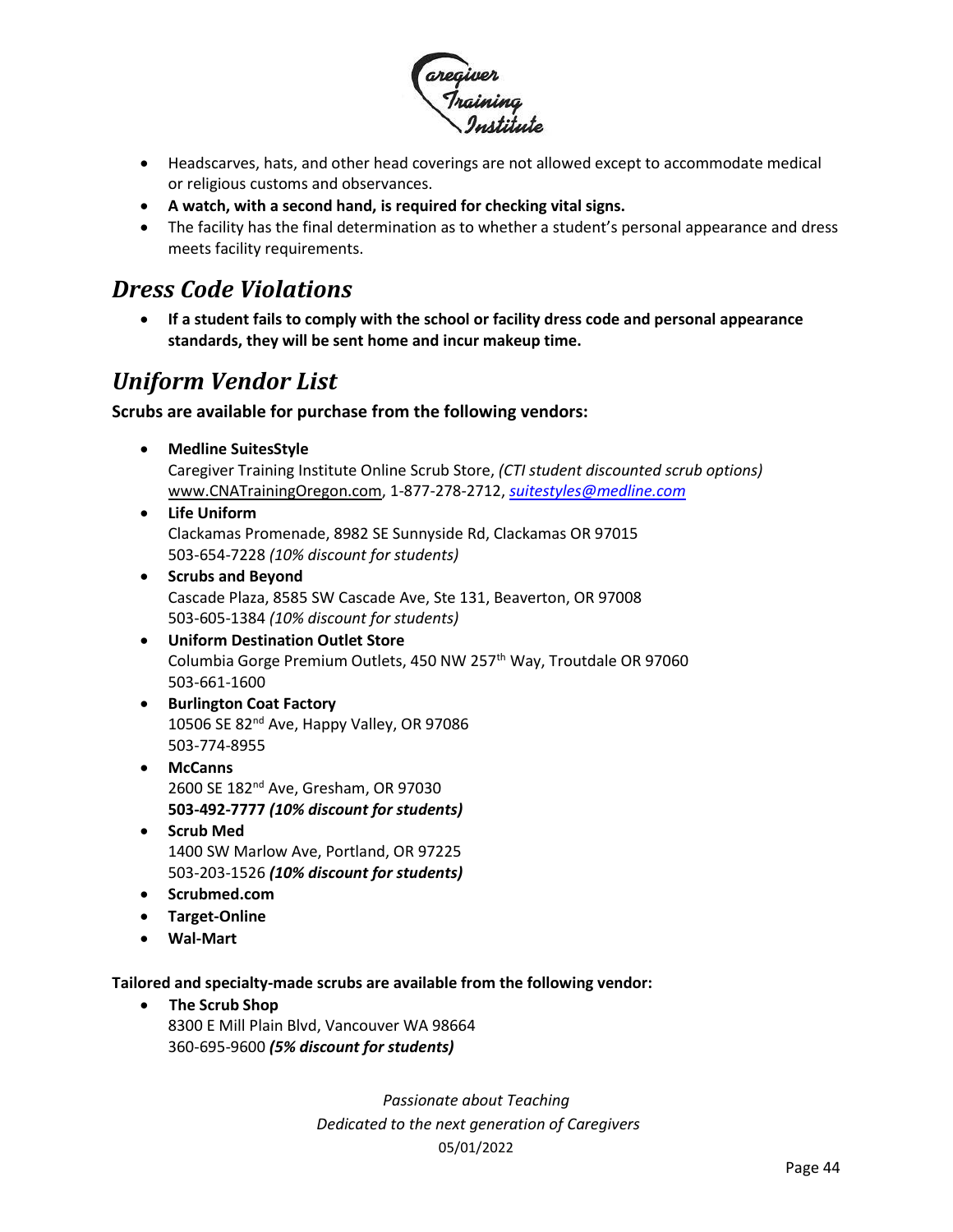- Headscarves, hats, and other head coverings are not allowed except to accommodate medical or religious customs and observances.
- **A watch, with a second hand, is required for checking vital signs.**
- The facility has the final determination as to whether a student's personal appearance and dress meets facility requirements.

## *Dress Code Violations*

- **If a student fails to comply with the school or facility dress code and personal appearance standards, they will be sent home and incur makeup time.**

## *Uniform Vendor List*

**Scrubs are available for purchase from the following vendors:**

- **Medline SuitesStyle**
  Caregiver Training Institute Online Scrub Store, *(CTI student discounted scrub options)*
  www.CNATrainingOregon.com, 1-877-278-2712, *suitestyles@medline.com*
- **Life Uniform**
  Clackamas Promenade, 8982 SE Sunnyside Rd, Clackamas OR 97015
  503-654-7228 *(10% discount for students)*
- **Scrubs and Beyond**
  Cascade Plaza, 8585 SW Cascade Ave, Ste 131, Beaverton, OR 97008
  503-605-1384 *(10% discount for students)*
- **Uniform Destination Outlet Store**
  Columbia Gorge Premium Outlets, 450 NW 257th Way, Troutdale OR 97060
  503-661-1600
- **Burlington Coat Factory**
  10506 SE 82nd Ave, Happy Valley, OR 97086
  503-774-8955
- **McCanns**
  2600 SE 182nd Ave, Gresham, OR 97030
  **503-492-7777** ***(10% discount for students)***
- **Scrub Med**
  1400 SW Marlow Ave, Portland, OR 97225
  503-203-1526 ***(10% discount for students)***
- **Scrubmed.com**
- **Target-Online**
- **Wal-Mart**

**Tailored and specialty-made scrubs are available from the following vendor:**

- **The Scrub Shop**
  8300 E Mill Plain Blvd, Vancouver WA 98664
  360-695-9600 ***(5% discount for students)***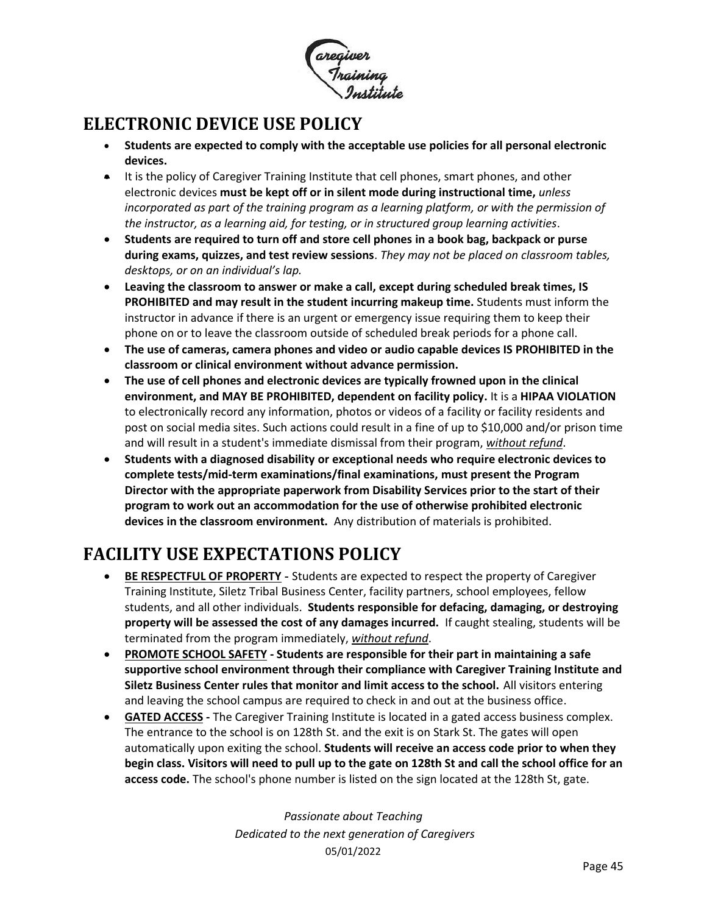## ELECTRONIC DEVICE USE POLICY

- **Students are expected to comply with the acceptable use policies for all personal electronic devices.**
- It is the policy of Caregiver Training Institute that cell phones, smart phones, and other electronic devices **must be kept off or in silent mode during instructional time,** *unless incorporated as part of the training program as a learning platform, or with the permission of the instructor, as a learning aid, for testing, or in structured group learning activities*.
- **Students are required to turn off and store cell phones in a book bag, backpack or purse during exams, quizzes, and test review sessions**. *They may not be placed on classroom tables, desktops, or on an individual's lap.*
- **Leaving the classroom to answer or make a call, except during scheduled break times, IS PROHIBITED and may result in the student incurring makeup time.** Students must inform the instructor in advance if there is an urgent or emergency issue requiring them to keep their phone on or to leave the classroom outside of scheduled break periods for a phone call.
- **The use of cameras, camera phones and video or audio capable devices IS PROHIBITED in the classroom or clinical environment without advance permission.**
- **The use of cell phones and electronic devices are typically frowned upon in the clinical environment, and MAY BE PROHIBITED, dependent on facility policy.** It is a **HIPAA VIOLATION** to electronically record any information, photos or videos of a facility or facility residents and post on social media sites. Such actions could result in a fine of up to $10,000 and/or prison time and will result in a student's immediate dismissal from their program, ***without refund***.
- **Students with a diagnosed disability or exceptional needs who require electronic devices to complete tests/mid-term examinations/final examinations, must present the Program Director with the appropriate paperwork from Disability Services prior to the start of their program to work out an accommodation for the use of otherwise prohibited electronic devices in the classroom environment.** Any distribution of materials is prohibited.

## FACILITY USE EXPECTATIONS POLICY

- **BE RESPECTFUL OF PROPERTY** - Students are expected to respect the property of Caregiver Training Institute, Siletz Tribal Business Center, facility partners, school employees, fellow students, and all other individuals. **Students responsible for defacing, damaging, or destroying property will be assessed the cost of any damages incurred.** If caught stealing, students will be terminated from the program immediately, ***without refund***.
- **PROMOTE SCHOOL SAFETY - Students are responsible for their part in maintaining a safe supportive school environment through their compliance with Caregiver Training Institute and Siletz Business Center rules that monitor and limit access to the school.** All visitors entering and leaving the school campus are required to check in and out at the business office.
- **GATED ACCESS -** The Caregiver Training Institute is located in a gated access business complex. The entrance to the school is on 128th St. and the exit is on Stark St. The gates will open automatically upon exiting the school. **Students will receive an access code prior to when they begin class. Visitors will need to pull up to the gate on 128th St and call the school office for an access code.** The school's phone number is listed on the sign located at the 128th St, gate.

*Passionate about Teaching*
*Dedicated to the next generation of Caregivers*
05/01/2022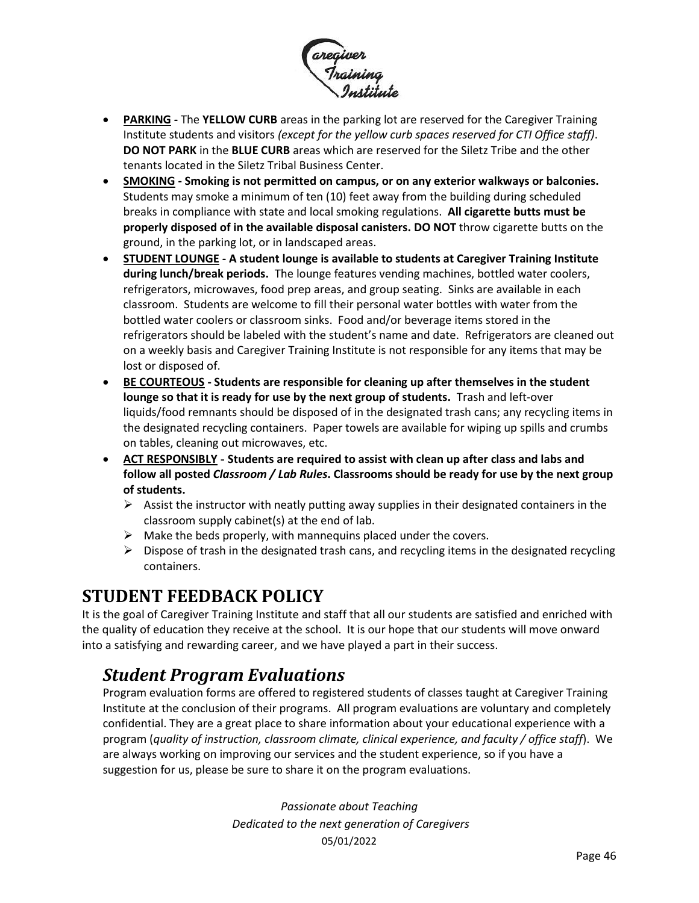- **PARKING -** The **YELLOW CURB** areas in the parking lot are reserved for the Caregiver Training Institute students and visitors *(except for the yellow curb spaces reserved for CTI Office staff)*. **DO NOT PARK** in the **BLUE CURB** areas which are reserved for the Siletz Tribe and the other tenants located in the Siletz Tribal Business Center.
- **SMOKING - Smoking is not permitted on campus, or on any exterior walkways or balconies.** Students may smoke a minimum of ten (10) feet away from the building during scheduled breaks in compliance with state and local smoking regulations. **All cigarette butts must be properly disposed of in the available disposal canisters. DO NOT** throw cigarette butts on the ground, in the parking lot, or in landscaped areas.
- **STUDENT LOUNGE - A student lounge is available to students at Caregiver Training Institute during lunch/break periods.** The lounge features vending machines, bottled water coolers, refrigerators, microwaves, food prep areas, and group seating. Sinks are available in each classroom. Students are welcome to fill their personal water bottles with water from the bottled water coolers or classroom sinks. Food and/or beverage items stored in the refrigerators should be labeled with the student's name and date. Refrigerators are cleaned out on a weekly basis and Caregiver Training Institute is not responsible for any items that may be lost or disposed of.
- **BE COURTEOUS - Students are responsible for cleaning up after themselves in the student lounge so that it is ready for use by the next group of students.** Trash and left-over liquids/food remnants should be disposed of in the designated trash cans; any recycling items in the designated recycling containers. Paper towels are available for wiping up spills and crumbs on tables, cleaning out microwaves, etc.
- **ACT RESPONSIBLY - Students are required to assist with clean up after class and labs and follow all posted *Classroom / Lab Rules*. Classrooms should be ready for use by the next group of students.**
  - Assist the instructor with neatly putting away supplies in their designated containers in the classroom supply cabinet(s) at the end of lab.
  - Make the beds properly, with mannequins placed under the covers.
  - Dispose of trash in the designated trash cans, and recycling items in the designated recycling containers.

# STUDENT FEEDBACK POLICY

It is the goal of Caregiver Training Institute and staff that all our students are satisfied and enriched with the quality of education they receive at the school. It is our hope that our students will move onward into a satisfying and rewarding career, and we have played a part in their success.

## *Student Program Evaluations*

Program evaluation forms are offered to registered students of classes taught at Caregiver Training Institute at the conclusion of their programs. All program evaluations are voluntary and completely confidential. They are a great place to share information about your educational experience with a program (*quality of instruction, classroom climate, clinical experience, and faculty / office staff*). We are always working on improving our services and the student experience, so if you have a suggestion for us, please be sure to share it on the program evaluations.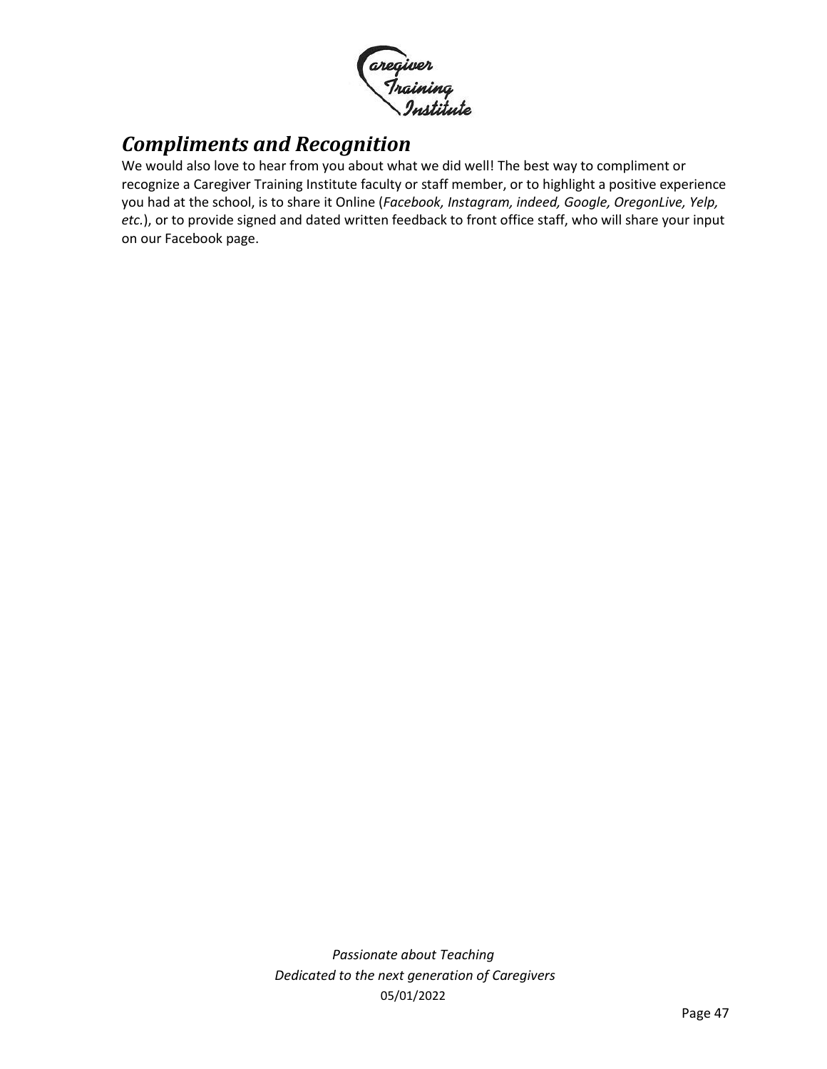## *Compliments and Recognition*

We would also love to hear from you about what we did well! The best way to compliment or recognize a Caregiver Training Institute faculty or staff member, or to highlight a positive experience you had at the school, is to share it Online (*Facebook, Instagram, indeed, Google, OregonLive, Yelp, etc.*), or to provide signed and dated written feedback to front office staff, who will share your input on our Facebook page.